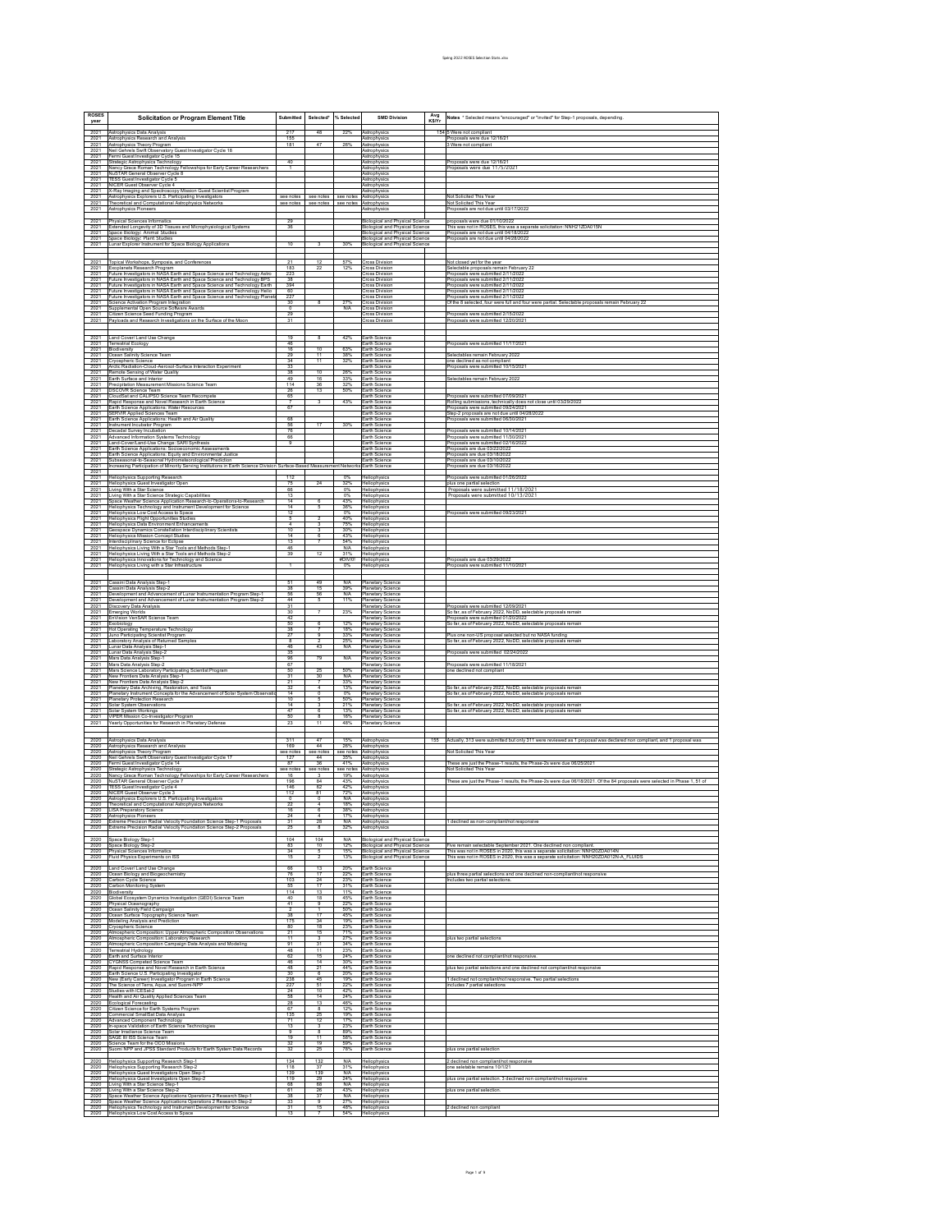| ROSES year | Solicitation or Program Element Title | Submitted | Selected* | % Selected | SMD Division | Avg K$/Yr | Notes * Selected means "encouraged" or "invited" for Step-1 proposals, depending. |
|---|---|---|---|---|---|---|---|
| 2021 | Astrophysics Data Analysis | 217 | 48 | 22% | Astrophysics | 154 | 5 Were not compliant |
| 2021 | Astrophysics Research and Analysis | 155 | | | Astrophysics | | Proposals were due 12/16/21 |
| 2021 | Astrophysics Theory Program | 181 | 47 | 26% | Astrophysics | | 3 Were not compliant |
| 2021 | Neil Gehrels Swift Observatory Guest Investigator Cycle 18 | | | | Astrophysics | | |
| 2021 | Fermi Guest Investigator Cycle 15 | | | | Astrophysics | | |
| 2021 | Strategic Astrophysics Technology | 40 | | | Astrophysics | | Proposals were due 12/16/21 |
| 2021 | Nancy Grace Roman Technology Fellowships for Early Career Researchers | 1 | | | Astrophysics | | Proposals were due 11/5/2021 |
| 2021 | NuSTAR General Observer Cycle 8 | | | | Astrophysics | | |
| 2021 | TESS Guest Investigator Cycle 5 | | | | Astrophysics | | |
| 2021 | NICER Guest Observer Cycle 4 | | | | Astrophysics | | |
| 2021 | X-Ray Imaging and Spectroscopy Mission Guest Scientist Program | | | | Astrophysics | | |
| 2021 | Astrophysics Explorers U.S. Participating Investigators | see notes | see notes | see notes | Astrophysics | | Not Solicited This Year |
| 2021 | Theoretical and Computational Astrophysics Networks | see notes | see notes | see notes | Astrophysics | | Not Solicited This Year |
| 2021 | Astrophysics Pioneers | | | | Astrophysics | | Proposals are not due until 03/17/2022 |
| | | | | | | | |
| 2021 | Physical Sciences Informatics | 29 | | | Biological and Physical Science | | proposals were due 01/10/2022 |
| 2021 | Extended Longevity of 3D Tissues and Microphysiological Systems | 36 | | | Biological and Physical Science | | This was not in ROSES, this was a separate solicitation: NNH21ZDA015N |
| 2021 | Space Biology: Animal Studies | | | | Biological and Physical Science | | Proposals are not due until 04/18/2022 |
| 2021 | Space Biology: Plant Studies | | | | Biological and Physical Science | | Proposals are not due until 04/28/2022 |
| 2021 | Lunar Explorer Instrument for Space Biology Applications | 10 | 3 | 30% | Biological and Physical Science | | |
| | | | | | | | |
| 2021 | Topical Workshops, Symposia, and Conferences | 21 | 12 | 57% | Cross Division | | Not closed yet for the year |
| 2021 | Exoplanets Research Program | 183 | 22 | 12% | Cross Division | | Selectable proposals remain February 22 |
| 2021 | Future Investigators in NASA Earth and Space Science and Technology Astro | 223 | | | Cross Division | | Proposals were submitted 2/11/2022 |
| 2021 | Future Investigators in NASA Earth and Space Science and Technology BPS | 38 | | | Cross Division | | Proposals were submitted 2/11/2022 |
| 2021 | Future Investigators in NASA Earth and Space Science and Technology Earth | 394 | | | Cross Division | | Proposals were submitted 2/11/2022 |
| 2021 | Future Investigators in NASA Earth and Space Science and Technology Helio | 60 | | | Cross Division | | Proposals were submitted 2/11/2022 |
| 2021 | Future Investigators in NASA Earth and Space Science and Technology Planetary | 227 | | | Cross Division | | Proposals were submitted 2/11/2022 |
| 2021 | Science Activation Program Integration | 30 | 8 | 27% | Cross Division | | Of the 8 selected, four were full and four were partial. Selectable proposals remain February 22 |
| 2021 | Supplemental Open Source Software Awards | 0 | | N/A | Cross Division | | |
| 2021 | Citizen Science Seed Funding Program | 29 | | | Cross Division | | Proposals were submitted 2/15/2022 |
| 2021 | Payloads and Research Investigations on the Surface of the Moon | 31 | | | Cross Division | | Proposals were submitted 12/20/2021 |
| | | | | | | | |
| 2021 | Land Cover/ Land Use Change | 19 | 8 | 42% | Earth Science | | |
| 2021 | Terrestrial Ecology | 46 | | | Earth Science | | Proposals were submitted 11/17/2021 |
| 2021 | Biodiversity | 16 | 10 | 63% | Earth Science | | |
| 2021 | Ocean Salinity Science Team | 29 | 11 | 38% | Earth Science | | Selectables remain February 2022 |
| 2021 | Cryospheric Science | 34 | 11 | 32% | Earth Science | | one declined as not compliant |
| 2021 | Arctic Radiation-Cloud-Aerosol-Surface Interaction Experiment | 33 | | | Earth Science | | Proposals were submitted 10/15/2021 |
| 2021 | Remote Sensing of Water Quality | 38 | 10 | 26% | Earth Science | | |
| 2021 | Earth Surface and Interior | 49 | 16 | 33% | Earth Science | | Selectables remain February 2022 |
| 2021 | Precipitation Measurement Missions Science Team | 114 | 36 | 32% | Earth Science | | |
| 2021 | DSCOVR Science Team | 26 | 13 | 50% | Earth Science | | |
| 2021 | CloudSat and CALIPSO Science Team Recompete | 65 | | | Earth Science | | Proposals were submitted 07/09/2021 |
| 2021 | Rapid Response and Novel Research in Earth Science | 7 | 3 | 43% | Earth Science | | Rolling submissions, technically does not close until 03/29/2022 |
| 2021 | Earth Science Applications: Water Resources | 67 | | | Earth Science | | Proposals were submitted 09/24/2021 |
| 2021 | SERVIR Applied Sciences Team | | | | Earth Science | | Step-2 proposals are not due until 04/28/2022 |
| 2021 | Earth Science Applications: Health and Air Quality | 68 | | | Earth Science | | Proposals were submitted 06/30/2021 |
| 2021 | Instrument Incubator Program | 56 | 17 | 30% | Earth Science | | |
| 2021 | Decadal Survey Incubation | 76 | | | Earth Science | | Proposals were submitted 10/14/2021 |
| 2021 | Advanced Information Systems Technology | 66 | | | Earth Science | | Proposals were submitted 11/30/2021 |
| 2021 | Land-Cover/Land-Use Change: SARI Synthesis | 9 | | | Earth Science | | Proposals were submitted 02/16/2022 |
| 2021 | Earth Science Applications: Socioeconomic Assessments | | | | Earth Science | | Proposals are due 03/22/2022 |
| 2021 | Earth Science Applications: Equity and Environmental Justice | | | | Earth Science | | Proposals are due 03/18/2022 |
| 2021 | Subseasonal-to-Seasonal Hydrometeorological Prediction | | | | Earth Science | | Proposals are due 03/10/2022 |
| 2021 | Increasing Participation of Minority Serving Institutions in Earth Science Division Surface-Based Measurement Networks | | | | Earth Science | | Proposals are due 03/16/2022 |
| 2021 | | | | | | | |
| 2021 | Heliophysics Supporting Research | 112 | | 0% | Heliophysics | | Proposals were submitted 01/26/2022 |
| 2021 | Heliophysics Guest Investigator Open | 75 | 24 | 32% | Heliophysics | | plus one partial selection |
| 2021 | Living With a Star Science | 66 | | 0% | Heliophysics | | Proposals were submitted 11/18/2021 |
| 2021 | Living With a Star Science Strategic Capabilities | 13 | | 0% | Heliophysics | | Proposals were submitted 10/13/2021 |
| 2021 | Space Weather Science Application Research-to-Operations-to-Research | 14 | 6 | 43% | Heliophysics | | |
| 2021 | Heliophysics Technology and Instrument Development for Science | 14 | 5 | 36% | Heliophysics | | |
| 2021 | Heliophysics Low Cost Access to Space | 12 | | 0% | Heliophysics | | Proposals were submitted 09/23/2021 |
| 2021 | Heliophysics Flight Opportunities Studies | 5 | 2 | 40% | Heliophysics | | |
| 2021 | Heliophysics Data Environment Enhancements | 4 | 3 | 75% | Heliophysics | | |
| 2021 | Geospace Dynamics Constellation Interdisciplinary Scientists | 10 | 3 | 30% | Heliophysics | | |
| 2021 | Heliophysics Mission Concept Studies | 14 | 6 | 43% | Heliophysics | | |
| 2021 | Interdisciplinary Science for Eclipse | 13 | 7 | 54% | Heliophysics | | |
| 2021 | Heliophysics Living With a Star Tools and Methods Step-1 | 46 | | N/A | Heliophysics | | |
| 2021 | Heliophysics Living With a Star Tools and Methods Step-2 | 39 | 12 | 31% | Heliophysics | | |
| 2021 | Heliophysics Innovations for Technology and Science | | | #DIV/0! | Heliophysics | | Proposals are due 03/29/2022 |
| 2021 | Heliophysics Living with a Star Infrastructure | 1 | | 0% | Heliophysics | | Proposals were submitted 11/10/2021 |
| | | | | | | | |
| 2021 | Cassini Data Analysis Step-1 | 51 | 49 | N/A | Planetary Science | | |
| 2021 | Cassini Data Analysis Step-2 | 38 | 15 | 39% | Planetary Science | | |
| 2021 | Development and Advancement of Lunar Instrumentation Program Step-1 | 56 | 56 | N/A | Planetary Science | | |
| 2021 | Development and Advancement of Lunar Instrumentation Program Step-2 | 44 | 5 | 11% | Planetary Science | | |
| 2021 | Discovery Data Analysis | 31 | | | Planetary Science | | Proposals were submitted 12/09/2021 |
| 2021 | Emerging Worlds | 30 | 7 | 23% | Planetary Science | | So far, as of February 2022, No DD; selectable proposals remain |
| 2021 | EnVision VenSAR Science Team | 42 | | | Planetary Science | | Proposals were submitted 01/20/2022 |
| 2021 | Exobiology | 50 | 6 | 12% | Planetary Science | | So far, as of February 2022, No DD; selectable proposals remain |
| 2021 | Hot Operating Temperature Technology | 38 | 7 | 18% | Planetary Science | | |
| 2021 | Juno Participating Scientist Program | 27 | 9 | 33% | Planetary Science | | Plus one non-US proposal selected but no NASA funding |
| 2021 | Laboratory Analysis of Returned Samples | 8 | 2 | 25% | Planetary Science | | So far, as of February 2022, No DD; selectable proposals remain |
| 2021 | Lunar Data Analysis Step-1 | 46 | 43 | N/A | Planetary Science | | |
| 2021 | Lunar Data Analysis Step-2 | 35 | | | Planetary Science | | Proposals were submitted 02/24/2022 |
| 2021 | Mars Data Analysis Step-1 | 96 | 79 | N/A | Planetary Science | | |
| 2021 | Mars Data Analysis Step-2 | 67 | | | Planetary Science | | Proposals were submitted 11/18/2021 |
| 2021 | Mars Science Laboratory Participating Scientist Program | 50 | 25 | 50% | Planetary Science | | one declined not compliant |
| 2021 | New Frontiers Data Analysis Step-1 | 31 | 30 | N/A | Planetary Science | | |
| 2021 | New Frontiers Data Analysis Step-2 | 21 | 7 | 33% | Planetary Science | | |
| 2021 | Planetary Data Archiving, Restoration, and Tools | 32 | 4 | 13% | Planetary Science | | So far, as of February 2022, No DD; selectable proposals remain |
| 2021 | Planetary Instrument Concepts for the Advancement of Solar System Observations | 14 | 0 | 0% | Planetary Science | | So far, as of February 2022, No DD; selectable proposals remain |
| 2021 | Planetary Protection Research | 10 | 5 | 50% | Planetary Science | | |
| 2021 | Solar System Observations | 14 | 3 | 21% | Planetary Science | | So far, as of February 2022, No DD; selectable proposals remain |
| 2021 | Solar System Workings | 47 | 6 | 13% | Planetary Science | | So far, as of February 2022, No DD; selectable proposals remain |
| 2021 | VIPER Mission Co-Investigator Program | 50 | 8 | 16% | Planetary Science | | |
| 2021 | Yearly Opportunities for Research in Planetary Defense | 23 | 11 | 48% | Planetary Science | | |
| | | | | | | | |
| 2020 | Astrophysics Data Analysis | 311 | 47 | 15% | Astrophysics | 155 | Actually, 313 were submitted but only 311 were reviewed as 1 proposal was declared non compliant, and 1 proposal was |
| 2020 | Astrophysics Research and Analysis | 169 | 44 | 26% | Astrophysics | | |
| 2020 | Astrophysics Theory Program | see notes | see notes | see notes | Astrophysics | | Not Solicited This Year |
| 2020 | Neil Gehrels Swift Observatory Guest Investigator Cycle 17 | 127 | 44 | 35% | Astrophysics | | |
| 2020 | Fermi Guest Investigator Cycle 14 | 87 | 36 | 41% | Astrophysics | | These are just the Phase-1 results, the Phase-2s were due 06/25/2021 |
| 2020 | Strategic Astrophysics Technology | see notes | see notes | see notes | Astrophysics | | Not Solicited This Year |
| 2020 | Nancy Grace Roman Technology Fellowships for Early Career Researchers | 16 | 3 | 19% | Astrophysics | | |
| 2020 | NuSTAR General Observer Cycle 7 | 196 | 84 | 43% | Astrophysics | | These are just the Phase-1 results, the Phase-2s were due 06/18/2021. Of the 84 proposals were selected in Phase 1, 51 of |
| 2020 | TESS Guest Investigator Cycle 4 | 146 | 62 | 42% | Astrophysics | | |
| 2020 | NICER Guest Observer Cycle 3 | 112 | 81 | 72% | Astrophysics | | |
| 2020 | Astrophysics Explorers U.S. Participating Investigators | 0 | 0 | N/A | Astrophysics | | |
| 2020 | Theoretical and Computational Astrophysics Networks | 22 | 4 | 18% | Astrophysics | | |
| 2020 | LISA Preparatory Science | 16 | 6 | 38% | Astrophysics | | |
| 2020 | Astrophysics Pioneers | 24 | 4 | 17% | Astrophysics | | |
| 2020 | Extreme Precision Radial Velocity Foundation Science Step-1 Proposals | 31 | 28 | N/A | Astrophysics | | 1 declined as non-compliant/not responsive |
| 2020 | Extreme Precision Radial Velocity Foundation Science Step-2 Proposals | 25 | 8 | 32% | Astrophysics | | |
| | | | | | | | |
| 2020 | Space Biology Step-1 | 104 | 104 | N/A | Biological and Physical Science | | |
| 2020 | Space Biology Step-2 | 83 | 10 | 12% | Biological and Physical Science | | Five remain selectable September 2021. One declined non compliant. |
| 2020 | Physical Sciences Informatics | 34 | 5 | 15% | Biological and Physical Science | | This was not in ROSES in 2020, this was a separate solicitation: NNH20ZDA014N |
| 2020 | Fluid Physics Experiments on ISS | 15 | 2 | 13% | Biological and Physical Science | | This was not in ROSES in 2020, this was a separate solicitation: NNH20ZDA013N-A_FLUIDS |
| | | | | | | | |
| 2020 | Land Cover/ Land Use Change | 66 | 13 | 20% | Earth Science | | |
| 2020 | Ocean Biology and Biogeochemistry | 76 | 17 | 22% | Earth Science | | plus three partial selections and one declined non-compliant/not responsive |
| 2020 | Carbon Cycle Science | 103 | 24 | 23% | Earth Science | | includes two partial selections |
| 2020 | Carbon Monitoring System | 55 | 17 | 31% | Earth Science | | |
| 2020 | Biodiversity | 114 | 13 | 11% | Earth Science | | |
| 2020 | Global Ecosystem Dynamics Investigation (GEDI) Science Team | 40 | 18 | 45% | Earth Science | | |
| 2020 | Physical Oceanography | 41 | 9 | 22% | Earth Science | | |
| 2020 | Ocean Salinity Field Campaign | 2 | 1 | 50% | Earth Science | | |
| 2020 | Ocean Surface Topography Science Team | 38 | 17 | 45% | Earth Science | | |
| 2020 | Modeling Analysis and Prediction | 175 | 34 | 19% | Earth Science | | |
| 2020 | Cryospheric Science | 80 | 18 | 23% | Earth Science | | |
| 2020 | Atmospheric Composition: Upper Atmospheric Composition Observations | 21 | 15 | 71% | Earth Science | | |
| 2020 | Atmospheric Composition: Laboratory Research | 11 | 3 | 27% | Earth Science | | plus two partial selections |
| 2020 | Atmospheric Composition Campaign Data Analysis and Modeling | 91 | 31 | 34% | Earth Science | | |
| 2020 | Terrestrial Hydrology | 48 | 11 | 23% | Earth Science | | |
| 2020 | Earth and Surface Interior | 62 | 15 | 24% | Earth Science | | one declined not compliant/not responsive. |
| 2020 | CYGNSS Competed Science Team | 46 | 14 | 30% | Earth Science | | |
| 2020 | Rapid Response and Novel Research in Earth Science | 48 | 21 | 44% | Earth Science | | plus two partial selections and one declined not compliant/not responsive |
| 2020 | Earth Science U.S. Participating Investigator | 30 | 6 | 20% | Earth Science | | |
| 2020 | New (Early Career) Investigator Program in Earth Science | 236 | 45 | 19% | Earth Science | | 1 declined not compliant/not responsive. Two partial selections |
| 2020 | The Science of Terra, Aqua, and Suomi-NPP | 227 | 51 | 22% | Earth Science | | includes 7 partial selections |
| 2020 | Studies with ICESat-2 | 24 | 10 | 42% | Earth Science | | |
| 2020 | Health and Air Quality Applied Sciences Team | 58 | 14 | 24% | Earth Science | | |
| 2020 | Ecological Forecasting | 28 | 13 | 46% | Earth Science | | |
| 2020 | Citizen Science for Earth Systems Program | 67 | 8 | 12% | Earth Science | | |
| 2020 | Commercial SmallSat Data Analysis | 135 | 25 | 19% | Earth Science | | |
| 2020 | Advanced Component Technology | 71 | 12 | 17% | Earth Science | | |
| 2020 | In-space Validation of Earth Science Technologies | 13 | 3 | 23% | Earth Science | | |
| 2020 | Solar Irradiance Science Team | 9 | 8 | 89% | Earth Science | | |
| 2020 | SAGE III ISS Science Team | 19 | 11 | 58% | Earth Science | | |
| 2020 | Science Team for the OCO Missions | 32 | 19 | 59% | Earth Science | | |
| 2020 | Suomi NPP and JPSS Standard Products for Earth System Data Records | 32 | 25 | 78% | Earth Science | | plus one partial selection |
| | | | | | | | |
| 2020 | Heliophysics Supporting Research Step-1 | 134 | 132 | N/A | Heliophysics | | 2 declined non compliant/not responsive |
| 2020 | Heliophysics Supporting Research Step-2 | 118 | 37 | 31% | Heliophysics | | one selectable remains 10/1/21 |
| 2020 | Heliophysics Guest Investigators Open Step-1 | 139 | 139 | N/A | Heliophysics | | |
| 2020 | Heliophysics Guest Investigators Open Step-2 | 119 | 29 | 24% | Heliophysics | | plus one partial selection. 3 declined non compliant/not responsive |
| 2020 | Living With a Star Science Step-1 | 68 | 68 | N/A | Heliophysics | | |
| 2020 | Living With a Star Science Step-2 | 61 | 26 | 43% | Heliophysics | | plus one partial selection. |
| 2020 | Space Weather Science Applications Operations 2 Research Step-1 | 38 | 37 | N/A | Heliophysics | | |
| 2020 | Space Weather Science Applications Operations 2 Research Step-2 | 33 | 9 | 27% | Heliophysics | | |
| 2020 | Heliophysics Technology and Instrument Development for Science | 31 | 15 | 48% | Heliophysics | | 2 declined non compliant |
| 2020 | Heliophysics Low Cost Access to Space | 13 | 7 | 54% | Heliophysics | | |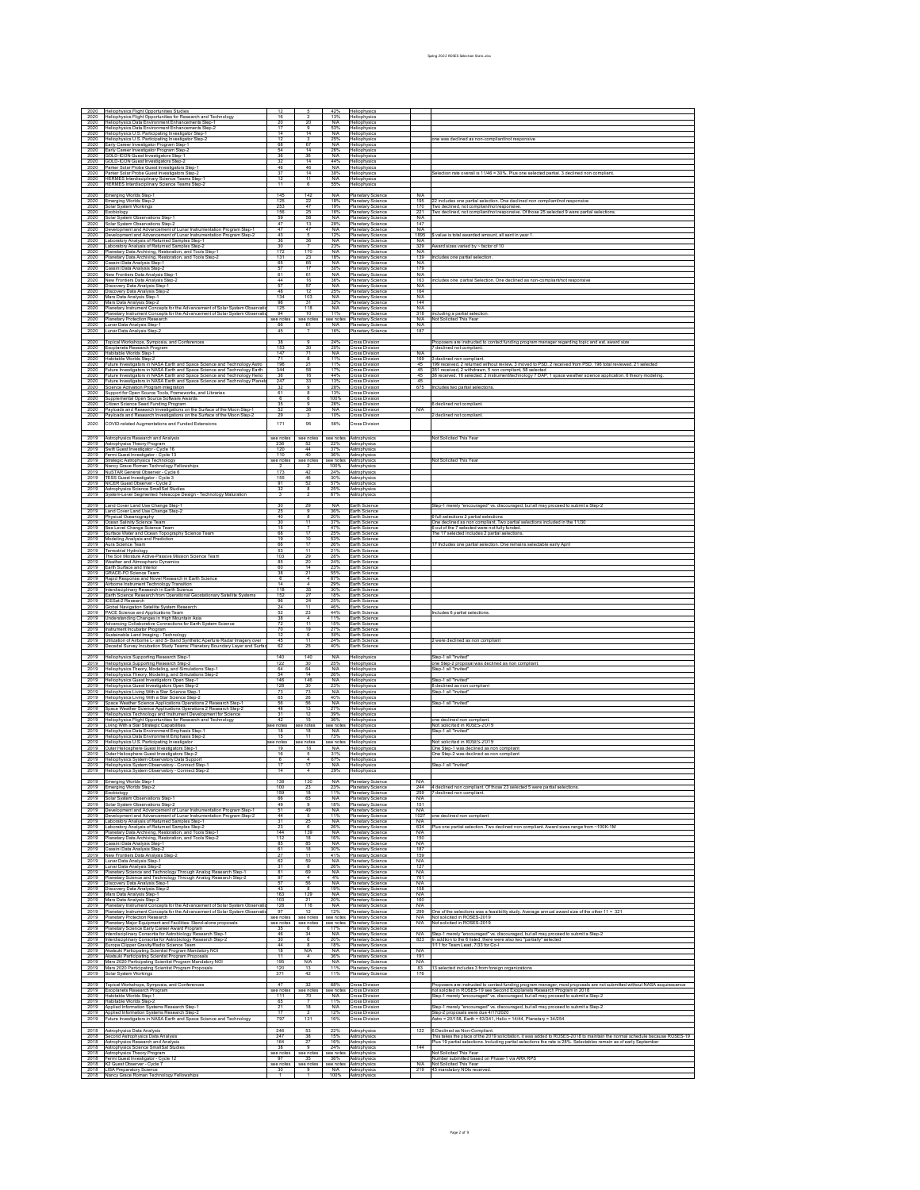| | | | | | | | |
|---|---|---|---|---|---|---|---|
| 2020 | Heliophysics Flight Opportunities Studies | 12 | 5 | 42% | Heliophysics | | |
| 2020 | Heliophysics Flight Opportunities for Research and Technology | 16 | 2 | 13% | Heliophysics | | |
| 2020 | Heliophysics Data Environment Enhancements Step-1 | 20 | 20 | N/A | Heliophysics | | |
| 2020 | Heliophysics Data Environment Enhancements Step-2 | 17 | 9 | 53% | Heliophysics | | |
| 2020 | Heliophysics U.S. Participating Investigator Step-1 | 14 | 14 | N/A | Heliophysics | | |
| 2020 | Heliophysics U.S. Participating Investigator Step-2 | 12 | 3 | 25% | Heliophysics | | one was declined as non-compliant/not responsive |
| 2020 | Early Career Investigator Program Step-1 | 68 | 67 | N/A | Heliophysics | | |
| 2020 | Early Career Investigator Program Step-2 | 54 | 14 | 26% | Heliophysics | | |
| 2020 | GOLD-ICON Guest Investigators Step-1 | 36 | 36 | N/A | Heliophysics | | |
| 2020 | GOLD-ICON Guest Investigators Step-2 | 32 | 14 | 44% | Heliophysics | | |
| 2020 | Parker Solar Probe Guest Investigators Step-1 | 46 | 46 | N/A | Heliophysics | | |
| 2020 | Parker Solar Probe Guest Investigators Step-2 | 37 | 14 | 38% | Heliophysics | | Selection rate overall is 11/46 = 30%. Plus one selected partial. 3 declined non compliant. |
| 2020 | HERMES Interdisciplinary Science Teams Step-1 | 12 | 11 | N/A | Heliophysics | | |
| 2020 | HERMES Interdisciplinary Science Teams Step-2 | 11 | 6 | 55% | Heliophysics | | |
| | | | | | | | |
| 2020 | Emerging Worlds Step-1 | 145 | 142 | N/A | Planetary Science | N/A | |
| 2020 | Emerging Worlds Step-2 | 125 | 22 | 18% | Planetary Science | 195 | 22 includes one partial selection. One declined non compliant/not responsive |
| 2020 | Solar System Workings | 253 | 47 | 19% | Planetary Science | 170 | Two declined, not compliant/not responsive. |
| 2020 | Exobiology | 156 | 25 | 16% | Planetary Science | 221 | Two declined, not compliant/not responsive. Of those 25 selected 9 were partial selections. |
| 2020 | Solar System Observations Step-1 | 59 | 58 | N/A | Planetary Science | N/A | |
| 2020 | Solar System Observations Step-2 | 47 | 13 | 28% | Planetary Science | 147 | |
| 2020 | Development and Advancement of Lunar Instrumentation Program Step-1 | 47 | 47 | N/A | Planetary Science | N/A | |
| 2020 | Development and Advancement of Lunar Instrumentation Program Step-2 | 43 | 5 | 12% | Planetary Science | 1895 | $ value is total awarded amount, all sent in year 1 |
| 2020 | Laboratory Analysis of Returned Samples Step-1 | 36 | 36 | N/A | Planetary Science | N/A | |
| 2020 | Laboratory Analysis of Returned Samples Step-2 | 30 | 7 | 23% | Planetary Science | 329 | Award sizes varied by ~ factor of 10 |
| 2020 | Planetary Data Archiving, Restoration, and Tools Step-1 | 172 | 170 | N/A | Planetary Science | N/A | |
| 2020 | Planetary Data Archiving, Restoration, and Tools Step-2 | 131 | 23 | 18% | Planetary Science | 139 | Includes one partial selection. |
| 2020 | Cassini Data Analysis Step-1 | 65 | 65 | N/A | Planetary Science | N/A | |
| 2020 | Cassini Data Analysis Step-2 | 57 | 17 | 30% | Planetary Science | 179 | |
| 2020 | New Frontiers Data Analysis Step-1 | 61 | 61 | N/A | Planetary Science | N/A | |
| 2020 | New Frontiers Data Analysis Step-2 | 44 | 16 | 36% | Planetary Science | 163 | Includes one partial Selection. One declined as non-compliant/not responsive |
| 2020 | Discovery Data Analysis Step-1 | 57 | 57 | N/A | Planetary Science | N/A | |
| 2020 | Discovery Data Analysis Step-2 | 48 | 12 | 25% | Planetary Science | 164 | |
| 2020 | Mars Data Analysis Step-1 | 134 | 103 | N/A | Planetary Science | N/A | |
| 2020 | Mars Data Analysis Step-2 | 96 | 31 | 32% | Planetary Science | 144 | |
| 2020 | Planetary Instrument Concepts for the Advancement of Solar System Observatio | 125 | 118 | N/A | Planetary Science | N/A | |
| 2020 | Planetary Instrument Concepts for the Advancement of Solar System Observatio | 94 | 10 | 11% | Planetary Science | 318 | Including a partial selection. |
| 2020 | Planetary Protection Research | see notes | see notes | see notes | Planetary Science | N/A | Not Solicited This Year |
| 2020 | Lunar Data Analysis Step-1 | 66 | 61 | N/A | Planetary Science | N/A | |
| 2020 | Lunar Data Analysis Step-2 | 45 | 7 | 16% | Planetary Science | 187 | |
| | | | | | | | |
| 2020 | Topical Workshops, Symposia, and Conferences | 38 | 9 | 24% | Cross Division | | Proposers are instructed to contact funding program manager regarding topic and est. award size |
| 2020 | Exoplanets Research Program | 153 | 30 | 20% | Cross Division | | 7 declined not compliant. |
| 2020 | Habitable Worlds Step-1 | 147 | 71 | N/A | Cross Division | N/A | |
| 2020 | Habitable Worlds Step-2 | 71 | 8 | 11% | Cross Division | 169 | 3 declined non compliant. |
| 2020 | Future Investigators in NASA Earth and Space Science and Technology Astro | 196 | 21 | 11% | Cross Division | 45 | 199 received, 2 returned without review, 3 moved to PSD, 2 received from PSD, 196 total reviewed, 21 selected |
| 2020 | Future Investigators in NASA Earth and Space Science and Technology Earth | 344 | 58 | 17% | Cross Division | 45 | 351 received, 2 withdrawn, 5 non compliant, 58 selected |
| 2020 | Future Investigators in NASA Earth and Space Science and Technology Helio | 36 | 16 | 44% | Cross Division | 45 | 36 received, 16 selected: 2 instrument/technology 7 DAP, 1 space weather science application, 6 theory modeling. |
| 2020 | Future Investigators in NASA Earth and Space Science and Technology Planeta | 247 | 33 | 13% | Cross Division | 45 | |
| 2020 | Science Activation Program Integration | 32 | 9 | 28% | Cross Division | 675 | Includes two partial selections. |
| 2020 | Support for Open Source Tools, Frameworks, and Libraries | 61 | 8 | 13% | Cross Division | | |
| 2020 | Supplemental Open Source Software Awards | 6 | 6 | 100% | Cross Division | | |
| 2020 | Citizen Science Seed Funding Program | 35 | 9 | 26% | Cross Division | | 6 declined not compliant. |
| 2020 | Payloads and Research Investigations on the Surface of the Moon Step-1 | 52 | 38 | N/A | Cross Division | N/A | |
| 2020 | Payloads and Research Investigations on the Surface of the Moon Step-2 | 29 | 3 | 10% | Cross Division | | 2 declined not compliant. |
| | | | | | | | |
| 2020 | COVID-related Augmentations and Funded Extensions | 171 | 95 | 56% | Cross Division | | |
| | | | | | | | |
| 2019 | Astrophysics Research and Analysis | see notes | see notes | see notes | Astrophysics | | Not Solicited This Year |
| 2019 | Astrophysics Theory Program | 236 | 52 | 22% | Astrophysics | | |
| 2019 | Swift Guest Investigator - Cycle 16 | 120 | 44 | 37% | Astrophysics | | |
| 2019 | Fermi Guest Investigator - Cycle 13 | 110 | 40 | 36% | Astrophysics | | |
| 2019 | Strategic Astrophysics Technology | see notes | see notes | see notes | Astrophysics | | Not Solicited This Year |
| 2019 | Nancy Grace Roman Technology Fellowships | 2 | 2 | 100% | Astrophysics | | |
| 2019 | NuSTAR General Observer - Cycle 6 | 173 | 42 | 24% | Astrophysics | | |
| 2019 | TESS Guest Investigator - Cycle 3 | 155 | 46 | 30% | Astrophysics | | |
| 2019 | NICER Guest Observer - Cycle 2 | 91 | 52 | 57% | Astrophysics | | |
| 2019 | Astrophysics Science SmallSat Studies | 32 | 8 | 25% | Astrophysics | | |
| 2019 | System-Level Segmented Telescope Design - Technology Maturation | 3 | 2 | 67% | Astrophysics | | |
| | | | | | | | |
| 2019 | Land Cover Land Use Change Step-1 | 30 | 29 | N/A | Earth Science | | Step-1 merely "encouraged" vs. discouraged, but all may proceed to submit a Step-2 |
| 2019 | Land Cover Land Use Change Step-2 | 25 | 9 | 36% | Earth Science | | |
| 2019 | Physical Oceanography | 40 | 8 | 20% | Earth Science | | 6 full selections 2 partial selections. |
| 2019 | Ocean Salinity Science Team | 30 | 11 | 37% | Earth Science | | One declined as non compliant. Two partial selections included in the 11/30 |
| 2019 | Sea Level Change Science Team | 15 | 7 | 47% | Earth Science | | 6 out of the 7 selected were not fully funded. |
| 2019 | Surface Water and Ocean Topography Science Team | 68 | 17 | 25% | Earth Science | | The 17 selected includes 2 partial selections. |
| 2019 | Modeling Analysis and Prediction | 19 | 10 | 53% | Earth Science | | |
| 2019 | Aura Science Team | 68 | 17 | 25% | Earth Science | | 17 includes one partial selection. One remains selectable early April |
| 2019 | Terrestrial Hydrology | 53 | 11 | 21% | Earth Science | | |
| 2019 | The Soil Moisture Active-Passive Mission Science Team | 103 | 29 | 28% | Earth Science | | |
| 2019 | Weather and Atmospheric Dynamics | 85 | 20 | 24% | Earth Science | | |
| 2019 | Earth Surface and Interior | 60 | 14 | 23% | Earth Science | | |
| 2019 | GRACE-FO Science Team | 38 | 21 | 55% | Earth Science | | |
| 2019 | Rapid Response and Novel Research in Earth Science | 6 | 4 | 67% | Earth Science | | |
| 2019 | Airborne Instrument Technology Transition | 14 | 4 | 29% | Earth Science | | |
| 2019 | Interdisciplinary Research in Earth Science | 116 | 35 | 30% | Earth Science | | |
| 2019 | Earth Science Research from Operational Geostationary Satellite Systems | 152 | 27 | 18% | Earth Science | | |
| 2019 | ICESat-2 Research | 96 | 24 | 25% | Earth Science | | |
| 2019 | Global Navigation Satellite System Research | 24 | 11 | 46% | Earth Science | | |
| 2019 | PACE Science and Applications Team | 52 | 23 | 44% | Earth Science | | Includes 6 partial selections. |
| 2019 | Understanding Changes in High Mountain Asia | 38 | 4 | 11% | Earth Science | | |
| 2019 | Advancing Collaborative Connections for Earth System Science | 72 | 11 | 15% | Earth Science | | |
| 2019 | Instrument Incubator Program | 70 | 19 | 27% | Earth Science | | |
| 2019 | Sustainable Land Imaging - Technology | 12 | 6 | 50% | Earth Science | | |
| 2019 | Utilization of Airborne L- and S- Band Synthetic Aperture Radar Imagery over | 45 | 11 | 24% | Earth Science | | 2 were declined as non compliant |
| 2019 | Decadal Survey Incubation Study Teams: Planetary Boundary Layer and Surfac | 62 | 25 | 40% | Earth Science | | |
| | | | | | | | |
| 2019 | Heliophysics Supporting Research Step-1 | 140 | 140 | N/A | Heliophysics | | Step-1 all "Invited" |
| 2019 | Heliophysics Supporting Research Step-2 | 122 | 30 | 25% | Heliophysics | | one Step-2 proposal was declined as non compliant. |
| 2019 | Heliophysics Theory, Modeling, and Simulations Step-1 | 64 | 64 | N/A | Heliophysics | | Step-1 all "Invited" |
| 2019 | Heliophysics Theory, Modeling, and Simulations Step-2 | 54 | 14 | 26% | Heliophysics | | |
| 2019 | Heliophysics Guest Investigators Open Step-1 | 146 | 146 | N/A | Heliophysics | | Step-1 all "Invited" |
| 2019 | Heliophysics Guest Investigators Open Step-2 | 128 | 30 | 23% | Heliophysics | | 8 declined as non compliant |
| 2019 | Heliophysics Living With a Star Science Step-1 | 73 | 73 | N/A | Heliophysics | | Step-1 all "Invited" |
| 2019 | Heliophysics Living With a Star Science Step-2 | 65 | 26 | 40% | Heliophysics | | |
| 2019 | Space Weather Science Applications Operations 2 Research Step-1 | 58 | 58 | N/A | Heliophysics | | Step-1 all "Invited" |
| 2019 | Space Weather Science Applications Operations 2 Research Step-2 | 48 | 13 | 27% | Heliophysics | | |
| 2019 | Heliophysics Technology and Instrument Development for Science | 31 | 12 | 39% | Heliophysics | | |
| 2019 | Heliophysics Flight Opportunities for Research and Technology | 42 | 15 | 36% | Heliophysics | | one declined non compliant. |
| 2019 | Living With a Star Strategic Capabilities | see notes | see notes | see notes | Heliophysics | | Not solicited in ROSES-2019 |
| 2019 | Heliophysics Data Environment Emphasis Step-1 | 18 | 18 | N/A | Heliophysics | | Step-1 all "Invited" |
| 2019 | Heliophysics Data Environment Emphasis Step-2 | 15 | 11 | 73% | Heliophysics | | |
| 2019 | Heliophysics U.S. Participating Investigator | see notes | see notes | see notes | Heliophysics | | Not solicited in ROSES-2019 |
| 2019 | Outer Heliosphere Guest Investigators Step-1 | 19 | 18 | N/A | Heliophysics | | One Step-1 was declined as non compliant |
| 2019 | Outer Heliosphere Guest Investigators Step-2 | 16 | 5 | 31% | Heliophysics | | One Step-2 was declined as non compliant |
| 2019 | Heliophysics System Observatory Data Support | 6 | 4 | 67% | Heliophysics | | |
| 2019 | Heliophysics System Observatory - Connect Step-1 | 17 | 17 | N/A | Heliophysics | | Step-1 all "Invited" |
| 2019 | Heliophysics System Observatory - Connect Step-2 | 14 | 4 | 29% | Heliophysics | | |
| | | | | | | | |
| 2019 | Emerging Worlds Step-1 | 138 | 130 | N/A | Planetary Science | N/A | |
| 2019 | Emerging Worlds Step-2 | 100 | 23 | 23% | Planetary Science | 244 | 4 declined non compliant. Of those 23 selected 5 were partial selections. |
| 2019 | Exobiology | 159 | 18 | 11% | Planetary Science | 259 | 7 declined non compliant. |
| 2019 | Solar System Observations Step-1 | 66 | 65 | N/A | Planetary Science | N/A | |
| 2019 | Solar System Observations Step-2 | 49 | 9 | 18% | Planetary Science | 151 | |
| 2019 | Development and Advancement of Lunar Instrumentation Program Step-1 | 51 | 49 | N/A | Planetary Science | N/A | |
| 2019 | Development and Advancement of Lunar Instrumentation Program Step-2 | 44 | 5 | 11% | Planetary Science | 1027 | one declined non compliant |
| 2019 | Laboratory Analysis of Returned Samples Step-1 | 31 | 25 | N/A | Planetary Science | N/A | |
| 2019 | Laboratory Analysis of Returned Samples Step-2 | 23 | 6 | 26% | Planetary Science | 634 | Plus one partial selection. Two declined non compliant. Award sizes range from ~100K-1M |
| 2019 | Planetary Data Archiving, Restoration, and Tools Step-1 | 144 | 139 | N/A | Planetary Science | N/A | |
| 2019 | Planetary Data Archiving, Restoration, and Tools Step-2 | 112 | 18 | 16% | Planetary Science | 150 | |
| 2019 | Cassini Data Analysis Step-1 | 85 | 85 | N/A | Planetary Science | N/A | |
| 2019 | Cassini Data Analysis Step-2 | 61 | 18 | 30% | Planetary Science | 187 | |
| 2019 | New Frontiers Data Analysis Step-2 | 27 | 11 | 41% | Planetary Science | 159 | |
| 2019 | Lunar Data Analysis Step-1 | 62 | 59 | N/A | Planetary Science | N/A | |
| 2019 | Lunar Data Analysis Step-2 | 31 | 8 | 26% | Planetary Science | 127 | |
| 2019 | Planetary Science and Technology Through Analog Research Step-1 | 81 | 69 | N/A | Planetary Science | N/A | |
| 2019 | Planetary Science and Technology Through Analog Research Step-2 | 57 | 5 | 9% | Planetary Science | 761 | |
| 2019 | Discovery Data Analysis Step-1 | 57 | 56 | N/A | Planetary Science | N/A | |
| 2019 | Discovery Data Analysis Step-2 | 43 | 8 | 19% | Planetary Science | 158 | |
| 2019 | Mars Data Analysis Step-1 | 163 | 129 | N/A | Planetary Science | N/A | |
| 2019 | Mars Data Analysis Step-2 | 103 | 21 | 20% | Planetary Science | 160 | |
| 2019 | Planetary Instrument Concepts for the Advancement of Solar System Observatio | 128 | 116 | N/A | Planetary Science | N/A | |
| 2019 | Planetary Instrument Concepts for the Advancement of Solar System Observatio | 97 | 12 | 12% | Planetary Science | 299 | One of the selections was a feasibility study. Average annual award size of the other 11 = .321 |
| 2019 | Planetary Protection Research | see notes | see notes | see notes | Planetary Science | N/A | Not solicited in ROSES-2019 |
| 2019 | Planetary Major Equipment and Facilities: Stand-alone proposals | see notes | see notes | see notes | Planetary Science | N/A | Not solicited in ROSES-2019 |
| 2019 | Planetary Science Early Career Award Program | 35 | 6 | 17% | Planetary Science | | |
| 2019 | Interdisciplinary Consortia for Astrobiology Research Step-1 | 46 | 34 | N/A | Planetary Science | N/A | Step-1 merely "encouraged" vs. discouraged, but all may proceed to submit a Step-2 |
| 2019 | Interdisciplinary Consortia for Astrobiology Research Step-2 | 30 | 6 | 20% | Planetary Science | 823 | In addition to the 6 listed, there were also two "partially" selected |
| 2019 | Europa Clipper Gravity/Radio Science Team | 44 | 8 | 18% | Planetary Science | | 1/1 for Team Lead, 7/33 for Co-I |
| 2019 | Akatsuki Participating Scientist Program Mandatory NOI | 16 | N/A | N/A | Planetary Science | N/A | |
| 2019 | Akatsuki Participating Scientist Program Proposals | 11 | 4 | 36% | Planetary Science | 191 | |
| 2019 | Mars 2020 Participating Scientist Program Mandatory NOI | 195 | N/A | N/A | Planetary Science | N/A | |
| 2019 | Mars 2020 Participating Scientist Program Proposals | 120 | 13 | 11% | Planetary Science | 83 | 13 selected includes 3 from foreign organizations |
| 2019 | Solar System Workings | 371 | 42 | 11% | Planetary Science | 176 | |
| | | | | | | | |
| 2019 | Topical Workshops, Symposia, and Conferences | 47 | 32 | 68% | Cross Division | | Proposers are instructed to contact funding program manager; most proposals are not submitted without NASA acquiescence |
| 2019 | Exoplanets Research Program | see notes | see notes | see notes | Cross Division | | not solicited in ROSES-19 see Second Exoplanets Research Program in 2018 |
| 2019 | Habitable Worlds Step-1 | 111 | 70 | N/A | Cross Division | | Step-1 merely "encouraged" vs. discouraged, but all may proceed to submit a Step-2 |
| 2019 | Habitable Worlds Step-2 | 65 | 7 | 11% | Cross Division | | |
| 2019 | Applied Information Systems Research Step-1 | 21 | 18 | N/A | Cross Division | | Step-1 merely "encouraged" vs. discouraged, but all may proceed to submit a Step-2 |
| 2019 | Applied Information Systems Research Step-2 | 17 | 2 | 12% | Cross Division | | Step-2 proposals were due 4/17/2020 |
| 2019 | Future Investigators in NASA Earth and Space Science and Technology | 797 | 131 | 16% | Cross Division | | Astro = 20/158, Earth = 63/341, Helio = 14/44, Planetary = 34/254 |
| | | | | | | | |
| 2018 | Astrophysics Data Analysis | 246 | 53 | 22% | Astrophysics | 122 | 6 Declined as Non-Compliant. |
| 2018 | Second Astrophysics Data Analysis | 247 | 38 | 15% | Astrophysics | | This takes the place of the 2019 solicitation, it was added to ROSES-2018 to maintain the normal schedule because ROSES-19 |
| 2018 | Astrophysics Research and Analysis | 164 | 27 | 16% | Astrophysics | | Plus 19 partial selections. Including partial selections the rate is 28%. Selectables remain as of early September |
| 2018 | Astrophysics Science SmallSat Studies | 38 | 9 | 24% | Astrophysics | 144 | |
| 2018 | Astrophysics Theory Program | see notes | see notes | see notes | Astrophysics | | Not Solicited This Year |
| 2018 | Fermi Guest Investigator - Cycle 12 | 97 | 35 | 36% | Astrophysics | | Number submitted based on Phase-1 via ARK RPS |
| 2018 | K2 Guest Observer - Cycle 7 | see notes | see notes | see notes | Astrophysics | N/A | Not Solicited This Year |
| 2018 | LISA Preparatory Science | 30 | 9 | N/A | Astrophysics | 219 | 43 mandatory NOIs received. |
| 2018 | Nancy Grace Roman Technology Fellowships | 1 | 1 | 100% | Astrophysics | | |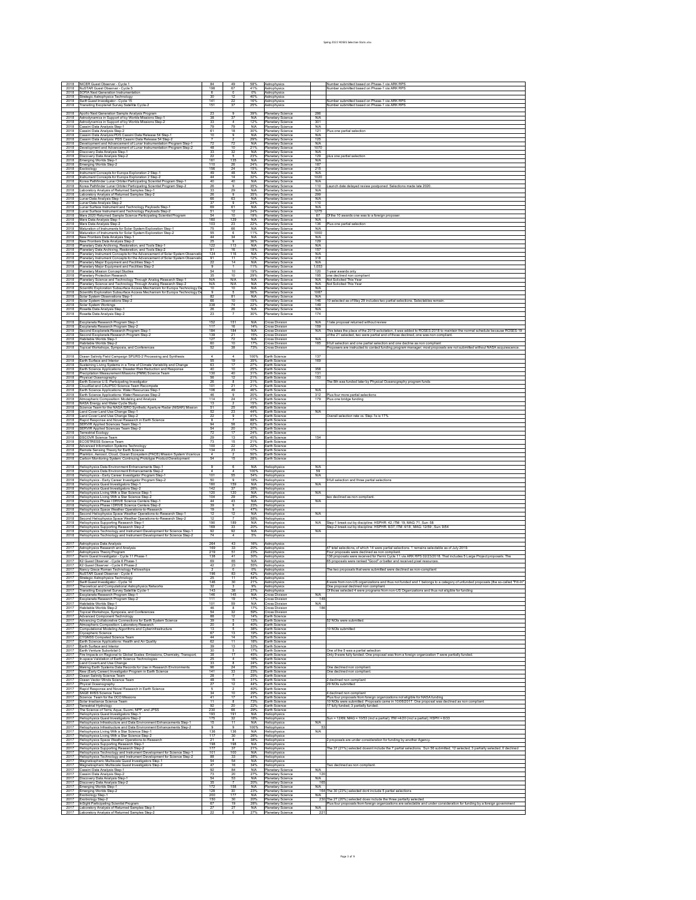| | | | | | | | |
|---|---|---|---|---|---|---|---|
| 2018 | NICER Guest Observer - Cycle 1 | 84 | 49 | 58% | Astrophysics | | Number submitted based on Phase-1 via ARK RPS |
| 2018 | NuSTAR Guest Observer - Cycle 5 | 196 | 67 | 41% | Astrophysics | | Number submitted based on Phase-1 via ARK RPS |
| 2018 | SOFIA Next Generation Instrumentation | 6 | 0 | 0% | Astrophysics | | |
| 2018 | Strategic Astrophysics Technology | 30 | 12 | 40% | Astrophysics | | |
| 2018 | Swift Guest Investigator - Cycle 15 | 141 | 22 | 16% | Astrophysics | | Number submitted based on Phase-1 via ARK RPS |
| 2018 | Transiting Exoplanet Survey Satellite Cycle-2 | 151 | 37 | 25% | Astrophysics | | Number submitted based on Phase-1 via ARK RPS |
| | | | | | | | |
| 2018 | Apollo Next Generation Sample Analysis Program | 23 | 9 | 39% | Planetary Science | 286 | |
| 2018 | Astrodynamics in Support of Icy Worlds Missions Step-1 | 38 | 37 | N/A | Planetary Science | N/A | |
| 2018 | Astrodynamics in Support of Icy Worlds Missions Step-2 | 33 | 4 | 12% | Planetary Science | 301 | |
| 2018 | Cassini Data Analysis Step-1 | 79 | 79 | N/A | Planetary Science | N/A | |
| 2018 | Cassini Data Analysis Step-2 | 61 | 18 | 30% | Planetary Science | 121 | Plus one partial selection |
| 2018 | Cassini Data Analysis:PDS Cassini Data Release 54 Step-1 | 10 | 9 | N/A | Planetary Science | N/A | |
| 2018 | Cassini Data Analysis:PDS Cassini Data Release 54 Step-2 | 7 | 2 | 29% | Planetary Science | 125 | |
| 2018 | Development and Advancement of Lunar Instrumentation Program Step-1 | 72 | 72 | N/A | Planetary Science | N/A | |
| 2018 | Development and Advancement of Lunar Instrumentation Program Step-2 | 48 | 10 | 21% | Planetary Science | 1070 | |
| 2018 | Discovery Data Analysis Step-1 | 33 | 32 | N/A | Planetary Science | N/A | |
| 2018 | Discovery Data Analysis Step-2 | 22 | 5 | 23% | Planetary Science | 129 | plus one partial selection |
| 2018 | Emerging Worlds Step-1 | 161 | 135 | N/A | Planetary Science | N/A | |
| 2018 | Emerging Worlds Step-2 | 110 | 26 | 24% | Planetary Science | 187 | |
| 2018 | Exobiology | 156 | 24 | 15% | Planetary Science | 215 | |
| 2018 | Instrument Concepts for Europa Exploration 2 Step-1 | 49 | 48 | N/A | Planetary Science | N/A | |
| 2018 | Instrument Concepts for Europa Exploration 2 Step-2 | 44 | 14 | 32% | Planetary Science | 1020 | |
| 2018 | Korea Pathfinder Lunar Orbiter Participating Scientist Program Step-1 | 40 | 40 | N/A | Planetary Science | N/A | |
| 2018 | Korea Pathfinder Lunar Orbiter Participating Scientist Program Step-2 | 26 | 9 | 35% | Planetary Science | 110 | Launch date delayed review postponed. Selections made late 2020. |
| 2018 | Laboratory Analysis of Returned Samples Step-1 | 33 | 29 | N/A | Planetary Science | N/A | |
| 2018 | Laboratory Analysis of Returned Samples Step-2 | 26 | 9 | 35% | Planetary Science | 299 | |
| 2018 | Lunar Data Analysis Step-1 | 66 | 63 | N/A | Planetary Science | N/A | |
| 2018 | Lunar Data Analysis Step-2 | 37 | 9 | 24% | Planetary Science | 110 | |
| 2018 | Lunar Surface Instrument and Technology Payloads Step-1 | 69 | 61 | N/A | Planetary Science | N/A | |
| 2018 | Lunar Surface Instrument and Technology Payloads Step-2 | 51 | 12 | 24% | Planetary Science | 1275 | |
| 2018 | Mars 2020 Returned Sample Science Participating Scientist Program | 54 | 10 | 19% | Planetary Science | 87 | Of the 10 awards one was to a foreign proposer. |
| 2018 | Mars Data Analysis Step-1 | 160 | 129 | N/A | Planetary Science | N/A | |
| 2018 | Mars Data Analysis Step-2 | 103 | 23 | 22% | Planetary Science | 138 | Plus one partial selection |
| 2018 | Maturation of Instruments for Solar System Exploration Step-1 | 75 | 66 | N/A | Planetary Science | N/A | |
| 2018 | Maturation of Instruments for Solar System Exploration Step-2 | 55 | 6 | 11% | Planetary Science | 1000 | |
| 2018 | New Frontiers Data Analysis Step-1 | 44 | 34 | N/A | Planetary Science | N/A | |
| 2018 | New Frontiers Data Analysis Step-2 | 25 | 9 | 36% | Planetary Science | 129 | |
| 2018 | Planetary Data Archiving, Restoration, and Tools Step-1 | 122 | 113 | N/A | Planetary Science | N/A | |
| 2018 | Planetary Data Archiving, Restoration, and Tools Step-2 | 91 | 16 | 18% | Planetary Science | 157 | |
| 2018 | Planetary Instrument Concepts for the Advancement of Solar System Observatio | 124 | 116 | N/A | Planetary Science | N/A | |
| 2018 | Planetary Instrument Concepts for the Advancement of Solar System Observatio | 91 | 11 | 12% | Planetary Science | 318 | |
| 2018 | Planetary Major Equipment and Facilities Step-1 | 22 | 14 | N/A | Planetary Science | N/A | |
| 2018 | Planetary Major Equipment and Facilities Step-2 | 9 | 1 | 11% | Planetary Science | 1,053 | |
| 2018 | Planetary Mission Concept Studies | 54 | 10 | 19% | Planetary Science | 120 | 1-year awards only |
| 2018 | Planetary Protection Research | 35 | 10 | 29% | Planetary Science | 195 | one declined non compliant |
| 2018 | Planetary Science and Technology Through Analog Research Step-1 | N/A | N/A | N/A | Planetary Science | Not Solicited This Year | |
| 2018 | Planetary Science and Technology Through Analog Research Step-2 | N/A | N/A | N/A | Planetary Science | Not Solicited This Year | |
| 2018 | Scientific Exploration Subsurface Access Mechanism for Europa Technology De | 10 | 10 | N/A | Planetary Science | N/A | |
| 2018 | Scientific Exploration Subsurface Access Mechanism for Europa Technology De | 9 | 5 | 56% | Planetary Science | 1087 | |
| 2018 | Solar System Observations Step-1 | 82 | 81 | N/A | Planetary Science | N/A | |
| 2018 | Solar System Observations Step-2 | 66 | 10 | 15% | Planetary Science | 146 | 10 selected as of May 29 includes two partial selections. Selectables remain. |
| 2018 | Solar System Workings | 338 | 74 | 22% | Planetary Science | 149 | |
| 2018 | Rosetta Data Analysis Step-1 | 26 | 26 | N/A | Planetary Science | N/A | |
| 2018 | Rosetta Data Analysis Step-2 | 23 | 7 | 30% | Planetary Science | 174 | |
| | | | | | | | |
| 2018 | Exoplanets Research Program Step-1 | 152 | 151 | N/A | Cross Division | N/A | 1 late proposal returned without review |
| 2018 | Exoplanets Research Program Step-2 | 117 | 16 | 14% | Cross Division | 159 | |
| 2018 | Second Exoplanets Research Program Step-1 | 184 | 184 | N/A | Cross Division | N/A | This takes the place of the 2019 solicitation, it was added to ROSES-2018 to maintain the normal schedule because ROSES-19 |
| 2018 | Second Exoplanets Research Program Step-2 | 139 | 21 | 15% | Cross Division | | Of the 21 selected, two were partial and of those declined, one was non compliant. |
| 2018 | Habitable Worlds Step-1 | 127 | 72 | N/A | Cross Division | N/A | |
| 2018 | Habitable Worlds Step-2 | 60 | 10 | 17% | Cross Division | 185 | 9 full selection and one partial selection and one decline as non compliant |
| 2018 | Topical Workshops, Symposia, and Conferences | 52 | 38 | 73% | Cross Division | | Proposers are instructed to contact funding program manager; most proposals are not submitted without NASA acquiescence. |
| | | | | | | | |
| 2018 | Ocean Salinity Field Campaign SPURS-2 Processing and Synthesis | 4 | 4 | 100% | Earth Science | 137 | |
| 2018 | Earth Surface and Interior | 55 | 19 | 35% | Earth Science | 169 | |
| 2018 | Sustaining Living Systems in a Time of Climate Variability and Change | 63 | 17 | 27% | Earth Science | | |
| 2018 | Earth Science Applications: Disaster Risk Reduction and Response | 40 | 10 | 25% | Earth Science | 358 | |
| 2018 | Precipitation Measurement Missions (PMM) Science Team | 130 | 40 | 31% | Earth Science | 131 | |
| 2018 | Physical Oceanography | 56 | 12 | 21% | Earth Science | 153 | |
| 2018 | Earth Science U.S. Participating Investigator | 26 | 8 | 31% | Earth Science | | The 8th was funded later by Physical Oceanography program funds |
| 2018 | CloudSat and CALIPSO Science Team Recompete | 101 | 21 | 21% | Earth Science | | |
| 2018 | Earth Science Applications: Water Resources Step-1 | 106 | 49 | 46% | Earth Science | N/A | |
| 2018 | Earth Science Applications: Water Resources Step-2 | 46 | 9 | 20% | Earth Science | 312 | Plus four more partial selections |
| 2018 | Atmospheric Composition: Modeling and Analysis | 114 | 24 | 21% | Earth Science | 179 | Plus one bridge funding |
| 2018 | NASA Energy and Water Cycle Study | 13 | 2 | 15% | Earth Science | | |
| 2018 | Science Team for the NASA ISRO Synthetic Aperture Radar (NISAR) Mission | 51 | 25 | 49% | Earth Science | | |
| 2018 | Land Cover Land Use Change Step-1 | 52 | 23 | 44% | Earth Science | N/A | |
| 2018 | Land Cover Land Use Change Step-2 | 22 | 9 | 41% | Earth Science | | Overall selection rate vs. Step-1s is 17% |
| 2018 | Rapid Response and Novel Research in Earth Science | 8 | 7 | 88% | Earth Science | | |
| 2018 | SERVIR Applied Sciences Team Step-1 | 94 | 58 | 62% | Earth Science | | |
| 2018 | SERVIR Applied Sciences Team Step-2 | 54 | 20 | 37% | Earth Science | | |
| 2018 | Terrestrial Ecology | 72 | 17 | 24% | Earth Science | | |
| 2018 | DSCOVR Science Team | 29 | 13 | 45% | Earth Science | 154 | |
| 2018 | ECOSTRESS Science Team | 73 | 15 | 21% | Earth Science | | |
| 2018 | Advanced Information Systems Technology | 100 | 22 | 22% | Earth Science | | |
| 2018 | Remote Sensing Theory for Earth Science | 134 | 23 | 17% | Earth Science | | |
| 2018 | Plankton, Aerosol, Cloud, Ocean Ecosystem (PACE) Mission System Vicarious | 4 | 2 | 50% | Earth Science | | |
| 2018 | Carbon Monitoring System: Continuing Prototype Product Development | 54 | 15 | 28% | Earth Science | | |
| | | | | | | | |
| 2018 | Heliophysics Data Environment Enhancements Step-1 | 9 | 6 | N/A | Heliophysics | N/A | |
| 2018 | Heliophysics Data Environment Enhancements Step-2 | 4 | 4 | 100% | Heliophysics | 59 | |
| 2018 | Heliophysics - Early Career Investigator Program Step-1 | 101 | 55 | 54% | Heliophysics | N/A | |
| 2018 | Heliophysics - Early Career Investigator Program Step-2 | 50 | 9 | 18% | Heliophysics | | 9 full selection and three partial selections |
| 2018 | Heliophysics Guest Investigators Step-1 | 160 | 159 | N/A | Heliophysics | N/A | |
| 2018 | Heliophysics Guest Investigators Step-2 | 142 | 37 | 26% | Heliophysics | | |
| 2018 | Heliophysics Living With a Star Science Step-1 | 120 | 120 | N/A | Heliophysics | N/A | |
| 2018 | Heliophysics Living With a Star Science Step-2 | 104 | 29 | 28% | Heliophysics | | two declined as non compliant. |
| 2018 | Heliophysics Phase I DRIVE Science Centers Step-1 | 44 | 43 | N/A | Heliophysics | N/A | |
| 2018 | Heliophysics Phase I DRIVE Science Centers Step-2 | 39 | 9 | 23% | Heliophysics | | |
| 2018 | Heliophysics Space Weather Operations-to-Research | 19 | 9 | 47% | Heliophysics | | |
| 2018 | Second Heliophysics Space Weather Operations-to-Research Step-1 | 12 | 12 | N/A | Heliophysics | N/A | |
| 2018 | Second Heliophysics Space Weather Operations-to-Research Step-2 | 12 | 7 | 58% | Heliophysics | | |
| 2018 | Heliophysics Supporting Research Step-1 | 190 | 189 | N/A | Heliophysics | N/A | Step-1 break out by discipline: HSPHR: 42, ITM: 19, MAG: 71, Sun: 58 |
| 2018 | Heliophysics Supporting Research Step-2 | 169 | 33 | 20% | Heliophysics | | Step-2 break out by discipline: HSPHR: 8/37, ITM: 4/18 , MAG: 12/59 , Sun: 9/54 |
| 2018 | Heliophysics Technology and Instrument Development for Science Step-1 | 92 | 92 | N/A | Heliophysics | N/A | |
| 2018 | Heliophysics Technology and Instrument Development for Science Step-2 | 74 | 4 | 5% | Heliophysics | | |
| | | | | | | | |
| 2017 | Astrophysics Data Analysis | 264 | 43 | 16% | Astrophysics | | |
| 2017 | Astrophysics Research and Analysis | 169 | 33 | 20% | Astrophysics | | 47 total selections, of which 14 were partial selections. 1 remains selectable as of July 2019. |
| 2017 | Astrophysics Theory Program | 219 | 51 | 23% | Astrophysics | | Four proposals were declined as non compliant. |
| 2017 | Fermi Guest Investigator - Cycle 11 Phase-1 | 138 | 41 | 30% | Astrophysics | | 138 proposals were received for Fermi Cycle 11 via ARK RPS 02/23/2018. That includes 5 Large Project proposals. The |
| 2017 | K2 Guest Observer - Cycle 6 Phase-1 | 69 | 65 | N/A | Astrophysics | | 65 proposals were ranked "Good" or better and received pixel resources. |
| 2017 | K2 Guest Observer - Cycle 6 Phase-2 | 42 | 23 | 55% | Astrophysics | | |
| 2017 | Nancy Grace Roman Technology Fellowships | 2 | 0 | 0% | Astrophysics | | The two proposals that were submitted were declined as non-compliant |
| 2017 | NuSTAR Guest Observer - Cycle 4 | 198 | 83 | 42% | Astrophysics | | |
| 2017 | Strategic Astrophysics Technology | 25 | 11 | 44% | Astrophysics | | |
| 2017 | Swift Guest Investigator - Cycle 14 | 146 | 30 | 21% | Astrophysics | | 6 were from non-US organizations and thus not funded and 1 belongs to a category of unfunded proposals (the so-called "Fill-in" |
| 2017 | Theoretical and Computational Astrophysics Networks | 32 | 3 | 9% | Astrophysics | | One proposal declined non compliant. |
| 2017 | Transiting Exoplanet Survey Satellite Cycle-1 | 143 | 38 | 27% | Astrophysics | | Of those selected 4 were programs from non-US Organizations and thus not eligible for funding. |
| 2017 | Exoplanets Research Program Step-1 | 146 | 145 | N/A | Cross Division | N/A | |
| 2017 | Exoplanets Research Program Step-2 | 111 | 19 | 17% | Cross Division | 148 | |
| 2017 | Habitable Worlds Step-1 | 101 | 59 | N/A | Cross Division | N/A | |
| 2017 | Habitable Worlds Step-2 | 46 | 8 | 17% | Cross Division | 186 | |
| 2017 | Topical Workshops, Symposia, and Conferences | 54 | 32 | 59% | Cross Division | | |
| 2017 | Advanced Component Technology | 88 | 12 | 14% | Earth Science | | |
| 2017 | Advancing Collaborative Connections for Earth System Science | 39 | 5 | 13% | Earth Science | | 52 NOIs were submitted. |
| 2017 | Atmospheric Composition: Laboratory Research | 20 | 8 | 40% | Earth Science | | |
| 2017 | Computational Modeling Algorithms and Cyberinfrastructure | 13 | 5 | 38% | Earth Science | | 10 NOIs submitted |
| 2017 | Cryospheric Science | 67 | 13 | 19% | Earth Science | | |
| 2017 | CYGNSS Competed Science Team | 44 | 14 | 32% | Earth Science | | |
| 2017 | Earth Science Applications: Health and Air Quality | 62 | 11 | 18% | Earth Science | | |
| 2017 | Earth Surface and Interior | 39 | 13 | 33% | Earth Science | | |
| 2017 | Earth Venture Suborbital-3 | 30 | 5 | 17% | Earth Science | | One of the 5 was a partial selection |
| 2017 | Fire Impacts on Regional to Global Scales: Emissions, Chemistry, Transport, | 38 | 17 | 45% | Earth Science | | Only 9 were fully funded. One proposal was from a foreign organization 7 were partially funded. |
| 2017 | In-space Validation of Earth Science Technologies | 25 | 4 | 16% | Earth Science | | |
| 2017 | Land Cover/Land Use Change | 33 | 8 | 24% | Earth Science | | |
| 2017 | Making Earth Systems Data Records for Use in Research Environments | 96 | 24 | 25% | Earth Science | | One declined non compliant. |
| 2017 | New (Early Career) Investigator Program in Earth Science | 141 | 33 | 23% | Earth Science | | One declined non compliant. |
| 2017 | Ocean Salinity Science Team | 28 | 7 | 25% | Earth Science | | |
| 2017 | Ocean Vector Winds Science Team | 48 | 15 | 31% | Earth Science | | 2 declined non compliant |
| 2017 | Physical Oceanography | 27 | 12 | 44% | Earth Science | | 29 NOIs submitted |
| 2017 | Rapid Response and Novel Research in Earth Science | 5 | 2 | 40% | Earth Science | | |
| 2017 | SAGE III/ISS Science Team | 34 | 10 | 29% | Earth Science | | 4 declined non compliant |
| 2017 | Science Team for the OCO Missions | 41 | 17 | 41% | Earth Science | | Plus four proposals from foreign organizations not eligible for NASA funding |
| 2017 | Solar Irradiance Science Team | 11 | 8 | 73% | Earth Science | | 10 NOIs were submitted. Proposals came in 10/06/2017. One proposal was declined as non compliant. |
| 2017 | Terrestrial Hydrology | 90 | 20 | 22% | Earth Science | | 17 fully funded, 3 partially funded. |
| 2017 | The Science of Terra, Aqua, Suomi, NPP, and JPSS | 230 | 66 | 29% | Earth Science | | |
| 2017 | Heliophysics Guest Investigators Step-1 | 193 | 191 | N/A | Heliophysics | | |
| 2017 | Heliophysics Guest Investigators Step-2 | 175 | 32 | 18% | Heliophysics | | Sun = 12/69; MAG = 10/53 (incl a partial); ITM =4/20 (incl a partial); HSPH = 6/33 |
| 2017 | Heliophysics Infrastructure and Data Environment Enhancements Step-1 | 15 | 11 | N/A | Heliophysics | N/A | |
| 2017 | Heliophysics Infrastructure and Data Environment Enhancements Step-2 | 9 | 9 | 100% | Heliophysics | 53 | |
| 2017 | Heliophysics Living With a Star Science Step-1 | 136 | 136 | N/A | Heliophysics | N/A | |
| 2017 | Heliophysics Living With a Star Science Step-2 | 117 | 30 | 26% | Heliophysics | | |
| 2017 | Heliophysics Space Weather Operations-to-Research | 21 | 8 | 38% | Heliophysics | | 2 proposals are under consideration for funding by another Agency. |
| 2017 | Heliophysics Supporting Research Step-1 | 198 | 198 | N/A | Heliophysics | | |
| 2017 | Heliophysics Supporting Research Step-2 | 177 | 37 | 21% | Heliophysics | | The 37 (21%) selected doesn't include the 7 partial selections. Sun 56 submitted, 12 selected, 3 partially selected, 0 declined |
| 2017 | Heliophysics Technology and Instrument Development for Science Step-1 | 101 | 100 | N/A | Heliophysics | | |
| 2017 | Heliophysics Technology and Instrument Development for Science Step-2 | 86 | 33 | 38% | Heliophysics | | |
| 2017 | Magnetospheric Multiscale Guest Investigators Step-1 | 54 | 54 | N/A | Heliophysics | | |
| 2017 | Magnetospheric Multiscale Guest Investigators Step-2 | 47 | 16 | 34% | Heliophysics | | Two declined as non compliant. |
| 2017 | Cassini Data Analysis Step-1 | 92 | 84 | N/A | Planetary Science | N/A | |
| 2017 | Cassini Data Analysis Step-2 | 73 | 20 | 27% | Planetary Science | 120 | |
| 2017 | Discovery Data Analysis Step-1 | 54 | 53 | N/A | Planetary Science | N/A | |
| 2017 | Discovery Data Analysis Step-2 | 35 | 7 | 20% | Planetary Science | 165 | |
| 2017 | Emerging Worlds Step-1 | 172 | 158 | N/A | Planetary Science | N/A | |
| 2017 | Emerging Worlds Step-2 | 128 | 30 | 23% | Planetary Science | 164 | The 30 (23%) selected dont include 5 partial selections |
| 2017 | Exobiology Step-1 | 200 | 177 | N/A | Planetary Science | N/A | |
| 2017 | Exobiology Step-2 | 150 | 30 | 20% | Planetary Science | 230 | The 27 (20%) selected does include the three partially selected. |
| 2017 | InSight Participating Scientist Program | 67 | 19 | 28% | Planetary Science | | Plus four proposals from foreign organizations are selectable and under consideration for funding by a foreign government |
| 2017 | Laboratory Analysis of Returned Samples Step-1 | 27 | 27 | N/A | Planetary Science | N/A | |
| 2017 | Laboratory Analysis of Returned Samples Step-2 | 22 | 6 | 27% | Planetary Science | 221 | |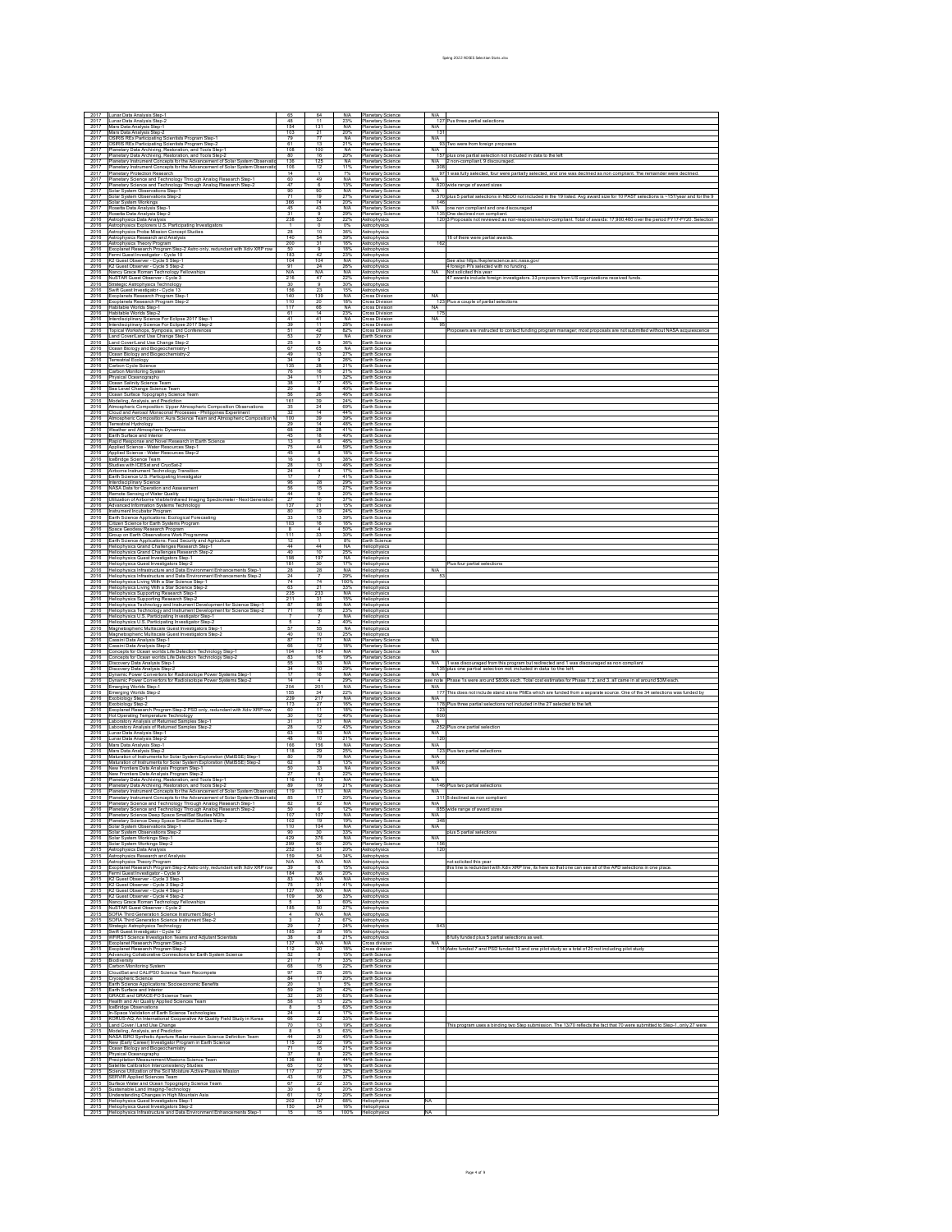| | | | | | | | |
|---|---|---|---|---|---|---|---|
| 2017 | Lunar Data Analysis Step-1 | 65 | 64 | N/A | Planetary Science | N/A | |
| 2017 | Lunar Data Analysis Step-2 | 48 | 11 | 23% | Planetary Science | 127 | Plus three partial selections |
| 2017 | Mars Data Analysis Step-1 | 154 | 131 | N/A | Planetary Science | N/A | |
| 2017 | Mars Data Analysis Step-2 | 103 | 21 | 20% | Planetary Science | 131 | |
| 2017 | OSIRIS REx Participating Scientists Program Step-1 | 79 | 77 | N/A | Planetary Science | N/A | |
| 2017 | OSIRIS REx Participating Scientists Program Step-2 | 61 | 13 | 21% | Planetary Science | 93 | Two were from foreign proposers |
| 2017 | Planetary Data Archiving, Restoration, and Tools Step-1 | 108 | 100 | N/A | Planetary Science | N/A | |
| 2017 | Planetary Data Archiving, Restoration, and Tools Step-2 | 80 | 16 | 20% | Planetary Science | 157 | plus one partial selection not included in data to the left |
| 2017 | Planetary Instrument Concepts for the Advancement of Solar System Observatio | 136 | 125 | N/A | Planetary Science | N/A | 2 non-compliant, 9 discouraged. |
| 2017 | Planetary Instrument Concepts for the Advancement of Solar System Observatio | 106 | 12 | 11% | Planetary Science | 306 | |
| 2017 | Planetary Protection Research | 14 | 1 | 7% | Planetary Science | 97 | 1 was fully selected, four were partially selected, and one was declined as non compliant. The remainder were declined. |
| 2017 | Planetary Science and Technology Through Analog Research Step-1 | 60 | 49 | N/A | Planetary Science | N/A | |
| 2017 | Planetary Science and Technology Through Analog Research Step-2 | 47 | 6 | 13% | Planetary Science | 620 | wide range of award sizes |
| 2017 | Solar System Observations Step-1 | 90 | 90 | N/A | Planetary Science | N/A | |
| 2017 | Solar System Observations Step-2 | 71 | 19 | 27% | Planetary Science | 370 | plus 5 partial selections in NEOO not included in the 19 listed. Avg award size for 10 PAST selections is ~157/year and for the 9 |
| 2017 | Solar System Workings | 366 | 74 | 20% | Planetary Science | 146 | |
| 2017 | Rosetta Data Analysis Step-1 | 45 | 43 | N/A | Planetary Science | N/A | one non compliant and one discouraged |
| 2017 | Rosetta Data Analysis Step-2 | 31 | 9 | 29% | Planetary Science | 135 | One declined non compliant |
| 2016 | Astrophysics Data Analysis | 238 | 52 | 22% | Astrophysics | 120 | 3 Proposals not reviewed as non-responsive/non-compliant. Total of awards: 17,900,460 over the period FY17-FY20. Selection |
| 2016 | Astrophysics Explorers U.S. Participating Investigators | 1 | 0 | 0% | Astrophysics | | |
| 2016 | Astrophysics Probe Mission Concept Studies | 28 | 10 | 36% | Astrophysics | | |
| 2016 | Astrophysics Research and Analysis | 140 | 54 | 39% | Astrophysics | | 18 of there were partial awards. |
| 2016 | Astrophysics Theory Program | 200 | 31 | 16% | Astrophysics | 182 | |
| 2016 | Exoplanet Research Program Step-2 Astro only, redundant with Xdiv XRP row | 50 | 9 | 18% | Astrophysics | | |
| 2016 | Fermi Guest Investigator - Cycle 10 | 183 | 42 | 23% | Astrophysics | | |
| 2016 | K2 Guest Observer - Cycle 5 Step-1 | 104 | 104 | N/A | Astrophysics | | See also https://keplerscience.arc.nasa.gov/ |
| 2016 | K2 Guest Observer - Cycle 5 Step-2 | 91 | 24 | 26% | Astrophysics | | 4 foreign PI's selected with no funding. |
| 2016 | Nancy Grace Roman Technology Fellowships | N/A | N/A | N/A | Astrophysics | N/A | Not solicited this year |
| 2016 | NuSTAR Guest Observer - Cycle 3 | 216 | 47 | 22% | Astrophysics | | 47 awards include foreign investigators. 33 proposers from US organizations received funds. |
| 2016 | Strategic Astrophysics Technology | 30 | 9 | 30% | Astrophysics | | |
| 2016 | Swift Guest Investigator - Cycle 13 | 156 | 23 | 15% | Astrophysics | | |
| 2016 | Exoplanets Research Program Step-1 | 140 | 139 | N/A | Cross Division | N/A | |
| 2016 | Exoplanets Research Program Step-2 | 110 | 20 | 18% | Cross Division | 123 | Plus a couple of partial selections |
| 2016 | Habitable Worlds Step-1 | 117 | 66 | NA | Cross Division | N/A | |
| 2016 | Habitable Worlds Step-2 | 61 | 14 | 23% | Cross Division | 175 | |
| 2016 | Interdisciplinary Science For Eclipse 2017 Step-1 | 41 | 41 | NA | Cross Division | N/A | |
| 2016 | Interdisciplinary Science For Eclipse 2017 Step-2 | 39 | 11 | 28% | Cross Division | 95 | |
| 2016 | Topical Workshops, Symposia, and Conferences | 51 | 42 | 82% | Cross Division | | Proposers are instructed to contact funding program manager; most proposals are not submitted without NASA acquiescence |
| 2016 | Land Cover/Land Use Change Step-1 | 53 | 27 | NA | Earth Science | | |
| 2016 | Land Cover/Land Use Change Step-2 | 25 | 9 | 36% | Earth Science | | |
| 2016 | Ocean Biology and Biogeochemistry-1 | 67 | 65 | NA | Earth Science | | |
| 2016 | Ocean Biology and Biogeochemistry-2 | 49 | 13 | 27% | Earth Science | | |
| 2016 | Terrestrial Ecology | 34 | 9 | 26% | Earth Science | | |
| 2016 | Carbon Cycle Science | 135 | 28 | 21% | Earth Science | | |
| 2016 | Carbon Monitoring System | 76 | 16 | 21% | Earth Science | | |
| 2016 | Physical Oceanography | 34 | 11 | 32% | Earth Science | | |
| 2016 | Ocean Salinity Science Team | 38 | 17 | 45% | Earth Science | | |
| 2016 | Sea Level Change Science Team | 20 | 8 | 40% | Earth Science | | |
| 2016 | Ocean Surface Topography Science Team | 56 | 26 | 46% | Earth Science | | |
| 2016 | Modeling, Analysis, and Prediction | 161 | 39 | 24% | Earth Science | | |
| 2016 | Atmospheric Composition: Upper Atmospheric Composition Observations | 35 | 24 | 69% | Earth Science | | |
| 2016 | Cloud and Aerosol Monsoonal Processes - Philippines Experiment | 32 | 14 | 44% | Earth Science | | |
| 2016 | Atmospheric Composition: Aura Science Team and Atmospheric Composition M | 100 | 39 | 39% | Earth Science | | |
| 2016 | Terrestrial Hydrology | 29 | 14 | 48% | Earth Science | | |
| 2016 | Weather and Atmospheric Dynamics | 68 | 28 | 41% | Earth Science | | |
| 2016 | Earth Surface and Interior | 45 | 18 | 40% | Earth Science | | |
| 2016 | Rapid Response and Novel Research in Earth Science | 13 | 6 | 46% | Earth Science | | |
| 2016 | Applied Science - Water Resources Step-1 | 75 | 44 | 59% | Earth Science | | |
| 2016 | Applied Science - Water Resources Step-2 | 45 | 8 | 18% | Earth Science | | |
| 2016 | IceBridge Science Team | 16 | 6 | 38% | Earth Science | | |
| 2016 | Studies with ICESat and CryoSat-2 | 28 | 13 | 46% | Earth Science | | |
| 2016 | Airborne Instrument Technology Transition | 24 | 4 | 17% | Earth Science | | |
| 2016 | Earth Science U.S. Participating Investigator | 17 | 7 | 41% | Earth Science | | |
| 2016 | Interdisciplinary Science | 96 | 28 | 29% | Earth Science | | |
| 2016 | NASA Data for Operation and Assessment | 56 | 15 | 27% | Earth Science | | |
| 2016 | Remote Sensing of Water Quality | 44 | 9 | 20% | Earth Science | | |
| 2016 | Utilization of Airborne Visible/Infrared Imaging Spectrometer - Next Generation | 27 | 10 | 37% | Earth Science | | |
| 2016 | Advanced Information Systems Technology | 137 | 21 | 15% | Earth Science | | |
| 2016 | Instrument Incubator Program | 80 | 19 | 24% | Earth Science | | |
| 2016 | Earth Science Applications: Ecological Forecasting | 33 | 13 | 39% | Earth Science | | |
| 2016 | Citizen Science for Earth Systems Program | 103 | 16 | 16% | Earth Science | | |
| 2016 | Space Geodesy Research Program | 8 | 4 | 50% | Earth Science | | |
| 2016 | Group on Earth Observations Work Programme | 111 | 33 | 30% | Earth Science | | |
| 2016 | Earth Science Applications: Food Security and Agriculture | 12 | 1 | 8% | Earth Science | | |
| 2016 | Heliophysics Grand Challenges Research Step-1 | 44 | 44 | NA | Heliophysics | | |
| 2016 | Heliophysics Grand Challenges Research Step-2 | 40 | 10 | 25% | Heliophysics | | |
| 2016 | Heliophysics Guest Investigators Step-1 | 198 | 197 | NA | Heliophysics | | |
| 2016 | Heliophysics Guest Investigators Step-2 | 181 | 30 | 17% | Heliophysics | | Plus four partial selections |
| 2016 | Heliophysics Infrastructure and Data Environment Enhancements Step-1 | 28 | 28 | N/A | Heliophysics | N/A | |
| 2016 | Heliophysics Infrastructure and Data Environment Enhancements Step-2 | 24 | 7 | 29% | Heliophysics | 53 | |
| 2016 | Heliophysics Living With a Star Science Step-1 | 74 | 74 | 100% | Heliophysics | | |
| 2016 | Heliophysics Living With a Star Science Step-2 | 63 | 21 | 33% | Heliophysics | | |
| 2016 | Heliophysics Supporting Research Step-1 | 235 | 233 | N/A | Heliophysics | | |
| 2016 | Heliophysics Supporting Research Step-2 | 211 | 31 | 15% | Heliophysics | | |
| 2016 | Heliophysics Technology and Instrument Development for Science Step-1 | 87 | 86 | N/A | Heliophysics | | |
| 2016 | Heliophysics Technology and Instrument Development for Science Step-2 | 71 | 16 | 23% | Heliophysics | | |
| 2016 | Heliophysics U.S. Participating Investigator Step-1 | 7 | 7 | NA | Heliophysics | | |
| 2016 | Heliophysics U.S. Participating Investigator Step-2 | 5 | 2 | 40% | Heliophysics | | |
| 2016 | Magnetospheric Multiscale Guest Investigators Step-1 | 57 | 55 | NA | Heliophysics | | |
| 2016 | Magnetospheric Multiscale Guest Investigators Step-2 | 40 | 10 | 25% | Heliophysics | | |
| 2016 | Cassini Data Analysis Step-1 | 87 | 71 | N/A | Planetary Science | N/A | |
| 2016 | Cassini Data Analysis Step-2 | 66 | 12 | 18% | Planetary Science | | |
| 2016 | Concepts for Ocean worlds Life Detection Technology Step-1 | 104 | 104 | N/A | Planetary Science | N/A | |
| 2016 | Concepts for Ocean worlds Life Detection Technology Step-2 | 83 | 16 | 19% | Planetary Science | | |
| 2016 | Discovery Data Analysis Step-1 | 55 | 53 | N/A | Planetary Science | N/A | 1 was discouraged from this program but redirected and 1 was discouraged as non compliant |
| 2016 | Discovery Data Analysis Step-2 | 34 | 10 | 29% | Planetary Science | 135 | plus one partial selection not included in data to the left |
| 2016 | Dynamic Power Convertors for Radioisotope Power Systems Step-1 | 17 | 16 | N/A | Planetary Science | N/A | |
| 2016 | Dynamic Power Convertors for Radioisotope Power Systems Step-2 | 14 | 4 | 29% | Planetary Science | see note | Phase 1s were around $800k each. Total cost estimates for Phase 1, 2, and 3, all came in at around $3M each. |
| 2016 | Emerging Worlds Step-1 | 204 | 201 | N/A | Planetary Science | N/A | |
| 2016 | Emerging Worlds Step-2 | 155 | 34 | 22% | Planetary Science | 177 | This does not include stand alone PMEs which are funded from a separate source. One of the 34 selections was funded by |
| 2016 | Exobiology Step-1 | 239 | 217 | N/A | Planetary Science | N/A | |
| 2016 | Exobiology Step-2 | 173 | 27 | 16% | Planetary Science | 176 | Plus three partial selections not included in the 27 selected to the left. |
| 2016 | Exoplanet Research Program Step-2 PSD only, redundant with Xdiv XRP row | 60 | 11 | 18% | Planetary Science | 123 | |
| 2016 | Hot Operating Temperature Technology | 30 | 12 | 40% | Planetary Science | 600 | |
| 2016 | Laboratory Analysis of Returned Samples Step-1 | 31 | 31 | N/A | Planetary Science | N/A | |
| 2016 | Laboratory Analysis of Returned Samples Step-2 | 28 | 12 | 43% | Planetary Science | 252 | Plus one partial selection |
| 2016 | Lunar Data Analysis Step-1 | 63 | 63 | N/A | Planetary Science | N/A | |
| 2016 | Lunar Data Analysis Step-2 | 48 | 10 | 21% | Planetary Science | 120 | |
| 2016 | Mars Data Analysis Step-1 | 166 | 156 | N/A | Planetary Science | N/A | |
| 2016 | Mars Data Analysis Step-2 | 118 | 29 | 25% | Planetary Science | 123 | Plus two partial selections |
| 2016 | Maturation of Instruments for Solar System Exploration (MatISSE) Step-1 | 80 | 79 | N/A | Planetary Science | N/A | |
| 2016 | Maturation of Instruments for Solar System Exploration (MatISSE) Step-2 | 62 | 8 | 13% | Planetary Science | 906 | |
| 2016 | New Frontiers Data Analysis Program Step-1 | 50 | 33 | NA | Planetary Science | N/A | |
| 2016 | New Frontiers Data Analysis Program Step-2 | 27 | 6 | 22% | Planetary Science | | |
| 2016 | Planetary Data Archiving, Restoration, and Tools Step-1 | 116 | 113 | N/A | Planetary Science | N/A | |
| 2016 | Planetary Data Archiving, Restoration, and Tools Step-2 | 89 | 19 | 21% | Planetary Science | 146 | Plus two partial selections |
| 2016 | Planetary Instrument Concepts for the Advancement of Solar System Observatio | 119 | 113 | N/A | Planetary Science | N/A | |
| 2016 | Planetary Instrument Concepts for the Advancement of Solar System Observatio | 85 | 17 | 20% | Planetary Science | 311 | 5 declined as non compliant |
| 2016 | Planetary Science and Technology Through Analog Research Step-1 | 62 | 62 | N/A | Planetary Science | N/A | |
| 2016 | Planetary Science and Technology Through Analog Research Step-2 | 50 | 6 | 12% | Planetary Science | 655 | wide range of award sizes |
| 2016 | Planetary Science Deep Space SmallSat Studies NOI's | 107 | 107 | N/A | Planetary Science | N/A | |
| 2016 | Planetary Science Deep Space SmallSat Studies Step-2 | 102 | 19 | 19% | Planetary Science | 348 | |
| 2016 | Solar System Observations Step-1 | 110 | 104 | N/A | Planetary Science | N/A | |
| 2016 | Solar System Observations Step-2 | 90 | 30 | 33% | Planetary Science | | plus 5 partial selections |
| 2016 | Solar System Workings Step-1 | 429 | 376 | N/A | Planetary Science | N/A | |
| 2016 | Solar System Workings Step-2 | 299 | 60 | 20% | Planetary Science | 156 | |
| 2015 | Astrophysics Data Analysis | 252 | 51 | 20% | Astrophysics | 120 | |
| 2015 | Astrophysics Research and Analysis | 159 | 54 | 34% | Astrophysics | | |
| 2015 | Astrophysics Theory Program | N/A | N/A | N/A | Astrophysics | | not solicited this year |
| 2015 | Exoplanet Research Program Step-2 Astro only, redundant with Xdiv XRP row | 39 | 6 | 15% | Astrophysics | | this line is redundant with Xdiv XRP line, its here so that one can see all of the APD selections in one place. |
| 2015 | Fermi Guest Investigator - Cycle 9 | 184 | 36 | 20% | Astrophysics | | |
| 2015 | K2 Guest Observer - Cycle 3 Step-1 | 83 | N/A | N/A | Astrophysics | | |
| 2015 | K2 Guest Observer - Cycle 3 Step-2 | 75 | 31 | 41% | Astrophysics | | |
| 2015 | K2 Guest Observer - Cycle 4 Step-1 | 127 | N/A | N/A | Astrophysics | | |
| 2015 | K2 Guest Observer - Cycle 4 Step-2 | 109 | 36 | 33% | Astrophysics | | |
| 2015 | Nancy Grace Roman Technology Fellowships | 5 | 3 | 60% | Astrophysics | | |
| 2015 | NuSTAR Guest Observer - Cycle 2 | 185 | 50 | 27% | Astrophysics | | |
| 2015 | SOFIA Third Generation Science Instrument Step-1 | 4 | N/A | N/A | Astrophysics | | |
| 2015 | SOFIA Third Generation Science Instrument Step-2 | 3 | 2 | 67% | Astrophysics | | |
| 2015 | Strategic Astrophysics Technology | 29 | 7 | 24% | Astrophysics | 843 | |
| 2015 | Swift Guest Investigator - Cycle 12 | 185 | 29 | 16% | Astrophysics | | |
| 2015 | WFIRST Science Investigation Teams and Adjutant Scientists | 38 | 8 | 21% | Astrophysics | | 8 fully funded plus 5 partial selections as well. |
| 2015 | Exoplanet Research Program Step-1 | 137 | N/A | N/A | Cross division | N/A | |
| 2015 | Exoplanet Research Program Step-2 | 112 | 20 | 18% | Cross division | 114 | Astro funded 7 and PSD funded 13 and one pilot study so a total of 20 not including pilot study |
| 2015 | Advancing Collaborative Connections for Earth System Science | 52 | 8 | 15% | Earth Science | | |
| 2015 | Biodiversity | 21 | 7 | 33% | Earth Science | | |
| 2015 | Carbon Monitoring System | 68 | 15 | 22% | Earth Science | | |
| 2015 | CloudSat and CALIPSO Science Team Recompete | 97 | 25 | 26% | Earth Science | | |
| 2015 | Cryospheric Science | 84 | 17 | 20% | Earth Science | | |
| 2015 | Earth Science Applications: Socioeconomic Benefits | 20 | 1 | 5% | Earth Science | | |
| 2015 | Earth Surface and Interior | 59 | 25 | 42% | Earth Science | | |
| 2015 | GRACE and GRACE-FO Science Team | 32 | 20 | 63% | Earth Science | | |
| 2015 | Health and Air Quality Applied Sciences Team | 58 | 13 | 22% | Earth Science | | |
| 2015 | IceBridge Observations | 8 | 5 | 63% | Earth Science | | |
| 2015 | In-Space Validation of Earth Science Technologies | 24 | 4 | 17% | Earth Science | | |
| 2015 | KORUS-AQ: An International Cooperative Air Quality Field Study in Korea | 66 | 22 | 33% | Earth Science | | |
| 2015 | Land Cover / Land Use Change | 70 | 13 | 19% | Earth Science | | This program uses a binding two Step submission. The 13/70 reflects the fact that 70 were submitted to Step-1, only 27 were |
| 2015 | Modeling, Analysis, and Prediction | 8 | 5 | 63% | Earth Science | | |
| 2015 | NASA ISRO Synthetic Aperture Radar mission Science Definition Team | 44 | 20 | 45% | Earth Science | | |
| 2015 | New (Early Career) Investigator Program in Earth Science | 115 | 22 | 19% | Earth Science | | |
| 2015 | Ocean Biology and Biogeochemistry | 71 | 15 | 21% | Earth Science | | |
| 2015 | Physical Oceanography | 37 | 8 | 22% | Earth Science | | |
| 2015 | Precipitation Measurement Missions Science Team | 136 | 60 | 44% | Earth Science | | |
| 2015 | Satellite Calibration Interconsistency Studies | 65 | 12 | 18% | Earth Science | | |
| 2015 | Science Utilization of the Soil Moisture Active-Passive Mission | 117 | 37 | 32% | Earth Science | | |
| 2015 | SERVIR Applied Sciences Team | 43 | 16 | 37% | Earth Science | | |
| 2015 | Surface Water and Ocean Topography Science Team | 67 | 22 | 33% | Earth Science | | |
| 2015 | Sustainable Land Imaging-Technology | 30 | 6 | 20% | Earth Science | | |
| 2015 | Understanding Changes in High Mountain Asia | 61 | 12 | 20% | Earth Science | | |
| 2015 | Heliophysics Guest Investigators Step-1 | 202 | 137 | 68% | Heliophysics | NA | |
| 2015 | Heliophysics Guest Investigators Step-2 | 150 | 24 | 16% | Heliophysics | | |
| 2015 | Heliophysics Infrastructure and Data Environment Enhancements Step-1 | 15 | 15 | 100% | Heliophysics | NA | |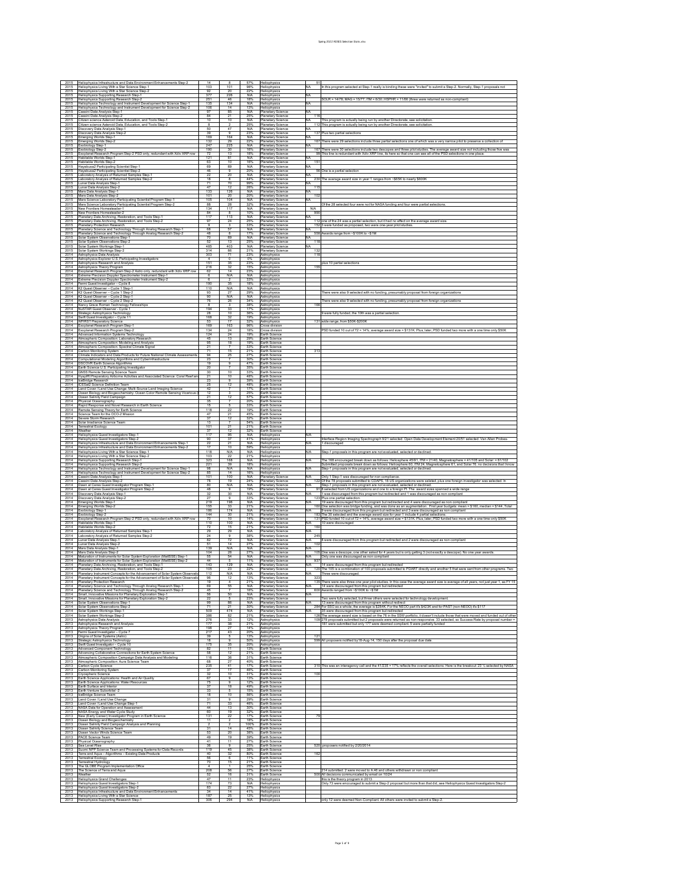| | | | | | | | |
|---|---|---|---|---|---|---|---|
| 2015 | Heliophysics Infrastructure and Data Environment Enhancements Step-2 | 14 | 8 | 57% | Heliophysics | 51 | |
| 2015 | Heliophysics Living With a Star Science Step-1 | 103 | 101 | 98% | Heliophysics | NA | In this program selected at Step-1 really is binding these were "invited" to submit a Step-2. Normally, Step-1 proposals not |
| 2015 | Heliophysics Living With a Star Science Step-2 | 93 | 20 | 22% | Heliophysics | | |
| 2015 | Heliophysics Supporting Research Step-1 | 377 | 226 | N/A | Heliophysics | NA | |
| 2015 | Heliophysics Supporting Research Step-2 | 251 | 46 | 18% | Heliophysics | | SOLR = 14/78; MAG = 15/77; ITM = 6/30; HSPHR = 11/66 (three were returned as non-compliant) |
| 2015 | Heliophysics Technology and Instrument Development for Science Step-1 | 135 | 134 | N/A | Heliophysics | NA | |
| 2015 | Heliophysics Technology and Instrument Development for Science Step-2 | 105 | 14 | 13% | Heliophysics | | |
| 2015 | Cassini Data Analysis Step-1 | 97 | 85 | N/A | Planetary Science | NA | |
| 2015 | Cassini Data Analysis Step-2 | 94 | 21 | 23% | Planetary Science | 116 | |
| 2015 | Citizen science Asteroid Data, Education, and Tools Step-1 | 10 | 10 | N/A | Planetary Science | NA | This program is actually being run by another Directorate, see solicitation. |
| 2015 | Citizen science Asteroid Data, Education, and Tools Step-2 | 8 | 2 | 25% | Planetary Science | 112 | This program is actually being run by another Directorate, see solicitation. |
| 2015 | Discovery Data Analysis Step-1 | 50 | 47 | N/A | Planetary Science | NA | |
| 2015 | Discovery Data Analysis Step-2 | 39 | 9 | 23% | Planetary Science | 137 | Plus two partial selections |
| 2015 | Emerging Worlds Step-1 | 169 | 164 | N/A | Planetary Science | NA | |
| 2015 | Emerging Worlds Step-2 | 132 | 29 | 22% | Planetary Science | 167 | There were 29 selections include three partial selections one of which was a very narrow pilot to preserve a collection of |
| 2015 | Exobiology Step-1 | 247 | 225 | N/A | Planetary Science | NA | |
| 2015 | Exobiology Step-2 | 190 | 30 | 16% | Planetary Science | 167 | There were 30 selections include two descopes and three pilot studies. The average award size not including those five was |
| 2015 | Exoplanet Research Program Step-2 PSD only, redundant with Xdiv XRP row | 72 | 13 | 18% | Planetary Science | 99 | This line is redundant with Xdiv XRP line, its here so that one can see all of the PSD selections in one place. |
| 2015 | Habitable Worlds Step-1 | 121 | 61 | N/A | Planetary Science | NA | |
| 2015 | Habitable Worlds Step-2 | 63 | 10 | 16% | Planetary Science | 151 | |
| 2015 | Hayabusa2 Participating Scientist Step-1 | 69 | 69 | N/A | Planetary Science | NA | |
| 2015 | Hayabusa2 Participating Scientist Step-2 | 46 | 9 | 20% | Planetary Science | 56 | One is a partial selection |
| 2015 | Laboratory Analysis of Returned Samples Step-1 | 22 | 20 | N/A | Planetary Science | NA | |
| 2015 | Laboratory Analysis of Returned Samples Step-2 | 18 | 8 | 44% | Planetary Science | 230 | The average award size in year 1 ranges from ~$65K to nearly $600K. |
| 2015 | Lunar Data Analysis Step-1 | 71 | 70 | 99% | Planetary Science | NA | |
| 2015 | Lunar Data Analysis Step-2 | 47 | 12 | 26% | Planetary Science | 115 | |
| 2015 | Mars Data Analysis Step-1 | 133 | 126 | N/A | Planetary Science | NA | |
| 2015 | Mars Data Analysis Step-2 | 101 | 20 | 20% | Planetary Science | 102 | |
| 2015 | Mars Science Laboratory Participating Scientist Program Step-1 | 105 | 104 | N/A | Planetary Science | NA | |
| 2015 | Mars Science Laboratory Participating Scientist Program Step-2 | 86 | 28 | 32% | Planetary Science | | Of the 28 selected four were not for NASA funding and four were partial selections. |
| 2015 | New Frontiers Homesteader-1 | 134 | 117 | N/A | Planetary Science | N/A | |
| 2015 | New Frontiers Homesteader-2 | 84 | 8 | 10% | Planetary Science | 990 | |
| 2015 | Planetary Data Archiving, Restoration, and Tools Step-1 | 117 | 113 | N/A | Planetary Science | NA | |
| 2015 | Planetary Data Archiving, Restoration, and Tools Step-2 | 97 | 24 | 25% | Planetary Science | 112 | one of the 24 was a partial selection, but it had no effect on the average award size. |
| 2015 | Planetary Protection Research | 9 | 3 | 33% | Planetary Science | 152 | 3 were funded as proposed, two were one-year pilot studies. |
| 2015 | Planetary Science and Technology Through Analog Research Step-1 | 68 | 57 | N/A | Planetary Science | NA | |
| 2015 | Planetary Science and Technology Through Analog Research Step-2 | 48 | 8 | 17% | Planetary Science | 558 | Awards range from ~$100K to ~$1M |
| 2015 | Solar System Observations Step-1 | 70 | 69 | N/A | Planetary Science | NA | |
| 2015 | Solar System Observations Step-2 | 52 | 13 | 25% | Planetary Science | 118 | |
| 2015 | Solar System Workings Step-1 | 485 | 403 | N/A | Planetary Science | NA | |
| 2015 | Solar System Workings Step-2 | 314 | 66 | 21% | Planetary Science | 132 | |
| 2014 | Astrophysics Data Analysis | 303 | 71 | 23% | Astrophysics | 118 | |
| 2014 | Astrophysics Explorer U.S. Participating Investigators | 4 | 0 | 0% | Astrophysics | | |
| 2014 | Astrophysics Research and Analysis | 151 | 35 | 23% | Astrophysics | | plus 10 partial selections |
| 2014 | Astrophysics Theory Program | 216 | 32 | 15% | Astrophysics | 155 | |
| 2014 | Exoplanet Research Program Step-2 Astro only, redundant with Xdiv XRP row | 62 | 14 | 23% | Astrophysics | | |
| 2014 | Extreme Precision Doppler Spectrometer Instrument Step-1 | 6 | N/A | N/A | Astrophysics | | |
| 2014 | Extreme Precision Doppler Spectrometer Instrument Step-2 | 6 | 2 | 33% | Astrophysics | | |
| 2014 | Fermi Guest Investigator – Cycle 8 | 190 | 35 | 18% | Astrophysics | | |
| 2014 | K2 Guest Observer – Cycle 1 Step-1 | 110 | N/A | N/A | Astrophysics | | |
| 2014 | K2 Guest Observer – Cycle 1 Step-2 | 93 | 27 | 29% | Astrophysics | | There were also 9 selected with no funding, presumably proposal from foreign organizations |
| 2014 | K2 Guest Observer – Cycle 2 Step-1 | 90 | N/A | N/A | Astrophysics | | |
| 2014 | K2 Guest Observer – Cycle 2 Step-2 | 76 | 26 | 34% | Astrophysics | | There were also 9 selected with no funding, presumably proposal from foreign organizations |
| 2014 | Nancy Grace Roman Technology Fellowships | 8 | 3 | 38% | Astrophysics | 166 | |
| 2014 | NuSTAR Guest Observer - Cycle 1 | 194 | 33 | 17% | Astrophysics | | |
| 2014 | Strategic Astrophysics Technology | 28 | 10 | 36% | Astrophysics | | 9 were fully funded, the 10th was a partial selection. |
| 2014 | Swift Guest Investigator – Cycle 11 | 168 | 32 | 19% | Astrophysics | | |
| 2014 | WFIRST Preparatory Science | 53 | 17 | 32% | Astrophysics | 131 | wide range, from $50K-$250K |
| 2014 | Exoplanet Research Program Step-1 | 169 | 163 | 96% | Cross division | | |
| 2014 | Exoplanet Research Program Step-2 | 134 | 24 | 18% | Cross division | | PSD funded 10 out of 72 = 14%; average award size = $131K. Plus, later, PSD funded two more with a one time only $50K |
| 2014 | Advanced Information Systems Technology | 124 | 24 | 19% | Earth Science | | |
| 2014 | Atmospheric Composition: Laboratory Research | 45 | 13 | 29% | Earth Science | | |
| 2014 | Atmospheric Composition: Modeling and Analysis | 95 | 18 | 19% | Earth Science | | |
| 2014 | Atmospheric Composition: Spectral Climate Signal | 21 | 7 | 33% | Earth Science | | |
| 2014 | Carbon Monitoring System | 71 | 15 | 21% | Earth Science | 313 | |
| 2014 | Climate Indicators and Data Products for Future National Climate Assessments | 94 | 25 | 27% | Earth Science | | |
| 2014 | Computational Modeling Algorithms and Cyberinfrastructure | 23 | 7 | 30% | Earth Science | | |
| 2014 | DSCOVR Earth Science Algorithms | 19 | 9 | 47% | Earth Science | | |
| 2014 | Earth Science U.S. Participating Investigator | 20 | 7 | 35% | Earth Science | | |
| 2014 | GNSS Remote Sensing Science Team | 30 | 10 | 33% | Earth Science | | |
| 2014 | HyspIRI Preparatory Airborne Activities and Associated Science: Coral Reef and | 21 | 10 | 48% | Earth Science | | |
| 2014 | IceBridge Research | 23 | 9 | 39% | Earth Science | | |
| 2014 | ICESat2 Science Definition Team | 25 | 12 | 48% | Earth Science | | |
| 2014 | Land Cover / Land Use Change: Multi-Source Land Imaging Science | 43 | 7 | 17% | Earth Science | | |
| 2014 | Ocean Biology and Biogeochemistry: Ocean Color Remote Sensing Vicarious C | 12 | 3 | 25% | Earth Science | | |
| 2014 | Ocean Salinity Field Campaign | 21 | 12 | 57% | Earth Science | | |
| 2014 | Physical Oceanography | 35 | 7 | 20% | Earth Science | | |
| 2014 | Rapid Response and Novel Research in Earth Science | 15 | 5 | 33% | Earth Science | | |
| 2014 | Remote Sensing Theory for Earth Science | 118 | 22 | 19% | Earth Science | | |
| 2014 | Science Team for the OCO-2 Mission | 47 | 21 | 45% | Earth Science | | |
| 2014 | Severe Storm Research | 37 | 12 | 32% | Earth Science | | |
| 2014 | Solar Irradiance Science Team | 13 | 7 | 54% | Earth Science | | |
| 2014 | Terrestrial Ecology | 101 | 21 | 21% | Earth Science | | |
| 2014 | Weather | 37 | 12 | 32% | Earth Science | | |
| 2014 | Heliophysics Guest Investigators Step-1 | 117 | 95 | N/A | Heliophysics | N/A | |
| 2014 | Heliophysics Guest Investigators Step-2 | 90 | 37 | 41% | Heliophysics | | Interface Region Imaging Spectrograph 9/21 selected. Open Data Development Element 20/51 selected. Van Allen Probes- |
| 2014 | Heliophysics Infrastructure and Data Environment Enhancements Step-1 | 22 | 21 | N/A | Heliophysics | N/A | 1 discouraged |
| 2014 | Heliophysics Infrastructure and Data Environment Enhancements Step-2 | 17 | 10 | 59% | Heliophysics | | |
| 2014 | Heliophysics Living With a Star Science Step-1 | 118 | N/A | N/A | Heliophysics | N/A | Step-1 proposals in this program are not evaluated, selected or declined. |
| 2014 | Heliophysics Living With a Star Science Step-2 | 103 | 22 | 21% | Heliophysics | | |
| 2014 | Heliophysics Supporting Research Step-1 | 323 | 188 | N/A | Heliophysics | N/A | The 188 encouraged break down as follows: Heliosphere 45/81, ITM = 21/40, Magnetosphere = 41/105 and Solar = 61/102 |
| 2014 | Heliophysics Supporting Research Step-2 | 221 | 39 | 18% | Heliophysics | | Submitted proposals break down as follows: Heliosphere 60, ITM 24, Magnetosphere 61, and Solar 76. no decisions that I know |
| 2014 | Heliophysics Technology and Instrument Development for Science Step-1 | 98 | N/A | N/A | Heliophysics | N/A | Step-1 proposals in this program are not evaluated, selected or declined. |
| 2014 | Heliophysics Technology and Instrument Development for Science Step-2 | 85 | 14 | 16% | Heliophysics | | |
| 2014 | Cassini Data Analysis Step-1 | 101 | 100 | N/A | Planetary Science | N/A | Only 1 Step-1 was discouraged for non compliance. |
| 2014 | Cassini Data Analysis Step-2 | 78 | 19 | 24% | Planetary Science | 122 | Of the 78 proposals submitted to CDAPS, 16 US organizations were selected, plus one foreign investigator was selected. In |
| 2014 | Dawn at Ceres Guest Investigator Program Step-1 | 80 | N/A | N/A | Planetary Science | N/A | Step-1 proposals in this program are not evaluated, selected or declined. |
| 2014 | Dawn at Ceres Guest Investigator Program Step-2 | 48 | 9 | 19% | Planetary Science | 91 | 8 selected from US organizations and one to a foreign PI. The award sizes spanned a wide range |
| 2014 | Discovery Data Analysis Step-1 | 32 | 30 | N/A | Planetary Science | N/A | 1 was discouraged from this program but redirected and 1 was discouraged as non compliant |
| 2014 | Discovery Data Analysis Step-2 | 27 | 9 | 33% | Planetary Science | 123 | Plus one partial selection. |
| 2014 | Emerging Worlds Step-1 | 219 | 196 | N/A | Planetary Science | N/A | 19 were discouraged from this program but redirected and 4 were discouraged as non compliant |
| 2014 | Emerging Worlds Step-2 | 155 | 33 | 21% | Planetary Science | 160 | One selection was bridge funding, and was done as an augmentation. First year budgets: mean = $160, median = $144, Total |
| 2014 | Exobiology Step-1 | 186 | 174 | N/A | Planetary Science | N/A | 9 were discouraged from this program but redirected and 3 were discouraged as non compliant |
| 2014 | Exobiology Step-2 | 144 | 30 | 21% | Planetary Science | 183 | The 30 selected and the average award size for year 1 include 4 partial selections. |
| 2014 | Exoplanet Research Program Step-2 PSD only, redundant with Xdiv XRP row | 70 | 10 | 14% | Planetary Science | 131 | PSD funded 10 out of 72 = 14%; average award size = $131K. Plus, later, PSD funded two more with a one time only $50K |
| 2014 | Habitable Worlds Step-1 | 110 | 100 | N/A | Planetary Science | N/A | 10 were discouraged |
| 2014 | Habitable Worlds Step-2 | 72 | 15 | 21% | Planetary Science | 189 | |
| 2014 | Laboratory Analysis of Returned Samples Step-1 | 29 | 29 | N/A | Planetary Science | N/A | |
| 2014 | Laboratory Analysis of Returned Samples Step-2 | 24 | 9 | 38% | Planetary Science | 245 | |
| 2014 | Lunar Data Analysis Step-1 | 82 | 72 | N/A | Planetary Science | N/A | 8 were discouraged from this program but redirected and 2 were discouraged as non compliant |
| 2014 | Lunar Data Analysis Step-2 | 51 | 14 | 27% | Planetary Science | 102 | |
| 2014 | Mars Data Analysis Step-1 | 139 | N/A | N/A | Planetary Science | N/A | |
| 2014 | Mars Data Analysis Step-2 | 104 | 28 | 27% | Planetary Science | 105 | One was a descope, one other asked for 4 years but is only getting 3 (not exactly a descope). No one year awards. |
| 2014 | Maturation of Instruments for Solar System Exploration (MatISSE) Step-1 | 55 | 54 | N/A | Planetary Science | N/A | Only one was discouraged as non compliant |
| 2014 | Maturation of Instruments for Solar System Exploration (MatISSE) Step-2 | 44 | 5 | 11% | Planetary Science | 937 | |
| 2014 | Planetary Data Archiving, Restoration, and Tools Step-1 | 143 | 129 | N/A | Planetary Science | N/A | 14 were discouraged from this program but redirected |
| 2014 | Planetary Data Archiving, Restoration, and Tools Step-2 | 105 | 23 | 22% | Planetary Science | 120 | The 105 is a combination of 100 proposals submitted to PDART directly and another 5 that were sent from other programs. Two |
| 2014 | Planetary Instrument Concepts for the Advancement of Solar System Observatio | 112 | N/A | N/A | Planetary Science | N/A | Three were discouraged. |
| 2014 | Planetary Instrument Concepts for the Advancement of Solar System Observatio | 96 | 12 | 13% | Planetary Science | 323 | |
| 2014 | Planetary Protection Research | 19 | 4 | 21% | Planetary Science | 135 | There were also three one year pilot studies. In this case the average award size is average of all years, not just year 1, as FY 15 |
| 2014 | Planetary Science and Technology Through Analog Research Step-1 | 69 | 55 | N/A | Planetary Science | N/A | 14 were discouraged from this program but redirected |
| 2014 | Planetary Science and Technology Through Analog Research Step-2 | 45 | 7 | 16% | Planetary Science | 600 | Awards ranged from ~$100K to ~$1M |
| 2014 | Small, Innovative Missions for Planetary Exploration Step-1 | 56 | 50 | N/A | Planetary Science | N/A | |
| 2014 | Small, Innovative Missions for Planetary Exploration Step-2 | 22 | 5 | 23% | Planetary Science | | Two were fully selected, but three others were selected for technology development. |
| 2014 | Solar System Observations Step-1 | 99 | 86 | N/A | Planetary Science | N/A | 13 were discouraged from this program without redirect |
| 2014 | Solar System Observations Step-2 | 71 | 21 | 30% | Planetary Science | 284 | For SSO as a whole, the average is $284K. For the NEOO part it's $423K and for PAST (non-NEOO) it's $117 |
| 2014 | Solar System Workings Step-1 | 509 | 474 | N/A | Planetary Science | N/A | 35 were discouraged from this program but redirected |
| 2014 | Solar System Workings Step-2 | 386 | 82 | 21% | Planetary Science | 126 | The average award size is based on the 76 in the SSW portfolio, it doesn't include those that were moved and funded out of other |
| 2013 | Astrophysics Data Analysis | 276 | 33 | 12% | Astrophysics | 109 | 276 proposals submitted but 2 proposals were returned as non-responsive. 33 selected, so Success Rate by proposal number = |
| 2013 | Astrophysics Research and Analysis | 177 | 38 | 21% | Astrophysics | | 181 were submitted but only 177 were deemed compliant. 5 were partially funded |
| 2013 | Astrophysics Theory Program | 198 | 27 | 14% | Astrophysics | | |
| 2013 | Fermi Guest Investigator – Cycle 7 | 217 | 43 | 20% | Astrophysics | | |
| 2013 | Origins of Solar Systems (Astro) | 39 | 5 | 13% | Astrophysics | 121 | |
| 2013 | Strategic Astrophysics Technology | 18 | 9 | 50% | Astrophysics | 599 | All proposers notified by18-Aug-14, 150 days after the proposal due date. |
| 2013 | Swift Guest Investigator – Cycle 10 | 175 | 35 | 20% | Astrophysics | | |
| 2013 | Advanced Component Technology | 82 | 11 | 13% | Earth Science | | |
| 2013 | Advancing Collaborative Connections for Earth System Science | 58 | 12 | 21% | Earth Science | | |
| 2013 | Atmospheric Composition Campaign Data Analysis and Modeling | 116 | 36 | 31% | Earth Science | | |
| 2013 | Atmospheric Composition: Aura Science Team | 68 | 27 | 40% | Earth Science | | |
| 2013 | Carbon Cycle Science | 235 | 41 | 17% | Earth Science | | 310 This was an interagency call and the 41/235 = 17% reflects the overall selections. Here is the breakout: 23 ½ selected by NASA |
| 2013 | Carbon Monitoring System | 37 | 17 | 46% | Earth Science | | |
| 2013 | Cryospheric Science | 32 | 10 | 31% | Earth Science | 100 | |
| 2013 | Earth Science Applications: Health and Air Quality | 67 | 9 | 13% | Earth Science | | |
| 2013 | Earth Science Applications: Water Resources | 75 | 9 | 12% | Earth Science | | |
| 2013 | Earth Surface and Interior | 37 | 18 | 49% | Earth Science | | |
| 2013 | Earth Venture Suborbital -2 | 33 | 5 | 15% | Earth Science | | |
| 2013 | IceBridge Science Team | 18 | 10 | 56% | Earth Science | | |
| 2013 | Land Cover / Land Use Change | 31 | 9 | 29% | Earth Science | | |
| 2013 | Land Cover / Land Use Change Step-1 | 71 | 33 | 46% | Earth Science | | |
| 2013 | NASA Data for Operation and Assessment | 44 | 13 | 30% | Earth Science | | |
| 2013 | NASA Energy and Water Cycle Study | 60 | 19 | 32% | Earth Science | | |
| 2013 | New (Early Career) Investigator Program in Earth Science | 131 | 22 | 17% | Earth Science | 79 | |
| 2013 | Ocean Biology and Biogeochemistry | 11 | 2 | 18% | Earth Science | | |
| 2013 | Ocean Salinity Field Campaign Analysis and Planning | 2 | 2 | 100% | Earth Science | | |
| 2013 | Ocean Salinity Science Team | 31 | 14 | 45% | Earth Science | | |
| 2013 | Ocean Vector Winds Science Team | 53 | 20 | 38% | Earth Science | | |
| 2013 | PACE Science Team | 49 | 19 | 39% | Earth Science | | |
| 2013 | Physical Oceanography | 41 | 11 | 27% | Earth Science | | |
| 2013 | Sea Level Rise | 36 | 9 | 25% | Earth Science | 520 | proposers notified by 2/20/2014 |
| 2013 | Suomi NPP Science Team and Processing Systems for Data Records | 119 | 45 | 38% | Earth Science | | |
| 2013 | Terra and Aqua – Algorithms – Existing Data Products | 40 | 32 | 80% | Earth Science | 182 | |
| 2013 | Terrestrial Ecology | 56 | 6 | 11% | Earth Science | | |
| 2013 | Terrestrial Hydrology | 70 | 15 | 21% | Earth Science | | |
| 2013 | The GLOBE Program Implementation Office | 4 | 1 | 25% | Earth Science | | |
| 2013 | The Science of Terra and Aqua | 208 | 56 | 27% | Earth Science | | 214 submitted. 2 were moved to A.46 and others withdrawn or non compliant |
| 2013 | Weather | 52 | 16 | 31% | Earth Science | 500 | All decisions communicated by email on 10/24 |
| 2013 | Heliophysics Grand Challenges | 47 | 11 | 23% | Heliophysics | | this is the theory program in 2013 |
| 2013 | Heliophysics Guest Investigators Step-1 | 174 | 73 | N/A | Heliophysics | | Only 73 were encouraged to submit a Step-2 proposal but more than that did, see Heliophysics Guest Investigators Step-2 |
| 2013 | Heliophysics Guest Investigators Step-2 | 83 | 22 | 27% | Heliophysics | | |
| 2013 | Heliophysics Infrastructure and Data Environment Enhancements | 34 | 14 | 41% | Heliophysics | | |
| 2013 | Heliophysics Living With a Star Science | 187 | 25 | 13% | Heliophysics | | |
| 2013 | Heliophysics Supporting Research Step-1 | 306 | 294 | N/A | Heliophysics | | only 12 were deemed Non-Compliant. All others were invited to submit a Step-2. |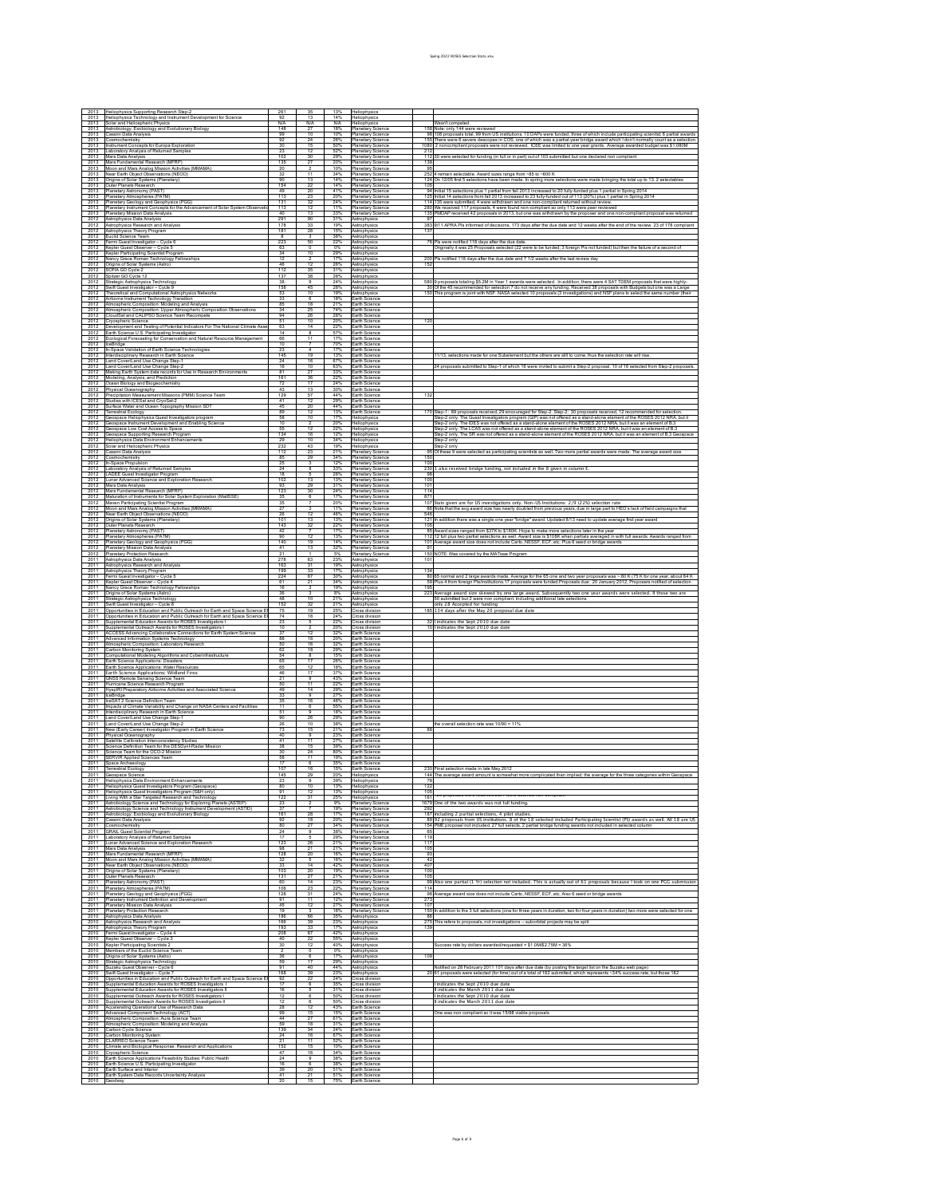| Year | Program | Submitted | Selected | % | Division | | Notes |
|---|---|---|---|---|---|---|---|
| 2013 | Heliophysics Supporting Research Step-2 | 261 | 35 | 13% | Heliophysics | | |
| 2013 | Heliophysics Technology and Instrument Development for Science | 92 | 13 | 14% | Heliophysics | | |
| 2013 | Solar and Heliospheric Physics | N/A | N/A | N/A | Heliophysics | | Wasn't competed. |
| 2013 | Astrobiology: Exobiology and Evolutionary Biology | 148 | 27 | 18% | Planetary Science | 158 | Note: only 144 were reviewed |
| 2013 | Cassini Data Analysis | 99 | 10 | 10% | Planetary Science | 95 | 106 proposals total, 99 from US institutions. 10 DAPs were funded, three of which include participating scientist. 6 partial awards |
| 2013 | Cosmochemistry | 92 | 24 | 26% | Planetary Science | 155 | There were 6 severe descopes in COS, one of which was a partial-year bridge award which I don't normally count as a selection. |
| 2013 | Instrument Concepts for Europa Exploration | 30 | 15 | 50% | Planetary Science | 1000 | 2 noncompliant proposals were not reviewed. ICEE was limited to one year grants. Average awarded budget was $1.080M |
| 2013 | Laboratory Analysis of Returned Samples | 23 | 12 | 52% | Planetary Science | 212 | |
| 2013 | Mars Data Analysis | 103 | 30 | 29% | Planetary Science | 112 | 30 were selected for funding (in full or in part) out of 103 submitted but one declared non compliant |
| 2013 | Mars Fundamental Research (MFRP) | 135 | 27 | 20% | Planetary Science | 136 | |
| 2013 | Moon and Mars Analog Mission Activities (MMAMA) | 20 | 2 | 10% | Planetary Science | 95 | |
| 2013 | Near Earth Object Observations (NEOO) | 32 | 11 | 34% | Planetary Science | 252 | 4 remain selectable. Award sizes range from ~85 to ~600 K |
| 2013 | Origins of Solar Systems (Planetary) | 90 | 13 | 14% | Planetary Science | 124 | On 12/05 first 5 selections have been made. In spring more selections were made bringing the total up to 13. 2 selectables |
| 2013 | Outer Planets Research | 154 | 22 | 14% | Planetary Science | 105 | |
| 2013 | Planetary Astronomy (PAST) | 49 | 20 | 41% | Planetary Science | 94 | Initial 15 selections plus 1 partial from fall 2013 increased to 20 fully-funded plus 1 partial in Spring 2014 |
| 2013 | Planetary Atmospheres (PATM) | 113 | 23 | 20% | Planetary Science | 125 | Initial 14 selections from fall 2013 increased to 23 fully-funded out of 113 (20%) plus 1 partial in Spring 2014 |
| 2013 | Planetary Geology and Geophysics (PGG) | 131 | 32 | 24% | Planetary Science | 114 | 135 were submitted, 4 were withdrawn and one non-compliant returned without review. |
| 2013 | Planetary Instrument Concepts for the Advancement of Solar System Observatio | 113 | 12 | 11% | Planetary Science | 260 | We received 117 proposals; 4 were found non-compliant so only 113 were peer reviewed |
| 2013 | Planetary Mission Data Analysis | 40 | 13 | 33% | Planetary Science | 135 | PMDAP received 42 proposals in 2013, but one was withdrawn by the proposer and one non-compliant proposal was returned |
| 2012 | Astrophysics Data Analysis | 291 | 90 | 31% | Astrophysics | 97 | |
| 2012 | Astrophysics Research and Analysis | 178 | 33 | 19% | Astrophysics | 383 | 9/11 APRA PIs informed of decisions, 173 days after the due date and 12 weeks after the end of the review. 23 of 178 compliant |
| 2012 | Astrophysics Theory Program | 181 | 28 | 15% | Astrophysics | 137 | |
| 2012 | Euclid Science Team | 8 | 3 | 38% | Astrophysics | | |
| 2012 | Fermi Guest Investigator – Cycle 6 | 223 | 50 | 22% | Astrophysics | 76 | PIs were notified 118 days after the due date. |
| 2012 | Kepler Guest Observer – Cycle 5 | 63 | 0 | 0% | Astrophysics | | Originally it was 25 Proposals selected (22 were to be funded; 3 foreign PIs not funded) but then the failure of a second of |
| 2012 | Kepler Participating Scientist Program | 34 | 10 | 29% | Astrophysics | | |
| 2012 | Nancy Grace Roman Technology Fellowships | 12 | 2 | 17% | Astrophysics | 200 | PIs notified 118 days after the due date and 7 1/2 weeks after the last review day |
| 2012 | Origins of Solar Systems (Astro) | 46 | 12 | 26% | Astrophysics | 152 | |
| 2012 | SOFIA GO Cycle 2 | 112 | 35 | 31% | Astrophysics | | |
| 2012 | Spitzer GO Cycle 12 | 137 | 38 | 28% | Astrophysics | | |
| 2012 | Strategic Astrophysics Technology | 38 | 9 | 24% | Astrophysics | 580 | 9 proposals totaling $5.3M in Year 1 awards were selected. In addition, there were 4 SAT TDEM proposals that were highly- |
| 2012 | Swift Guest Investigator – Cycle 9 | 156 | 45 | 29% | Astrophysics | 30 | Of the 45 recommended for selection 7 do not receive any funding. Received 38 proposals with Budgets but one was a Large |
| 2012 | Theoretical and Computational Astrophysics Networks | 53 | 10 | 19% | Astrophysics | 150 | This program is joint with NSF. NASA selected 10 proposals (3 investigations) and NSF plans to select the same number (their |
| 2012 | Airborne Instrument Technology Transition | 33 | 6 | 18% | Earth Science | | |
| 2012 | Atmospheric Composition: Modeling and Analysis | 85 | 18 | 21% | Earth Science | | |
| 2012 | Atmospheric Composition: Upper Atmospheric Composition Observations | 34 | 25 | 74% | Earth Science | | |
| 2012 | CloudSat and CALIPSO Science Team Recompete | 94 | 26 | 28% | Earth Science | | |
| 2012 | Cryospheric Science | 51 | 10 | 20% | Earth Science | 120 | |
| 2012 | Development and Testing of Potential Indicators For The National Climate Asse | 63 | 14 | 22% | Earth Science | | |
| 2012 | Earth Science U.S. Participating Investigator | 14 | 8 | 57% | Earth Science | | |
| 2012 | Ecological Forecasting for Conservation and Natural Resource Management | 66 | 11 | 17% | Earth Science | | |
| 2012 | IceBridge | 10 | 7 | 70% | Earth Science | | |
| 2012 | In-Space Validation of Earth Science Technologies | 23 | 4 | 17% | Earth Science | | |
| 2012 | Interdisciplinary Research in Earth Science | 145 | 19 | 13% | Earth Science | | 11/13, selections made for one Subelement but the others are still to come, thus the selection rate will rise. |
| 2012 | Land Cover/Land Use Change Step-1 | 24 | 16 | 67% | Earth Science | | |
| 2012 | Land Cover/Land Use Change Step-2 | 16 | 10 | 63% | Earth Science | | 24 proposals submitted to Step-1 of which 16 were invited to submit a Step-2 proposal. 10 of 16 selected from Step-2 proposals. |
| 2012 | Making Earth System data records for Use in Research Environments | 81 | 27 | 33% | Earth Science | | |
| 2012 | Modeling, Analysis, and Prediction | 161 | 36 | 22% | Earth Science | | |
| 2012 | Ocean Biology and Biogeochemistry | 72 | 17 | 24% | Earth Science | | |
| 2012 | Physical Oceanography | 43 | 13 | 30% | Earth Science | | |
| 2012 | Precipitation Measurement Missions (PMM) Science Team | 129 | 57 | 44% | Earth Science | 132 | |
| 2012 | Studies with ICESat and CryoSat-2 | 41 | 12 | 29% | Earth Science | | |
| 2012 | Surface Water and Ocean Topography Mission SDT | 45 | 20 | 44% | Earth Science | | |
| 2012 | Terrestrial Ecology | 89 | 12 | 13% | Earth Science | 170 | Step-1: 89 proposals received, 29 encouraged for Step-2. Step-2: 30 proposals received, 12 recommended for selection. |
| 2012 | Geospace Heliophysics Guest Investigators program | 58 | 10 | 17% | Heliophysics | | Step-2 only. The Guest Investigators program (GIP) was not offered as a stand-alone element of the ROSES 2012 NRA, but it |
| 2012 | Geospace Instrument Development and Enabling Science | 10 | 2 | 20% | Heliophysics | | Step-2 only. The IDES was not offered as a stand-alone element of the ROSES 2012 NRA, but it was an element of B.3 |
| 2012 | Geospace Low Cost Access to Space | 55 | 12 | 22% | Heliophysics | | Step-2 only. The LCAS was not offered as a stand-alone element of the ROSES 2012 NRA, but it was an element of B.3 |
| 2012 | Geospace Supporting Research Program | 134 | 16 | 12% | Heliophysics | | Step-2 only. The SR was not offered as a stand-alone element of the ROSES 2012 NRA, but it was an element of B.3 Geospace |
| 2012 | Heliophysics Data Environment Enhancements | 29 | 10 | 34% | Heliophysics | | Step-2 only |
| 2012 | Solar and Heliospheric Physics | 232 | 43 | 19% | Heliophysics | | Step-2 only |
| 2012 | Cassini Data Analysis | 112 | 23 | 21% | Planetary Science | 95 | Of these 9 were selected as participating scientists as well. Two more partial awards were made. The average award size |
| 2012 | Cosmochemistry | 85 | 29 | 34% | Planetary Science | 150 | |
| 2012 | In-Space Propulsion | 25 | 3 | 12% | Planetary Science | 100 | |
| 2012 | Laboratory Analysis of Returned Samples | 24 | 8 | 33% | Planetary Science | 230 | 1 also received bridge funding, not included in the 8 given in column E. |
| 2012 | LADEE Guest Investigator Program | 18 | 5 | 28% | Planetary Science | 98 | |
| 2012 | Lunar Advanced Science and Exploration Research | 102 | 13 | 13% | Planetary Science | 100 | |
| 2012 | Mars Data Analysis | 93 | 29 | 31% | Planetary Science | 101 | |
| 2012 | Mars Fundamental Research (MFRP) | 123 | 30 | 24% | Planetary Science | 114 | |
| 2012 | Maturation of Instruments for Solar System Exploration (MatISSE) | 35 | 6 | 17% | Planetary Science | 871 | |
| 2012 | Maven Participating Scientist Program | 35 | 7 | 20% | Planetary Science | 107 | Stats given are for US investigations only. Non-US Institutions: 2/9 (22%) selection rate |
| 2012 | Moon and Mars Analog Mission Activities (MMAMA) | 27 | 3 | 11% | Planetary Science | 86 | Note that the avg award size has nearly doubled from previous years, due in large part to HEO's lack of field campaigns that |
| 2012 | Near Earth Object Observations (NEOO) | 26 | 12 | 46% | Planetary Science | 546 | |
| 2012 | Origins of Solar Systems (Planetary) | 101 | 13 | 13% | Planetary Science | 121 | In addition there was a single one year "bridge" award. Updated 8/13 need to update average first year award |
| 2012 | Outer Planets Research | 143 | 32 | 22% | Planetary Science | 105 | |
| 2012 | Planetary Astronomy (PAST) | 42 | 7 | 17% | Planetary Science | 85 | Award sizes ranged from $37K to $160K. Hope to make more selections later in the year |
| 2012 | Planetary Atmospheres (PATM) | 90 | 12 | 13% | Planetary Science | 113 | 12 full plus two partial selections as well. Award size is $108K when partials averaged in with full awards. Awards ranged from |
| 2012 | Planetary Geology and Geophysics (PGG) | 140 | 19 | 14% | Planetary Science | 101 | Average award size does not include Carto, NESSF, ECF, etc. Plus 6 seed or bridge awards |
| 2012 | Planetary Mission Data Analysis | 41 | 13 | 32% | Planetary Science | 91 | |
| 2012 | Planetary Protection Research | 21 | 1 | 5% | Planetary Science | 150 | NOTE: Was covered by the MATisse Program |
| 2011 | Astrophysics Data Analysis | 278 | 63 | 23% | Astrophysics | 101 | |
| 2011 | Astrophysics Research and Analysis | 163 | 31 | 19% | Astrophysics | | |
| 2011 | Astrophysics Theory Program | 199 | 33 | 17% | Astrophysics | 134 | |
| 2011 | Fermi Guest Investigator – Cycle 5 | 224 | 67 | 30% | Astrophysics | 80 | 65 normal and 2 large awards made. Average for the 65 one and two year proposals was ~ 80 K (75 K for one year, about 84 K |
| 2011 | Kepler Guest Observer – Cycle 4 | 61 | 21 | 34% | Astrophysics | 59 | Plus 4 from foreign PIs/institutions.17 proposals were funded.Proposals due: 20 January 2012. Proposers notified of selection |
| 2011 | Nancy Grace Roman Technology Fellowships | 16 | 3 | 19% | Astrophysics | 155 | |
| 2011 | Origins of Solar Systems (Astro) | 36 | 3 | 8% | Astrophysics | 223 | Average award size skewed by one large award. Subsequently two one year awards were selected. If those two are |
| 2011 | Strategic Astrophysics Technology | 48 | 10 | 21% | Astrophysics | | 50 submitted but 2 were non compliant. Including additional late selections |
| 2011 | Swift Guest Investigator – Cycle 8 | 152 | 32 | 21% | Astrophysics | | only 28 Accepted for funding |
| 2011 | Opportunities in Education and Public Outreach for Earth and Space Science EP | 75 | 19 | 25% | Cross division | 185 | 134 days after the May 20 proposal due date |
| 2011 | Opportunities in Education and Public Outreach for Earth and Space Science EP | 74 | 18 | 24% | Cross division | | |
| 2011 | Supplemental Education Awards for ROSES Investigators I | 23 | 5 | 22% | Cross division | 32 | I indicates the Sept 2010 due date |
| 2011 | Supplemental Outreach Awards for ROSES Investigators I | 10 | 2 | 20% | Cross division | 10 | I indicates the Sept 2010 due date |
| 2011 | ACCESS Advancing Collaborative Connections for Earth System Science | 37 | 12 | 32% | Earth Science | | |
| 2011 | Advanced Information Systems Technology | 88 | 18 | 20% | Earth Science | | |
| 2011 | Atmospheric Composition: Laboratory Research | 50 | 16 | 32% | Earth Science | | |
| 2011 | Carbon Monitoring System | 62 | 18 | 29% | Earth Science | | |
| 2011 | Computational Modeling Algorithms and Cyberinfrastructure | 54 | 8 | 15% | Earth Science | | |
| 2011 | Earth Science Applications: Disasters | 65 | 17 | 26% | Earth Science | | |
| 2011 | Earth Science Applications: Water Resources | 65 | 12 | 18% | Earth Science | | |
| 2011 | Earth Science Applications: Wildland Fires | 46 | 17 | 37% | Earth Science | | |
| 2011 | GNSS Remote Sensing Science Team | 21 | 9 | 43% | Earth Science | | |
| 2011 | Hurricane Science Research Program | 50 | 11 | 22% | Earth Science | | |
| 2011 | HyspIRI Preparatory Airborne Activities and Associated Science | 49 | 14 | 29% | Earth Science | | |
| 2011 | IceBridge | 33 | 9 | 27% | Earth Science | | |
| 2011 | ICESat 2 Science Definition Team | 35 | 16 | 46% | Earth Science | | |
| 2011 | Impacts of Climate Variability and Change on NASA Centers and Facilities | 11 | 6 | 55% | Earth Science | | |
| 2011 | Interdisciplinary Research in Earth Science | 51 | 9 | 18% | Earth Science | | |
| 2011 | Land Cover/Land Use Change Step-1 | 90 | 26 | 29% | Earth Science | | |
| 2011 | Land Cover/Land Use Change Step-2 | 26 | 10 | 38% | Earth Science | | the overall selection rate was 10/90 = 11% |
| 2011 | New (Early Career) Investigator Program in Earth Science | 73 | 15 | 21% | Earth Science | 88 | |
| 2011 | Physical Oceanography | 40 | 9 | 23% | Earth Science | | |
| 2011 | Satellite Calibration Interconsistency Studies | 41 | 11 | 27% | Earth Science | | |
| 2011 | Science Definition Team for the DESDynI-Radar Mission | 38 | 15 | 39% | Earth Science | | |
| 2011 | Science Team for the OCO-2 Mission | 30 | 24 | 80% | Earth Science | | |
| 2011 | SERVIR Applied Sciences Team | 58 | 11 | 19% | Earth Science | | |
| 2011 | Space Archaeology | 17 | 6 | 35% | Earth Science | | |
| 2011 | Terrestrial Ecology | 107 | 16 | 15% | Earth Science | 230 | Final selection made in late May 2012 |
| 2011 | Geospace Science | 145 | 29 | 20% | Heliophysics | 144 | The average award amount is somewhat more complicated than implied: the average for the three categories within Geospace |
| 2011 | Heliophysics Data Environment Enhancements | 23 | 9 | 39% | Heliophysics | 78 | |
| 2011 | Heliophysics Guest Investigators Program (Geospace) | 80 | 10 | 13% | Heliophysics | 122 | |
| 2011 | Heliophysics Guest Investigators Program (S&H only) | 91 | 12 | 13% | Heliophysics | 105 | |
| 2011 | Living With a Star Targeted Research and Technology | 122 | 31 | 25% | Heliophysics | 161 | |
| 2011 | Astrobiology Science and Technology for Exploring Planets (ASTEP) | 23 | 2 | 9% | Planetary Science | 1679 | One of the two awards was not full funding. |
| 2011 | Astrobiology Science and Technology Instrument Development (ASTID) | 37 | 7 | 19% | Planetary Science | 292 | |
| 2011 | Astrobiology: Exobiology and Evolutionary Biology | 161 | 28 | 17% | Planetary Science | 187 | including 2 partial selections, 4 pilot studies. |
| 2011 | Cassini Data Analysis | 92 | 18 | 20% | Planetary Science | 89 | 92 proposals from US institutions. 8 of the 18 selected included Participating Scientist (PS) awards as well. All 18 are US |
| 2011 | Cosmochemistry | 80 | 27 | 34% | Planetary Science | 154 | PME proposal not included. 27 full selects, 2 partial bridge funding awards not included in selected column |
| 2011 | GRAIL Guest Scientist Program | 24 | 9 | 38% | Planetary Science | 65 | |
| 2011 | Laboratory Analysis of Returned Samples | 17 | 5 | 29% | Planetary Science | 119 | |
| 2011 | Lunar Advanced Science and Exploration Research | 123 | 26 | 21% | Planetary Science | 117 | |
| 2011 | Mars Data Analysis | 98 | 21 | 21% | Planetary Science | 105 | |
| 2011 | Mars Fundamental Research (MFRP) | 128 | 20 | 16% | Planetary Science | 93 | |
| 2011 | Moon and Mars Analog Mission Activities (MMAMA) | 32 | 5 | 16% | Planetary Science | 42 | |
| 2011 | Near Earth Object Observations (NEOO) | 33 | 14 | 42% | Planetary Science | 407 | |
| 2011 | Origins of Solar Systems (Planetary) | 103 | 20 | 19% | Planetary Science | 100 | |
| 2011 | Outer Planets Research | 131 | 27 | 21% | Planetary Science | 105 | |
| 2011 | Planetary Astronomy (PAST) | 60 | 14 | 23% | Planetary Science | 99 | Also one partial (1 Yr) selection not included. This is actually out of 61 proposals because I took on one PGG submission |
| 2011 | Planetary Atmospheres (PATM) | 108 | 23 | 22% | Planetary Science | 114 | |
| 2011 | Planetary Geology and Geophysics (PGG) | 128 | 31 | 24% | Planetary Science | 98 | Average award size does not include Carto, NESSF, ECF, etc. Also 6 seed or bridge awards |
| 2011 | Planetary Instrument Definition and Development | 91 | 11 | 12% | Planetary Science | 273 | |
| 2011 | Planetary Mission Data Analysis | 45 | 12 | 27% | Planetary Science | 107 | |
| 2011 | Planetary Protection Research | 19 | 3 | 16% | Planetary Science | 150 | In addition to the 3 full selections (one for three years in duration, two for four years in duration) two more were selected for one |
| 2010 | Astrophysics Data Analysis | 188 | 66 | 35% | Astrophysics | 86 | |
| 2010 | Astrophysics Research and Analysis | 166 | 39 | 23% | Astrophysics | 275 | This refers to proposals, not investigations -- subonbital projects may be split |
| 2010 | Astrophysics Theory Program | 193 | 33 | 17% | Astrophysics | 139 | |
| 2010 | Fermi Guest Investigator – Cycle 4 | 208 | 87 | 42% | Astrophysics | | |
| 2010 | Kepler Guest Observer – Cycle 3 | 40 | 22 | 55% | Astrophysics | | |
| 2010 | Kepler Participating Scientists 2 | 30 | 12 | 40% | Astrophysics | | Success rate by dollars awarded/requested = $1.0M/$2.75M = 36% |
| 2010 | Members of the Euclid Science Team | 2 | 0 | 0% | Astrophysics | | |
| 2010 | Origins of Solar Systems (Astro) | 36 | 6 | 17% | Astrophysics | 109 | |
| 2010 | Strategic Astrophysics Technology | 59 | 17 | 29% | Astrophysics | | |
| 2010 | Suzaku Guest Observer – Cycle 6 | 91 | 40 | 44% | Astrophysics | | Notified on 28 February 2011 101 days after due date (by posting the target list on the Suzaku web page) |
| 2010 | Swift Guest Investigator – Cycle 7 | 168 | 39 | 23% | Astrophysics | 20 | 61 proposals were selected (for time) out of a total of 182 submitted, which represents ~34% success rate, but those 182 |
| 2010 | Opportunities in Education and Public Outreach for Earth and Space Science EP | 92 | 22 | 24% | Cross division | | |
| 2010 | Supplemental Education Awards for ROSES Investigators I | 17 | 6 | 35% | Cross division | | I indicates the Sept 2010 due date |
| 2010 | Supplemental Education Awards for ROSES Investigators II | 16 | 5 | 31% | Cross division | | II indicates the March 2011 due date |
| 2010 | Supplemental Outreach Awards for ROSES Investigators I | 12 | 6 | 50% | Cross division | | I indicates the Sept 2010 due date |
| 2010 | Supplemental Outreach Awards for ROSES Investigators II | 12 | 6 | 50% | Cross division | | II indicates the March 2011 due date |
| 2010 | Accelerating Operational Use of Research Data | 28 | 12 | 43% | Earth Science | | |
| 2010 | Advanced Component Technology (ACT) | 99 | 15 | 15% | Earth Science | | One was non compliant so it was 15/98 viable proposals |
| 2010 | Atmospheric Composition: Aura Science Team | 44 | 27 | 61% | Earth Science | | |
| 2010 | Atmospheric Composition: Modeling and Analysis | 59 | 18 | 31% | Earth Science | | |
| 2010 | Carbon Cycle Science | 139 | 34 | 24% | Earth Science | | |
| 2010 | Carbon Monitoring System | 24 | 16 | 67% | Earth Science | | |
| 2010 | CLARREO Science Team | 21 | 11 | 52% | Earth Science | | |
| 2010 | Climate and Biological Response: Research and Applications | 152 | 15 | 10% | Earth Science | | |
| 2010 | Cryospheric Science | 47 | 16 | 34% | Earth Science | | |
| 2010 | Earth Science Applications Feasibility Studies: Public Health | 24 | 9 | 38% | Earth Science | | |
| 2010 | Earth Science U.S. Participating Investigator | 16 | 6 | 38% | Earth Science | | |
| 2010 | Earth Surface and Interior | 39 | 20 | 51% | Earth Science | | |
| 2010 | Earth System Data Records Uncertainty Analysis | 41 | 21 | 51% | Earth Science | | |
| 2010 | Geodesy | 20 | 15 | 75% | Earth Science | | |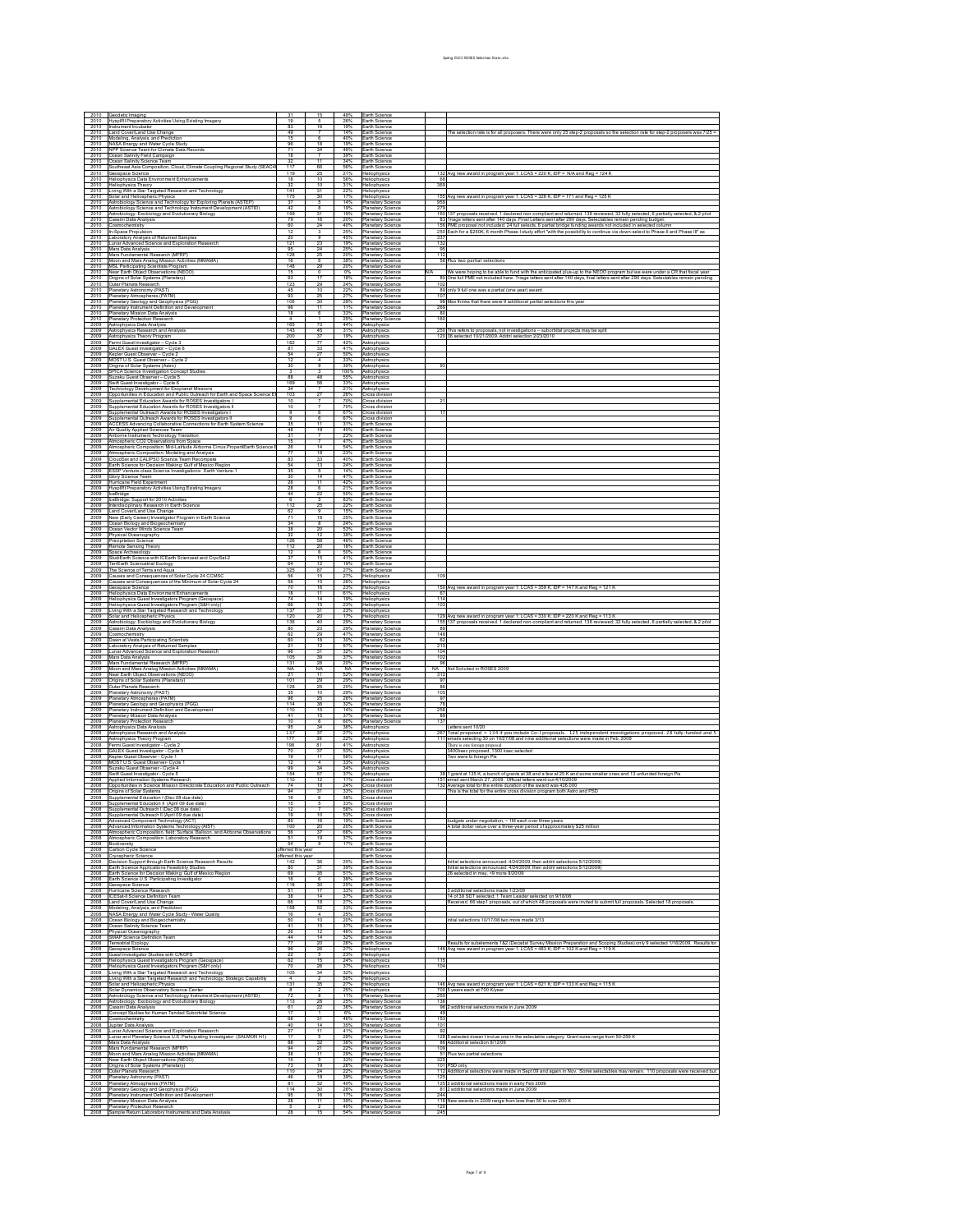| Year | Program | Proposals | Selected | Rate | Division | | Notes |
|---|---|---|---|---|---|---|---|
| 2010 | Geodetic Imaging | 31 | 15 | 48% | Earth Science | | |
| 2010 | HyspIRI Preparatory Activities Using Existing Imagery | 19 | 5 | 26% | Earth Science | | |
| 2010 | Instrument Incubator | 83 | 16 | 19% | Earth Science | | |
| 2010 | Land Cover/Land Use Change | 49 | 7 | 14% | Earth Science | | The selection rate is for all proposers. There were only 25 step-2 proposals so the selection rate for step-2 proposers was 7/25 = |
| 2010 | Modeling, Analysis, and Prediction | 15 | 6 | 40% | Earth Science | | |
| 2010 | NASA Energy and Water Cycle Study | 96 | 18 | 19% | Earth Science | | |
| 2010 | NPP Science Team for Climate Data Records | 71 | 34 | 48% | Earth Science | | |
| 2010 | Ocean Salinity Field Campaign | 18 | 7 | 39% | Earth Science | | |
| 2010 | Ocean Salinity Science Team | 32 | 11 | 34% | Earth Science | | |
| 2010 | Southeast Asia Composition, Cloud, Climate Coupling Regional Study (SEAC4 | 117 | 66 | 56% | Earth Science | | |
| 2010 | Geospace Science | 119 | 25 | 21% | Heliophysics | 132 | Avg new award in program year 1: LCAS = 220 K; IDP = N/A and Reg = 124 K |
| 2010 | Heliophysics Data Environment Enhancements | 18 | 10 | 56% | Heliophysics | 68 | |
| 2010 | Heliophysics Theory | 32 | 10 | 31% | Heliophysics | 369 | |
| 2010 | Living With a Star Targeted Research and Technology | 141 | 31 | 22% | Heliophysics | | |
| 2010 | Solar and Heliospheric Physics | 175 | 30 | 17% | Heliophysics | 155 | Avg new award in program year 1: LCAS = 326 K; IDP = 171 and Reg = 125 K |
| 2010 | Astrobiology Science and Technology for Exploring Planets (ASTEP) | 37 | 5 | 14% | Planetary Science | 959 | |
| 2010 | Astrobiology Science and Technology Instrument Development (ASTID) | 42 | 8 | 19% | Planetary Science | 279 | |
| 2010 | Astrobiology: Exobiology and Evolutionary Biology | 159 | 31 | 19% | Planetary Science | 160 | 137 proposals received; 1 declared non-compliant and returned; 136 reviewed; 32 fully selected, 8 partially selected, & 2 pilot |
| 2010 | Cassini Data Analysis | 79 | 16 | 20% | Planetary Science | 83 | Triage letters sent after 140 days. Final Letters sent after 290 days. Selectables remain pending budget. |
| 2010 | Cosmochemistry | 60 | 24 | 40% | Planetary Science | 155 | PME proposal not included. 24 full selects, 6 partial bridge funding awards not included in selected column |
| 2010 | In-Space Propulsion | 12 | 3 | 25% | Planetary Science | 250 | Each for a $250K, 6 month Phase-I study effort "with the possibility to continue via down-select to Phase II and Phase III" as |
| 2010 | Laboratory Analysis of Returned Samples | 20 | 9 | 45% | Planetary Science | 337 | |
| 2010 | Lunar Advanced Science and Exploration Research | 121 | 23 | 19% | Planetary Science | 132 | |
| 2010 | Mars Data Analysis | 95 | 24 | 25% | Planetary Science | 95 | |
| 2010 | Mars Fundamental Research (MFRP) | 128 | 25 | 20% | Planetary Science | 112 | |
| 2010 | Moon and Mars Analog Mission Activities (MMAMA) | 16 | 6 | 38% | Planetary Science | 58 | Plus two partial selections |
| 2010 | MSL Participating Scientists Program | 148 | 29 | 20% | Planetary Science | | |
| 2010 | Near Earth Object Observations (NEOO) | 15 | 0 | 0% | Planetary Science | N/A | We were hoping to be able to fund with the anticipated plus-up to the NEOO program but we were under a CR that fiscal year |
| 2010 | Origins of Solar Systems (Planetary) | 93 | 17 | 18% | Planetary Science | 80 | One full PME not included here. Triage letters sent after 140 days, final letters sent after 290 days. Selectables remain pending |
| 2010 | Outer Planets Research | 123 | 29 | 24% | Planetary Science | 102 | |
| 2010 | Planetary Astronomy (PAST) | 45 | 10 | 22% | Planetary Science | 89 | only 9 full one was a partial (one year) award |
| 2010 | Planetary Atmospheres (PATM) | 93 | 25 | 27% | Planetary Science | 107 | |
| 2010 | Planetary Geology and Geophysics (PGG) | 106 | 30 | 28% | Planetary Science | 96 | Max thinks that there were 9 additional partial selections this year |
| 2010 | Planetary Instrument Definition and Development | 96 | 11 | 11% | Planetary Science | 269 | |
| 2010 | Planetary Mission Data Analysis | 18 | 6 | 33% | Planetary Science | 80 | |
| 2010 | Planetary Protection Research | 4 | 1 | 25% | Planetary Science | 160 | |
| 2009 | Astrophysics Data Analysis | 165 | 73 | 44% | Astrophysics | | |
| 2009 | Astrophysics Research and Analysis | 143 | 45 | 31% | Astrophysics | 250 | This refers to proposals, not investigations -- suborbital projects may be split |
| 2009 | Astrophysics Theory Program | 200 | 37 | 19% | Astrophysics | 120 | 36 selected 10/21/2009. Addtl selection 2/23/2010 |
| 2009 | Fermi Guest Investigator – Cycle 3 | 182 | 77 | 42% | Astrophysics | | |
| 2009 | GALEX Guest Investigator – Cycle 6 | 81 | 33 | 41% | Astrophysics | | |
| 2009 | Kepler Guest Observer – Cycle 2 | 54 | 27 | 50% | Astrophysics | | |
| 2009 | MOST U.S. Guest Observer – Cycle 2 | 12 | 4 | 33% | Astrophysics | | |
| 2009 | Origins of Solar Systems (Astro) | 30 | 9 | 30% | Astrophysics | 93 | |
| 2009 | SPICA Science Investigation Concept Studies | 3 | 3 | 100% | Astrophysics | | |
| 2009 | Suzaku Guest Observer – Cycle 5 | 88 | 48 | 55% | Astrophysics | | |
| 2009 | Swift Guest Investigator – Cycle 6 | 169 | 56 | 33% | Astrophysics | | |
| 2009 | Technology Development for Exoplanet Missions | 34 | 7 | 21% | Astrophysics | | |
| 2009 | Opportunities in Education and Public Outreach for Earth and Space Science E | 103 | 27 | 26% | Cross division | | |
| 2009 | Supplemental Education Awards for ROSES Investigators I | 10 | 7 | 70% | Cross division | 21 | |
| 2009 | Supplemental Education Awards for ROSES Investigators II | 10 | 7 | 70% | Cross division | | |
| 2009 | Supplemental Outreach Awards for ROSES Investigators I | 9 | 6 | 67% | Cross division | 17 | |
| 2009 | Supplemental Outreach Awards for ROSES Investigators II | 9 | 6 | 67% | Cross division | | |
| 2009 | ACCESS Advancing Collaborative Connections for Earth System Science | 35 | 11 | 31% | Earth Science | | |
| 2009 | Air Quality Applied Sciences Team | 48 | 19 | 40% | Earth Science | | |
| 2009 | Airborne Instrument Technology Transition | 31 | 7 | 23% | Earth Science | | |
| 2009 | Atmospheric CO2 Observations from Space | 15 | 7 | 47% | Earth Science | | |
| 2009 | Atmospheric Composition: Mid-Latitude Airborne Cirrus PropertiEarth Science E | 26 | 14 | 54% | Earth Science | | |
| 2009 | Atmospheric Composition: Modeling and Analysis | 77 | 18 | 23% | Earth Science | | |
| 2009 | CloudSat and CALIPSO Science Team Recompete | 83 | 33 | 40% | Earth Science | | |
| 2009 | Earth Science for Decision Making: Gulf of Mexico Region | 54 | 13 | 24% | Earth Science | | |
| 2009 | ESSP Venture-class Science Investigations: Earth Venture-1 | 35 | 5 | 14% | Earth Science | | |
| 2009 | Glory Science Team | 30 | 14 | 47% | Earth Science | | |
| 2009 | Hurricane Field Experiment | 26 | 11 | 42% | Earth Science | | |
| 2009 | HyspIRI Preparatory Activities Using Existing Imagery | 28 | 6 | 21% | Earth Science | | |
| 2009 | IceBridge | 44 | 22 | 50% | Earth Science | | |
| 2009 | IceBridge: Support for 2010 Activities | 6 | 5 | 83% | Earth Science | | |
| 2009 | Interdisciplinary Research in Earth Science | 112 | 25 | 22% | Earth Science | | |
| 2009 | Land Cover/Land Use Change | 62 | 9 | 15% | Earth Science | | |
| 2009 | New (Early Career) Investigator Program in Earth Science | 71 | 18 | 25% | Earth Science | | |
| 2009 | Ocean Biology and Biogeochemistry | 34 | 8 | 24% | Earth Science | | |
| 2009 | Ocean Vector Winds Science Team | 38 | 20 | 53% | Earth Science | | |
| 2009 | Physical Oceanography | 32 | 12 | 38% | Earth Science | | |
| 2009 | Precipitation Science | 126 | 58 | 46% | Earth Science | | |
| 2009 | Remote Sensing Theory | 112 | 20 | 18% | Earth Science | | |
| 2009 | Space Archaeology | 12 | 6 | 50% | Earth Science | | |
| 2009 | Studies with ICESat and CryoSat-2 | 37 | 15 | 41% | Earth Science | | |
| 2009 | Studies with ICEsat and CryoSat-2 | 64 | 12 | 19% | Earth Science | | |
| 2009 | The Science of Terra and Aqua | 325 | 87 | 27% | Earth Science | | |
| 2009 | Causes and Consequences of Solar Cycle 24 CCMSC | 56 | 15 | 27% | Heliophysics | 109 | |
| 2009 | Causes and Consequences of the Minimum of Solar Cycle 24 | 58 | 15 | 26% | Heliophysics | | |
| 2009 | Geospace Science | 70 | 16 | 23% | Heliophysics | 150 | Avg new award in program year 1: LCAS = 359 K; IDP = 147 K and Reg = 121 K |
| 2009 | Heliophysics Data Environment Enhancements | 18 | 11 | 61% | Heliophysics | 67 | |
| 2009 | Heliophysics Guest Investigators Program (Geospace) | 74 | 14 | 19% | Heliophysics | 114 | |
| 2009 | Heliophysics Guest Investigators Program (S&H only) | 66 | 15 | 23% | Heliophysics | 103 | |
| 2009 | Living With a Star Targeted Research and Technology | 137 | 31 | 23% | Heliophysics | | |
| 2009 | Solar and Heliospheric Physics | 120 | 20 | 17% | Heliophysics | 129 | Avg new award in program year 1: LCAS = 330 K; IDP = 220 K and Reg = 113 K |
| 2009 | Astrobiology: Exobiology and Evolutionary Biology | 136 | 40 | 29% | Planetary Science | 155 | 137 proposals received; 1 declared non-compliant and returned; 136 reviewed; 32 fully selected, 8 partially selected, & 2 pilot |
| 2009 | Cassini Data Analysis | 80 | 23 | 29% | Planetary Science | 69 | |
| 2009 | Cosmochemistry | 62 | 29 | 47% | Planetary Science | 148 | |
| 2009 | Dawn at Vesta Participating Scientists | 60 | 18 | 30% | Planetary Science | 82 | |
| 2009 | Laboratory Analysis of Returned Samples | 21 | 12 | 57% | Planetary Science | 215 | |
| 2009 | Lunar Advanced Science and Exploration Research | 96 | 31 | 32% | Planetary Science | 104 | |
| 2009 | Mars Data Analysis | 105 | 39 | 37% | Planetary Science | 102 | |
| 2009 | Mars Fundamental Research (MFRP) | 131 | 26 | 20% | Planetary Science | 96 | |
| 2009 | Moon and Mars Analog Mission Activities (MMAMA) | NA | NA | NA | Planetary Science | NA | Not Solicited in ROSES 2009 |
| 2009 | Near Earth Object Observations (NEOO) | 21 | 11 | 52% | Planetary Science | 312 | |
| 2009 | Origins of Solar Systems (Planetary) | 101 | 29 | 29% | Planetary Science | 97 | |
| 2009 | Outer Planets Research | 128 | 25 | 20% | Planetary Science | 66 | |
| 2009 | Planetary Astronomy (PAST) | 35 | 10 | 29% | Planetary Science | 105 | |
| 2009 | Planetary Atmospheres (PATM) | 96 | 25 | 26% | Planetary Science | 97 | |
| 2009 | Planetary Geology and Geophysics (PGG) | 114 | 36 | 32% | Planetary Science | 76 | |
| 2009 | Planetary Instrument Definition and Development | 110 | 15 | 14% | Planetary Science | 258 | |
| 2009 | Planetary Mission Data Analysis | 41 | 15 | 37% | Planetary Science | 89 | |
| 2009 | Planetary Protection Research | 10 | 6 | 60% | Planetary Science | 137 | |
| 2008 | Astrophysics Data Analysis | 95 | 34 | 36% | Astrophysics | | Letters sent 10/20 |
| 2008 | Astrophysics Research and Analysis | 137 | 37 | 27% | Astrophysics | 287 | Total proposed = 134 if you include Co-I proposals. 125 independent investigations proposed. 28 fully-funded and 5 |
| 2008 | Astrophysics Theory Program | 177 | 39 | 22% | Astrophysics | 111 | emails selecting 30 on 10/27/08 and nine additional selections were made in Feb. 2009 |
| 2008 | Fermi Guest Investigator - Cycle 2 | 196 | 81 | 41% | Astrophysics | | There is one foreign proposal |
| 2008 | GALEX Guest Investigator - Cycle 5 | 70 | 37 | 53% | Astrophysics | | 3400ksec proposed, 1200 ksec selected |
| 2008 | Kepler Guest Observer - Cycle 1 | 19 | 11 | 58% | Astrophysics | | Two were to foreign PIs |
| 2008 | MOST U.S. Guest Observer- Cycle 1 | 12 | 4 | 33% | Astrophysics | | |
| 2008 | Suzaku Guest Observer - Cycle 4 | 99 | 34 | 34% | Astrophysics | | |
| 2008 | Swift Guest Investigator - Cycle 5 | 154 | 57 | 37% | Astrophysics | 38 | 1 grant at 135 K a bunch of grants at 36 and a few at 25 K and some smaller ones and 13 unfunded foreign PIs |
| 2008 | Applied Information Systems Research | 110 | 12 | 11% | Cross division | 151 | email sent March 27, 2009. Official letters went out 4/10/2009 |
| 2008 | Opportunities in Science Mission Directorate Education and Public Outreach | 74 | 18 | 24% | Cross division | 132 | Average total for the entire duration of the award was 426,000 |
| 2008 | Origins of Solar Systems | 94 | 31 | 33% | Cross division | | This is the total for the entire cross division program both Astro and PSD |
| 2008 | Supplemental Education I (Dec 08 due date) | 16 | 6 | 38% | Cross division | | |
| 2008 | Supplemental Education II (April 09 due date) | 15 | 5 | 33% | Cross division | | |
| 2008 | Supplemental Outreach I (Dec 08 due date) | 12 | 7 | 58% | Cross division | | |
| 2008 | Supplemental Outreach II (April 09 due date) | 19 | 10 | 53% | Cross division | | |
| 2008 | Advanced Component Technology (ACT) | 85 | 16 | 19% | Earth Science | | budgets under negotiation, ~1M each over three years |
| 2008 | Advanced Information Systems Technology (AIST) | 100 | 20 | 20% | Earth Science | | A total dollar value over a three-year period of approximately $25 million |
| 2008 | Atmospheric Composition, field: Surface, Balloon, and Airborne Observations | 56 | 37 | 66% | Earth Science | | |
| 2008 | Atmospheric Composition: Laboratory Research | 51 | 19 | 37% | Earth Science | | |
| 2008 | Biodiversity | 54 | 9 | 17% | Earth Science | | |
| 2008 | Carbon Cycle Science | offered this year | | | Earth Science | | |
| 2008 | Cryospheric Science | offered this year | | | Earth Science | | |
| 2008 | Decision Support through Earth Science Research Results | 142 | 36 | 25% | Earth Science | | Initial selections announced: 4/24/2009, then addnl selections 5/12/2009) |
| 2008 | Earth Science Applications Feasibility Studies | 80 | 31 | 39% | Earth Science | | Initial selections announced: 4/24/2009, then addnl selections 5/12/2009) |
| 2008 | Earth Science for Decision Making: Gulf of Mexico Region | 69 | 35 | 51% | Earth Science | | 26 selected in may, 19 more 8/2009 |
| 2008 | Earth Science U.S. Participating Investigator | 16 | 6 | 38% | Earth Science | | |
| 2008 | Geospace Science | 118 | 30 | 25% | Earth Science | | |
| 2008 | Hurricane Science Research | 51 | 17 | 33% | Earth Science | | 3 additional selections made 1/23/09 |
| 2008 | ICESat-II Science Definition Team | 38 | 14 | 37% | Earth Science | | 14 of 38 SDT selected; 1 Team Leader selected on 9/18/08 |
| 2008 | Land Cover/Land Use Change | 66 | 18 | 27% | Earth Science | | Received: 66 step1 proposals, out of which 48 proposals were invited to submit full proposals. Selected 18 proposals. |
| 2008 | Modeling, Analysis, and Prediction | 158 | 52 | 33% | Earth Science | | |
| 2008 | NASA Energy and Water Cycle Study - Water Quality | 16 | 4 | 25% | Earth Science | | |
| 2008 | Ocean Biology and Biogeochemistry | 50 | 10 | 20% | Earth Science | | intial selections 10/17/08 two more made 3/13 |
| 2008 | Ocean Salinity Science Team | 41 | 15 | 37% | Earth Science | | |
| 2008 | Physical Oceanography | 26 | 12 | 46% | Earth Science | | |
| 2008 | SMAP Science Definition Team | 44 | 14 | 32% | Earth Science | | |
| 2008 | Terrestrial Ecology | 77 | 20 | 26% | Earth Science | | Results for subelements 1&2 (Decadal Survey Mission Preparation and Scoping Studies) only 9 selected 1/16/2009. Results for |
| 2008 | Geospace Science | 96 | 26 | 27% | Heliophysics | 146 | Avg new award in program year 1: LCAS = 483 K; IDP = 102 K and Reg = 119 K |
| 2008 | Guest Investigator Studies with C/NOFS | 22 | 5 | 23% | Heliophysics | | |
| 2008 | Heliophysics Guest Investigators Program (Geospace) | 62 | 15 | 24% | Heliophysics | 115 | |
| 2008 | Heliophysics Guest Investigators Program (S&H only) | 70 | 26 | 37% | Heliophysics | 104 | |
| 2008 | Living With a Star Targeted Research and Technology | 105 | 34 | 32% | Heliophysics | | |
| 2008 | Living With a Star Targeted Research and Technology: Strategic Capability | 4 | 2 | 50% | Heliophysics | | |
| 2008 | Solar and Heliospheric Physics | 131 | 35 | 27% | Heliophysics | 146 | Avg new award in program year 1: LCAS = 621 K; IDP = 133 K and Reg = 115 K |
| 2008 | Solar Dynamics Observatory Science Center | 8 | 2 | 25% | Heliophysics | 700 | 5 years each at 700 K/year |
| 2008 | Astrobiology Science and Technology Instrument Development (ASTID) | 72 | 8 | 11% | Planetary Science | 250 | |
| 2008 | Astrobiology: Exobiology and Evolutionary Biology | 113 | 28 | 25% | Planetary Science | 136 | |
| 2008 | Cassini Data Analysis | 61 | 22 | 36% | Planetary Science | 96 | 2 additional selections made in June 2009 |
| 2008 | Concept Studies for Human Tended Suborbital Science | 17 | 1 | 6% | Planetary Science | 49 | |
| 2008 | Cosmochemistry | 66 | 31 | 46% | Planetary Science | 153 | |
| 2008 | Jupiter Data Analysis | 40 | 14 | 35% | Planetary Science | 101 | |
| 2008 | Lunar Advanced Science and Exploration Research | 27 | 11 | 41% | Planetary Science | 92 | |
| 2008 | Lunar and Planetary Science U.S. Participating Investigator (SALMON H1) | 17 | 5 | 29% | Planetary Science | 128 | 3 selected doesn't include one in the selectable category. Grant sizes range from 50-259 K |
| 2008 | Mars Data Analysis | 86 | 32 | 36% | Planetary Science | 86 | Additional selection 8/12/09 |
| 2008 | Mars Fundamental Research (MFRP) | 94 | 21 | 22% | Planetary Science | 109 | |
| 2008 | Moon and Mars Analog Mission Activities (MMAMA) | 38 | 11 | 29% | Planetary Science | 51 | Plus two partial selections |
| 2008 | Near Earth Object Observations (NEOO) | 15 | 5 | 33% | Planetary Science | 325 | |
| 2008 | Origins of Solar Systems (Planetary) | 73 | 19 | 26% | Planetary Science | 101 | PSD only |
| 2008 | Outer Planets Research | 110 | 24 | 22% | Planetary Science | 112 | Additional selections were made in Sept 09 and again in Nov. Some selectables may remain. 110 proposals were received but |
| 2008 | Planetary Astronomy (PAST) | 46 | 18 | 39% | Planetary Science | 125 | |
| 2008 | Planetary Atmospheres (PATM) | 81 | 32 | 40% | Planetary Science | 125 | 2 additional selections made in early Feb 2009 |
| 2008 | Planetary Geology and Geophysics (PGG) | 114 | 30 | 26% | Planetary Science | 61 | 2 additional selections made in June 2009 |
| 2008 | Planetary Instrument Definition and Development | 95 | 16 | 17% | Planetary Science | 244 | |
| 2008 | Planetary Mission Data Analysis | 28 | 11 | 39% | Planetary Science | 116 | New awards in 2009 range from less than 50 to over 200 K |
| 2008 | Planetary Protection Research | 5 | 2 | 40% | Planetary Science | 120 | |
| 2008 | Sample Return Laboratory Instruments and Data Analysis | 28 | 15 | 54% | Planetary Science | 245 | |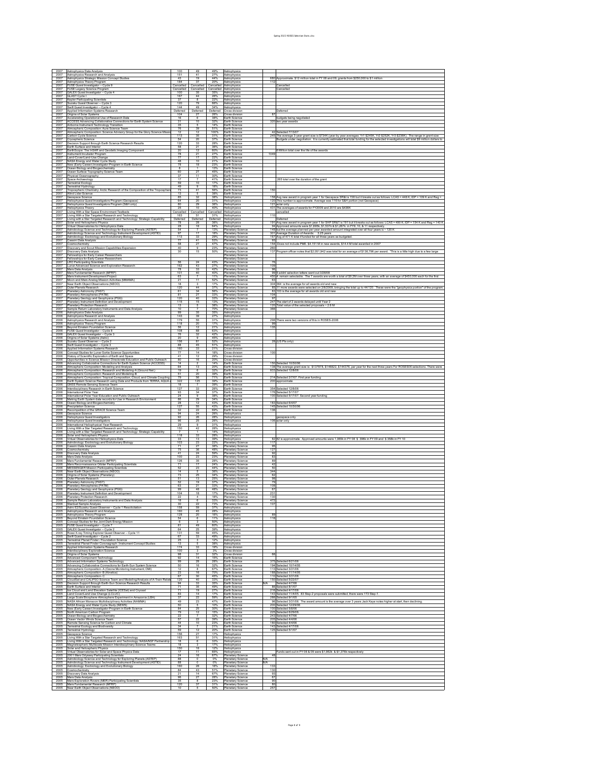| | | | | | | | |
|---|---|---|---|---|---|---|---|
| 2007 | Astrophysics Data Analysis | 100 | 49 | 49% | Astrophysics | | |
| 2007 | Astrophysics Research and Analysis | 151 | 41 | 27% | Astrophysics | | |
| 2007 | Astrophysics Strategic Mission Concept Studies | 43 | 19 | 44% | Astrophysics | 680 | Approximate. $12 million total in FY 08 and 09, grants from $250,000 to $1 million |
| 2007 | Astrophysics Theory Program | 184 | 37 | 20% | Astrophysics | 112 | |
| 2007 | FUSE Guest Investigator -- Cycle 9 | Cancelled | Cancelled | Cancelled | Astrophysics | | Cancelled |
| 2007 | FUSE Legacy Science Program | Cancelled | Cancelled | Cancelled | Astrophysics | | Cancelled |
| 2007 | GALEX Guest Investigator -- Cycle 4 | 100 | 35 | 35% | Astrophysics | | |
| 2007 | GLAST Cycle I | 167 | 44 | 26% | Astrophysics | | |
| 2007 | Kepler Participating Scientists | 37 | 8 | 22% | Astrophysics | | |
| 2007 | Suzaku Guest Observer -- Cycle 3 | 120 | 79 | 66% | Astrophysics | | |
| 2007 | Swift Guest Investigator -- Cycle 4 | 144 | 49 | 34% | Astrophysics | | |
| 2007 | Applied Information Systems Research | Deferred | Deferred | Deferred | Cross division | | Deferred |
| 2007 | Origins of Solar Systems | 104 | 27 | 26% | Cross division | 87 | |
| 2007 | Accelerating Operational Use of Research Data | 16 | 6 | 38% | Earth Science | | budgets being negotiated |
| 2007 | ACCESS Advancing Collaborative Connections for Earth System Science | 31 | 10 | 32% | Earth Science | 320 | two year awards |
| 2007 | Airborne Instrument Technology Transition | 35 | 5 | 14% | Earth Science | | |
| 2007 | Atmospheric Composition: Aura Science Team | 76 | 39 | 51% | Earth Science | | |
| 2007 | Atmospheric Composition: Science Advisory Group for the Glory Science Missio | 12 | 12 | 100% | Earth Science | 42 | Selected 7/13/07 |
| 2007 | Carbon Cycle Science | 113 | 35 | 31% | Earth Science | 245 | The average 3-year grant size is $734K (year by year averages: Yr1-$246K, Yr2-$252K, Yr3-$236K). The range in grant size |
| 2007 | Cryospheric Science | 54 | 20 | 37% | Earth Science | | Budgets under negotiation. It is currently estimated that total funding for the selected investigations will total $9 million dollars to |
| 2007 | Decision Support through Earth Science Research Results | 120 | 33 | 28% | Earth Science | | |
| 2007 | Earth Surface and Interior | 56 | 27 | 48% | Earth Science | | |
| 2007 | EarthScope: The InSAR and Geodetic Imaging Component | 20 | 12 | 60% | Earth Science | | 6 Million total over the life of the awards |
| 2007 | Instrument Incubator Program | 78 | 21 | 27% | Earth Science | 1049 | |
| 2007 | Land-Cover/Land-Use Change | 77 | 17 | 22% | Earth Science | | |
| 2007 | NASA Energy and Water Cycle Study | 48 | 10 | 21% | Earth Science | | |
| 2007 | New (Early Career) Investigator Program in Earth Science | 78 | 18 | 23% | Earth Science | | |
| 2007 | Ocean Biology and Biogeochemistry | 8 | 1 | 13% | Earth Science | | |
| 2007 | Ocean Surface Topography Science Team | 60 | 27 | 45% | Earth Science | | |
| 2007 | Physical Oceanography | 37 | 11 | 30% | Earth Science | | |
| 2007 | Space Archaeology | 17 | 7 | 41% | Earth Science | | 265 total over the duration of the grant |
| 2007 | Terrestrial Ecology | 59 | 10 | 17% | Earth Science | | |
| 2007 | Terrestrial Hydrology | 49 | 9 | 18% | Earth Science | | |
| 2007 | Tropospheric Chemistry: Arctic Research of the Composition of the Troposphere | 73 | 41 | 56% | Earth Science | 150 | |
| 2007 | Wind Lidar Science | 13 | 5 | 38% | Earth Science | | |
| 2007 | Geospace Science | 85 | 32 | 38% | Heliophysics | 158 | Avg new award in program year 1 for Geospace SR&t is 158 but it breaks out as follows: LCAS = 448 K; IDP = 109 K and Reg = |
| 2007 | Heliophysics Guest Investigators Program (Geospace) | 64 | 20 | 31% | Heliophysics | 120 | This number is approximate. Average was 116 for S&H portion (not Geospace) |
| 2007 | Heliophysics Guest Investigators Program (S&H only) | 80 | 29 | 36% | Heliophysics | 121 | solar only |
| 2007 | Heliophysics Theory | 25 | 10 | 40% | Heliophysics | 431 | The averages of awards for FY2009 and 2010 are $436K |
| 2007 | Living With a Star Space Environment Testbeds | Cancelled | Cancelled | Cancelled | Heliophysics | | cancelled |
| 2007 | Living With a Star Targeted Research and Technology | 163 | 51 | 31% | Heliophysics | 110 | |
| 2007 | Living with a Star Targeted Research and Technology: Strategic Capability | Deferred | Deferred | Deferred | Heliophysics | | Deferred |
| 2007 | Solar and Heliospheric Physics | 78 | 28 | 36% | Heliophysics | 191 | Avg new award in program year 1 for SHP SR&T is 191 but it breaks out as follows: LCAS = 460 K; IDP = 154 K and Reg = 140 K |
| 2007 | Virtual Observatories for Heliophysics Data | 28 | 18 | 64% | Heliophysics | 94 | Approved amounts were $1,895k, $1,537k & $1,267k in FY9, 10, & 11 respectively. |
| 2007 | Astrobiology Science and Technology for Exploring Planets (ASTEP) | 54 | 7 | 13% | Planetary Science | 148 | but the average planned per year awarded amount integrated over all four years is ~ 120 K |
| 2007 | Astrobiology Science and Technology Instrument Development (ASTID) | 97 | 17 | 18% | Planetary Science | 301 | Average Duration of Awards: 3.25 years |
| 2007 | Astrobiology: Exobiology and Evolutionary Biology | 113 | 33 | 29% | Planetary Science | 187 | Avg of 471 K total if funded for all three years as budgeted. |
| 2007 | Cassini Data Analysis | 77 | 41 | 53% | Planetary Science | 93 | |
| 2007 | Cosmochemistry | 58 | 27 | 47% | Planetary Science | 154 | Does not include PME. $4,151 M in new awards, $14.4 M total awarded in 2007 |
| 2007 | Discovery and Scout Mission Capabilities Expansion | 40 | 9 | 23% | Planetary Science | 260 | |
| 2007 | Discovery Data Analysis | 30 | 15 | 50% | Planetary Science | 137 | Program officer notes that $2,051,942 was total for an average of $136,796 per award. "This is a little high due to a few large |
| 2007 | Fellowships for Early Career Researchers | | | | Planetary Science | | |
| 2007 | Fellowships for Early Career Researchers | | | | Planetary Science | | |
| 2007 | LRO Participating Scientists | 56 | 24 | 43% | Planetary Science | 76 | |
| 2007 | Lunar Advanced Science and Exploration Research | 162 | 43 | 27% | Planetary Science | 109 | |
| 2007 | Mars Data Analysis | 78 | 33 | 42% | Planetary Science | 96 | |
| 2007 | Mars Fundamental Research (MFRP) | 101 | 40 | 40% | Planetary Science | 99 | 5 addnl selection letters went out 3/28/08 |
| 2007 | Mars Instrument Development Project | 63 | 7 | 11% | Planetary Science | 450 | 4 remain selectable. The 7 awards are worth a total of $9.2M over three years, with an average of $450,000 each for the first |
| 2007 | Moon and Mars Analog Mission Activities (MMAMA) | 21 | 11 | 52% | Planetary Science | 83 | |
| 2007 | Near Earth Object Observations (NEOO) | 18 | 3 | 17% | Planetary Science | 304 | 304 is the average for all awards old and new |
| 2007 | Outer Planets Research | 120 | 44 | 37% | Planetary Science | 85 | 11 more awards were selected on 2/6/2009, bringing the total up to 44/120. These were the "geophysics portion" of the program. |
| 2007 | Planetary Astronomy (PAST) | 61 | 34 | 56% | Planetary Science | 83 | 103 is the average for all awards old and new |
| 2007 | Planetary Atmospheres (PATM) | 81 | 27 | 33% | Planetary Science | 104 | |
| 2007 | Planetary Geology and Geophysics (PGG) | 120 | 40 | 33% | Planetary Science | 97 | |
| 2007 | Planetary Instrument Definition and Development | 115 | 15 | 13% | Planetary Science | 247 | The start of 2 awards delayed until Year 2 |
| 2007 | Planetary Protection Research | 13 | 5 | 38% | Planetary Science | 120 | Total value of the selected proposals ~ 2.6 M |
| 2007 | Sample Return Laboratory Instruments and Data Analysis | 10 | 7 | 70% | Planetary Science | 366 | |
| 2006 | Astrophysics Data Analysis | 99 | 35 | 35% | Astrophysics | | |
| 2006 | Astrophysics Research and Analysis | 143 | 39 | 27% | Astrophysics | | |
| 2006 | Astrophysics Research and Analysis | 179 | 55 | 31% | Astrophysics | 298 | There were two versions of this in ROSES-2006 |
| 2006 | Astrophysics Theory Program | 118 | 20 | 17% | Astrophysics | 99 | |
| 2006 | Beyond Einstein Foundation Science | 56 | 12 | 21% | Astrophysics | 135 | |
| 2006 | FUSE Guest Investigator -- Cycle 8 | 108 | 68 | 63% | Astrophysics | | |
| 2006 | GALEX Guest Investigator -- Cycle 3 | 76 | 32 | 42% | Astrophysics | | |
| 2006 | Origins of Solar Systems (Astro) | 20 | 9 | 45% | Astrophysics | | |
| 2006 | Suzaku Guest Observer -- Cycle 2 | 156 | 81 | 52% | Astrophysics | 28 | (US PIs only) |
| 2006 | Swift Guest Investigator -- Cycle 3 | 88 | 45 | 51% | Astrophysics | | |
| 2006 | Applied Information Systems Research | 160 | 33 | 21% | Cross division | | |
| 2006 | Concept Studies for Lunar Sortie Science Opportunities | 77 | 14 | 18% | Cross division | 100 | |
| 2006 | History of Scientific Exploration of Earth and Space | 41 | 12 | 29% | Cross division | | |
| 2006 | Opportunities in Science Mission Directorate Education and Public Outreach | 80 | 16 | 20% | Cross division | | |
| 2006 | Advancing Collaborative Connections for Earth System Science (ACCESS) | 14 | 2 | 14% | Earth Science | 150 | Selected 10/30/06 |
| 2006 | Atmospheric Composition: Modeling and Analysis | 64 | 13 | 20% | Earth Science | 136 | The average grant size is: $137878, $146822, $144376, per year for the next three years For ROSES06 selections. There were |
| 2006 | Atmospheric Composition: Research and Modeling-A (Ground Net.) | 19 | 6 | 32% | Earth Science | 833 | Selected 12/6/06 |
| 2006 | Atmospheric Composition: Research and Modeling-B | 51 | 20 | 39% | Earth Science | | |
| 2006 | Atmospheric Composition: Tropical Composition, Cloud, and Climate Coupling | 79 | 56 | 71% | Earth Science | 214 | Selected 2/7/07. First year funding |
| 2006 | Earth System Science Research using Data and Products from TERRA, AQUA a | 322 | 125 | 39% | Earth Science | 200 | approximate |
| 2006 | GNSS Remote Sensing Science Team | 18 | 7 | 39% | Earth Science | | |
| 2006 | Interdisciplinary Research in Earth Science | 127 | 33 | 26% | Earth Science | 354 | Selected 12/6/06 |
| 2006 | International Polar Year | 93 | 34 | 37% | Earth Science | 176 | Selected 5/17/07 |
| 2006 | International Polar Year Education and Public Outreach | 24 | 9 | 38% | Earth Science | 100 | Selected 5/17/07: Second year funding |
| 2006 | Making Earth System data records for Use in Research Environment | 86 | 29 | 34% | Earth Science | | |
| 2006 | Ocean Biology and Biogeochemistry | 28 | 12 | 43% | Earth Science | 183 | Selected 6/4/07 |
| 2006 | Precipitation Science | 127 | 55 | 43% | Earth Science | 145 | Selected 10/30/06 |
| 2006 | Recompetition of the GRACE Science Team | 32 | 22 | 69% | Earth Science | 136 | |
| 2006 | Geospace Science | 94 | 24 | 26% | Heliophysics | | |
| 2006 | Heliophysics Guest Investigators | 92 | 26 | 28% | Heliophysics | | geospace only |
| 2006 | Heliophysics Guest Investigators | 96 | 25 | 26% | Heliophysics | 106 | solar only |
| 2006 | International Heliophysical Year Research | 29 | 9 | 31% | Heliophysics | | |
| 2006 | Living With a Star Targeted Research and Technology | 150 | 42 | 28% | Heliophysics | | |
| 2006 | Living with a Star Targeted Research and Technology: Strategic Capability | 7 | 1 | 14% | Heliophysics | | |
| 2006 | Solar and Heliospheric Physics | 118 | 33 | 28% | Heliophysics | | |
| 2006 | Virtual Observatories for Heliophysics Data | 33 | 13 | 39% | Heliophysics | 82 | 82 is approximate. Approved amounts were 1,069k in FY 08 $ .396k in FY 09 and $.358k in FY 10 |
| 2006 | Astrobiology: Exobiology and Evolutionary Biology | 103 | 23 | 22% | Planetary Science | 117 | |
| 2006 | Cassini Data Analysis | 71 | 27 | 38% | Planetary Science | 95 | |
| 2006 | Cosmochemistry | 75 | 36 | 48% | Planetary Science | 127 | |
| 2006 | Discovery Data Analysis | 41 | 24 | 59% | Planetary Science | 92 | |
| 2006 | Mars Data Analysis | 100 | 23 | 23% | Planetary Science | 83 | |
| 2006 | Mars Fundamental Research (MFRP) | 126 | 35 | 28% | Planetary Science | 89 | |
| 2006 | Mars Reconnaissance Orbiter Participating Scientists | 71 | 17 | 24% | Planetary Science | 42 | |
| 2006 | MESSENGER Mission Participating Scientists | 52 | 23 | 44% | Planetary Science | 50 | |
| 2006 | Near Earth Object Observations (NEOO) | 14 | 5 | 36% | Planetary Science | 344 | |
| 2006 | Origins of Solar Systems (Planetary) | 73 | 25 | 34% | Planetary Science | 62 | |
| 2006 | Outer Planets Research | 51 | 13 | 25% | Planetary Science | 96 | |
| 2006 | Planetary Astronomy (PAST) | 52 | 19 | 37% | Planetary Science | 79 | |
| 2006 | Planetary Atmospheres (PATM) | 63 | 21 | 33% | Planetary Science | 108 | |
| 2006 | Planetary Geology and Geophysics (PGG) | 99 | 48 | 48% | Planetary Science | 67 | |
| 2006 | Planetary Instrument Definition and Development | 104 | 18 | 17% | Planetary Science | 231 | |
| 2006 | Planetary Protection Research | 22 | 4 | 18% | Planetary Science | 130 | |
| 2006 | Sample Return Laboratory Instruments and Data Analysis | 18 | 6 | 33% | Planetary Science | 472 | |
| 2006 | Stardust Sample Analysis | 30 | 22 | 73% | Planetary Science | 107 | |
| 2005 | Astro-E2/Suzaku Guest Observer -- Cycle 1 Resolicitation | 158 | 59 | 37% | Astrophysics | | |
| 2005 | Astrophysics Research and Analysis | 160 | 45 | 28% | Astrophysics | | |
| 2005 | Astrophysics Theory Program | 128 | 20 | 16% | Astrophysics | 89 | |
| 2005 | Beyond Einstein Foundation Science | 54 | 6 | 11% | Astrophysics | 116 | |
| 2005 | Concept Studies for the Joint Dark Energy Mission | 6 | 3 | 50% | Astrophysics | | |
| 2005 | FUSE Guest Investigator -- Cycle 7 | 81 | 49 | 60% | Astrophysics | | |
| 2005 | GALEX Guest Investigator -- Cycle 2 | 64 | 25 | 39% | Astrophysics | | |
| 2005 | Rossi X-ray Timing Explorer Guest Observer -- Cycle 11 | 131 | 59 | 45% | Astrophysics | | |
| 2005 | Swift Guest Investigator -- Cycle 2 | 67 | 33 | 49% | Astrophysics | | |
| 2005 | Terrestrial Planet Finder / Foundation Science | 25 | 3 | 12% | Astrophysics | | |
| 2005 | Terrestrial Planet Finder Coronagraph / Instrument Concept Studies | 13 | 5 | 38% | Astrophysics | | |
| 2005 | Applied Information Systems Research | 174 | 33 | 19% | Cross division | | |
| 2005 | Interdisciplinary Exploration Science | 100 | 3 | 3% | Cross division | | |
| 2005 | Origins of Solar Systems | 98 | 31 | 32% | Cross division | 86 | |
| 2005 | Advanced Component Technology | 92 | 14 | 15% | Earth Science | | |
| 2005 | Advanced Information Systems Technology | 99 | 28 | 28% | Earth Science | 375 | Selected 6/21/06 |
| 2005 | Advancing Collaborative Connections for Earth-Sun System Science | 50 | 16 | 32% | Earth Science | 194 | Selected 10/14/05 |
| 2005 | Atmospheric Composition- A (Ozone Monitoring Instrument; OMI) | 12 | 8 | 67% | Earth Science | 113 | Selected 3/31/06 |
| 2005 | Atmospheric Composition- B (Kinetics) | 23 | 16 | 70% | Earth Science | 168 | Selected 11/14/05 |
| 2005 | Atmospheric Composition- C | 67 | 30 | 45% | Earth Science | 110 | Selected 3/31/06 |
| 2005 | CloudSat and CALIPSO Science Team and Modeling/Analysis of A-Train Relate | 120 | 40 | 33% | Earth Science | 150 | Selected 5/22/07 |
| 2005 | Decision Support through Earth-Sun System Science Research Results | 94 | 33 | 35% | Earth Science | N/A | Selected 4/7/06 |
| 2005 | Earth Surface and Interior | 71 | 35 | 49% | Earth Science | 86 | Selected 8/1/07 |
| 2005 | Ice Cloud and Land Elevation Satellite (ICESat) and Cryosat | 71 | 19 | 27% | Earth Science | 216 | Selected 4/17/06 |
| 2005 | Land Cover/Land Use Change (LCLUC) | 83 | 14 | 17% | Earth Science | 143 | Selected 11/4/05. 83 Step-2 proposals were submitted; there were 173 Step-1. |
| 2005 | Large Scale Biosphere-Atmosphere Experiment in Amazonia (LBA) | 37 | 22 | 59% | Earth Science | 288 | Selected 9/1/05 |
| 2005 | NASA African Monsoon Multidisciplinary Activities (NAMMA) | 49 | 23 | 47% | Earth Science | 96 | Selected 3/31/06. The award amount is the average over 3 years Jack Kaye notes higher at start, then declining. |
| 2005 | NASA Energy and Water Cycle Study (NEWS) | 50 | 5 | 10% | Earth Science | 200 | Selected 12/29/06 |
| 2005 | New (Early Career) Investigator Program in Earth Science | 84 | 25 | 30% | Earth Science | 100 | Selected 5/8/06 |
| 2005 | North American Carbon Program | 79 | 12 | 15% | Earth Science | 225 | Selected 6/29/06 |
| 2005 | Ocean Biology and Biogeochemistry | 22 | 7 | 32% | Earth Science | 243 | Selected 4/7/06 |
| 2005 | Ocean Vector Winds Science Team | 57 | 22 | 39% | Earth Science | 208 | Selected 4/4/06 |
| 2005 | Remote Sensing Science for Carbon and Climate | 44 | 10 | 23% | Earth Science | 160 | Selected 4/4/06 |
| 2005 | Terrestrial Ecology and Biodiversity | 34 | 7 | 21% | Earth Science | 143 | Selected 4/17/06 |
| 2005 | Terrestrial Hydrology | 59 | 12 | 20% | Earth Science | 125 | Selected 5/1/07 |
| 2005 | Geospace Science | 156 | 27 | 17% | Heliophysics | | |
| 2005 | Living With a Star Targeted Research and Technology | 163 | 51 | 31% | Heliophysics | | |
| 2005 | Living With a Star Targeted Research and Technology: NASA/NSF Partnership | 18 | 6 | 33% | Heliophysics | | |
| 2005 | Magnetospheric Multiscale Mission Interdisciplinary Science Teams | 18 | 3 | 17% | Heliophysics | | |
| 2005 | Solar and Heliospheric Physics | 150 | 18 | 12% | Heliophysics | | |
| 2005 | Virtual Observatories for Solar and Space Physics Data | 17 | 11 | 65% | Heliophysics | | Funds sent out in FY 08 & 09 were $1,952k & $1,376k respectively |
| 2005 | 2001 Mars Odyssey Participating Scientists | 24 | 16 | 67% | Planetary Science | 46 | |
| 2005 | Astrobiology Science and Technology for Exploring Planets (ASTEP) | 88 | 0 | 0% | Planetary Science | N/A | |
| 2005 | Astrobiology Science and Technology Instrument Development (ASTID) | 88 | 0 | 0% | Planetary Science | N/A | |
| 2005 | Astrobiology: Exobiology and Evolutionary Biology | 160 | 28 | 18% | Planetary Science | 133 | |
| 2005 | Cosmochemistry | 84 | 43 | 51% | Planetary Science | 130 | |
| 2005 | Discovery Data Analysis | 21 | 14 | 67% | Planetary Science | 93 | |
| 2005 | Mars Data Analysis | 96 | 27 | 28% | Planetary Science | 67 | |
| 2005 | Mars Exploration Rovers (MER) Participating Scientists | 35 | 8 | 23% | Planetary Science | 90 | |
| 2005 | Mars Fundamental Research (MFRP) | 120 | 37 | 31% | Planetary Science | 80 | |
| 2005 | Near Earth Object Observations (NEOO) | 10 | 5 | 50% | Planetary Science | 257 | |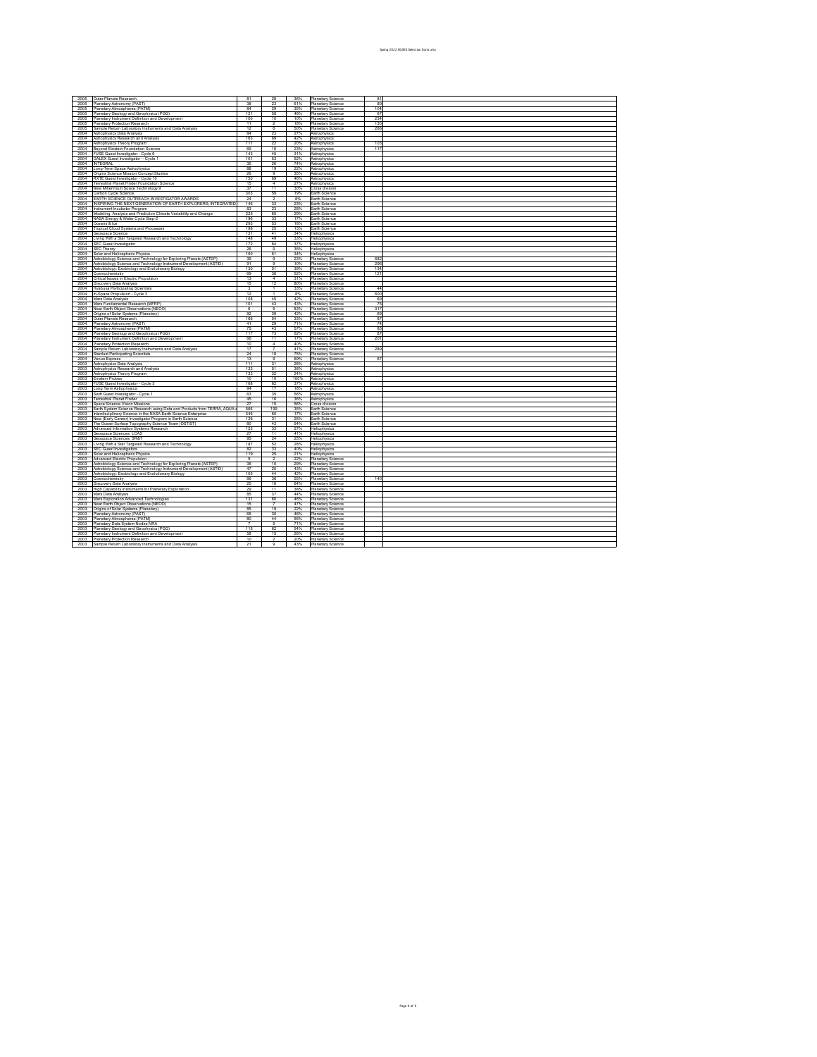| | | | | | | |
|---|---|---|---|---|---|---|
| 2005 | Outer Planets Research | 81 | 29 | 36% | Planetary Science | 81 |
| 2005 | Planetary Astronomy (PAST) | 38 | 23 | 61% | Planetary Science | 89 |
| 2005 | Planetary Atmospheres (PATM) | 84 | 29 | 35% | Planetary Science | 104 |
| 2005 | Planetary Geology and Geophysics (PGG) | 121 | 58 | 48% | Planetary Science | 87 |
| 2005 | Planetary Instrument Definition and Development | 100 | 10 | 10% | Planetary Science | 234 |
| 2005 | Planetary Protection Research | 11 | 2 | 18% | Planetary Science | 130 |
| 2005 | Sample Return Laboratory Instruments and Data Analysis | 12 | 6 | 50% | Planetary Science | 266 |
| 2004 | Astrophysics Data Analysis | 84 | 23 | 27% | Astrophysics | |
| 2004 | Astrophysics Research and Analysis | 163 | 69 | 42% | Astrophysics | |
| 2004 | Astrophysics Theory Program | 111 | 22 | 20% | Astrophysics | 103 |
| 2004 | Beyond Einstein Foundation Science | 69 | 16 | 23% | Astrophysics | 117 |
| 2004 | FUSE Guest Investigator - Cycle 6 | 143 | 45 | 31% | Astrophysics | |
| 2004 | GALEX Guest Investigator -- Cycle 1 | 101 | 53 | 52% | Astrophysics | |
| 2004 | INTEGRAL | 35 | 26 | 74% | Astrophysics | |
| 2004 | Long-Term Space Astrophysics | 88 | 19 | 22% | Astrophysics | |
| 2004 | Origins Science Mission Concept Studies | 26 | 9 | 35% | Astrophysics | |
| 2004 | RXTE Guest Investigator - Cycle 10 | 150 | 69 | 46% | Astrophysics | |
| 2004 | Terrestrial Planet Finder Foundation Science | 15 | 4 | 27% | Astrophysics | |
| 2004 | New Millennium Space Technology 9 | 37 | 11 | 30% | Cross division | |
| 2004 | Carbon Cycle Science | 303 | 59 | 19% | Earth Science | |
| 2004 | EARTH SCIENCE OUTREACH INVESTIGATOR AWARDS | 24 | 2 | 8% | Earth Science | |
| 2004 | INSPIRING THE NEXT GENERATION OF EARTH EXPLORERS: INTEGRATED | 146 | 33 | 23% | Earth Science | |
| 2004 | Instrument Incubator Program | 83 | 23 | 28% | Earth Science | |
| 2004 | Modeling, Analysis and Prediction Climate Variability and Change | 225 | 65 | 29% | Earth Science | |
| 2004 | NASA Energy & Water Cycle Step-2 | 196 | 33 | 17% | Earth Science | |
| 2004 | Oceans & Ice | 293 | 53 | 18% | Earth Science | |
| 2004 | Tropical Cloud Systems and Processes | 198 | 25 | 13% | Earth Science | |
| 2004 | Geospace Science | 121 | 41 | 34% | Heliophysics | |
| 2004 | Living With a Star Targeted Research and Technology | 148 | 49 | 33% | Heliophysics | |
| 2004 | SEC Guest Investigator | 172 | 64 | 37% | Heliophysics | |
| 2004 | SEC Theory | 26 | 9 | 35% | Heliophysics | |
| 2004 | Solar and Heliospheric Physics | 150 | 51 | 34% | Heliophysics | |
| 2004 | Astrobiology Science and Technology for Exploring Planets (ASTEP) | 39 | 9 | 23% | Planetary Science | 682 |
| 2004 | Astrobiology Science and Technology Instrument Development (ASTID) | 91 | 9 | 10% | Planetary Science | 296 |
| 2004 | Astrobiology: Exobiology and Evolutionary Biology | 130 | 51 | 39% | Planetary Science | 134 |
| 2004 | Cosmochemistry | 69 | 36 | 52% | Planetary Science | 121 |
| 2004 | Critical Issues in Electric Propulsion | 13 | 4 | 31% | Planetary Science | |
| 2004 | Discovery Data Analysis | 15 | 12 | 80% | Planetary Science | |
| 2004 | Hyabusa Participating Scientists | 3 | 1 | 33% | Planetary Science | 44 |
| 2004 | In-Space Propulsion - Cycle 3 | 12 | 1 | 8% | Planetary Science | 600 |
| 2004 | Mars Data Analysis | 108 | 45 | 42% | Planetary Science | 69 |
| 2004 | Mars Fundamental Research (MFRP) | 101 | 43 | 43% | Planetary Science | 75 |
| 2004 | Near Earth Object Observations (NEOO) | 6 | 5 | 83% | Planetary Science | 317 |
| 2004 | Origins of Solar Systems (Planetary) | 92 | 39 | 42% | Planetary Science | 69 |
| 2004 | Outer Planets Research | 166 | 54 | 33% | Planetary Science | 87 |
| 2004 | Planetary Astronomy (PAST) | 41 | 29 | 71% | Planetary Science | 74 |
| 2004 | Planetary Atmospheres (PATM) | 75 | 43 | 57% | Planetary Science | 85 |
| 2004 | Planetary Geology and Geophysics (PGG) | 117 | 73 | 62% | Planetary Science | 87 |
| 2004 | Planetary Instrument Definition and Development | 66 | 11 | 17% | Planetary Science | 201 |
| 2004 | Planetary Protection Research | 10 | 4 | 40% | Planetary Science | |
| 2004 | Sample Return Laboratory Instruments and Data Analysis | 17 | 7 | 41% | Planetary Science | 289 |
| 2004 | Stardust Participating Scientists | 24 | 18 | 75% | Planetary Science | |
| 2004 | Venus Express | 13 | 9 | 69% | Planetary Science | 87 |
| 2003 | Astrophysics Data Analysis | 111 | 31 | 28% | Astrophysics | |
| 2003 | Astrophysics Research and Analysis | 133 | 51 | 38% | Astrophysics | |
| 2003 | Astrophysics Theory Program | 133 | 32 | 24% | Astrophysics | |
| 2003 | Einstein Probes | 10 | 10 | 100% | Astrophysics | |
| 2003 | FUSE Guest Investigator - Cycle 5 | 168 | 62 | 37% | Astrophysics | |
| 2003 | Long Term Astrophysics | 94 | 17 | 18% | Astrophysics | |
| 2003 | Swift Guest Investigator - Cycle 1 | 63 | 35 | 56% | Astrophysics | |
| 2003 | Terrestrial Planet Finder | 45 | 16 | 36% | Astrophysics | |
| 2003 | Space Science Vision Missions | 27 | 15 | 56% | Cross division | |
| 2003 | Earth System Science Research using Data and Products from TERRA, AQUA a | 566 | 199 | 35% | Earth Science | |
| 2003 | Interdisciplinary Science in the NASA Earth Science Enterprise | 346 | 60 | 17% | Earth Science | |
| 2003 | New (Early Career) Investigator Program in Earth Science | 126 | 31 | 25% | Earth Science | |
| 2003 | The Ocean Surface Topography Science Team (OSTST) | 80 | 43 | 54% | Earth Science | |
| 2003 | Advanced Information Systems Research | 123 | 33 | 27% | Heliophysics | |
| 2003 | Geospace Sciences: LCAS | 27 | 11 | 41% | Heliophysics | |
| 2003 | Geospace Sciences: SR&T | 95 | 24 | 25% | Heliophysics | |
| 2003 | Living With a Star Targeted Research and Technology | 187 | 52 | 28% | Heliophysics | |
| 2003 | SEC Guest Investigators | 82 | 33 | 40% | Heliophysics | |
| 2003 | Solar and Heliospheric Physics | 119 | 25 | 21% | Heliophysics | |
| 2003 | Advanced Electric Propulsion | 9 | 2 | 22% | Planetary Science | |
| 2003 | Astrobiology Science and Technology for Exploring Planets (ASTEP) | 35 | 10 | 29% | Planetary Science | |
| 2003 | Astrobiology Science and Technology Instrument Development (ASTID) | 47 | 20 | 43% | Planetary Science | |
| 2003 | Astrobiology: Exobiology and Evolutionary Biology | 105 | 44 | 42% | Planetary Science | |
| 2003 | Cosmochemistry | 66 | 36 | 55% | Planetary Science | 140 |
| 2003 | Discovery Data Analysis | 25 | 16 | 64% | Planetary Science | |
| 2003 | High Capability Instruments for Planetary Exploration | 29 | 11 | 38% | Planetary Science | |
| 2003 | Mars Data Analysis | 85 | 37 | 44% | Planetary Science | |
| 2003 | Mars Exploration Advanced Technologies | 131 | 60 | 46% | Planetary Science | |
| 2003 | Near Earth Object Observations (NEOO) | 15 | 7 | 47% | Planetary Science | |
| 2003 | Origins of Solar Systems (Planetary) | 85 | 19 | 22% | Planetary Science | |
| 2003 | Planetary Astronomy (PAST) | 65 | 30 | 46% | Planetary Science | |
| 2003 | Planetary Atmospheres (PATM) | 80 | 44 | 55% | Planetary Science | |
| 2003 | Planetary Data System Nodes NRA | 7 | 5 | 71% | Planetary Science | |
| 2003 | Planetary Geology and Geophysics (PGG) | 115 | 62 | 54% | Planetary Science | |
| 2003 | Planetary Instrument Definition and Development | 58 | 15 | 26% | Planetary Science | |
| 2003 | Planetary Protection Research | 10 | 2 | 20% | Planetary Science | |
| 2003 | Sample Return Laboratory Instruments and Data Analysis | 21 | 9 | 43% | Planetary Science | |